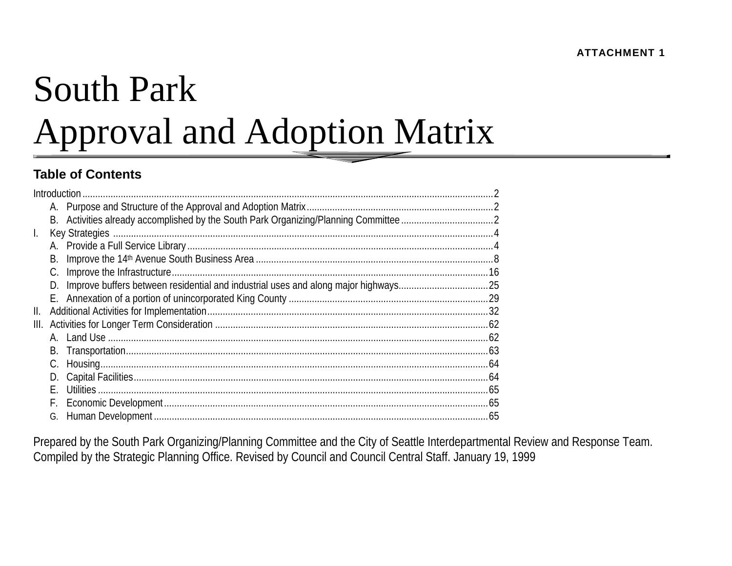**ATTACHMENT 1**

# South Park
# Approval and Adoption Matrix

## Table of Contents

Introduction ... 2
- A. Purpose and Structure of the Approval and Adoption Matrix ... 2
- B. Activities already accomplished by the South Park Organizing/Planning Committee ... 2

I. Key Strategies ... 4
- A. Provide a Full Service Library ... 4
- B. Improve the 14th Avenue South Business Area ... 8
- C. Improve the Infrastructure ... 16
- D. Improve buffers between residential and industrial uses and along major highways ... 25
- E. Annexation of a portion of unincorporated King County ... 29

II. Additional Activities for Implementation ... 32

III. Activities for Longer Term Consideration ... 62
- A. Land Use ... 62
- B. Transportation ... 63
- C. Housing ... 64
- D. Capital Facilities ... 64
- E. Utilities ... 65
- F. Economic Development ... 65
- G. Human Development ... 65

Prepared by the South Park Organizing/Planning Committee and the City of Seattle Interdepartmental Review and Response Team. Compiled by the Strategic Planning Office. Revised by Council and Council Central Staff. January 19, 1999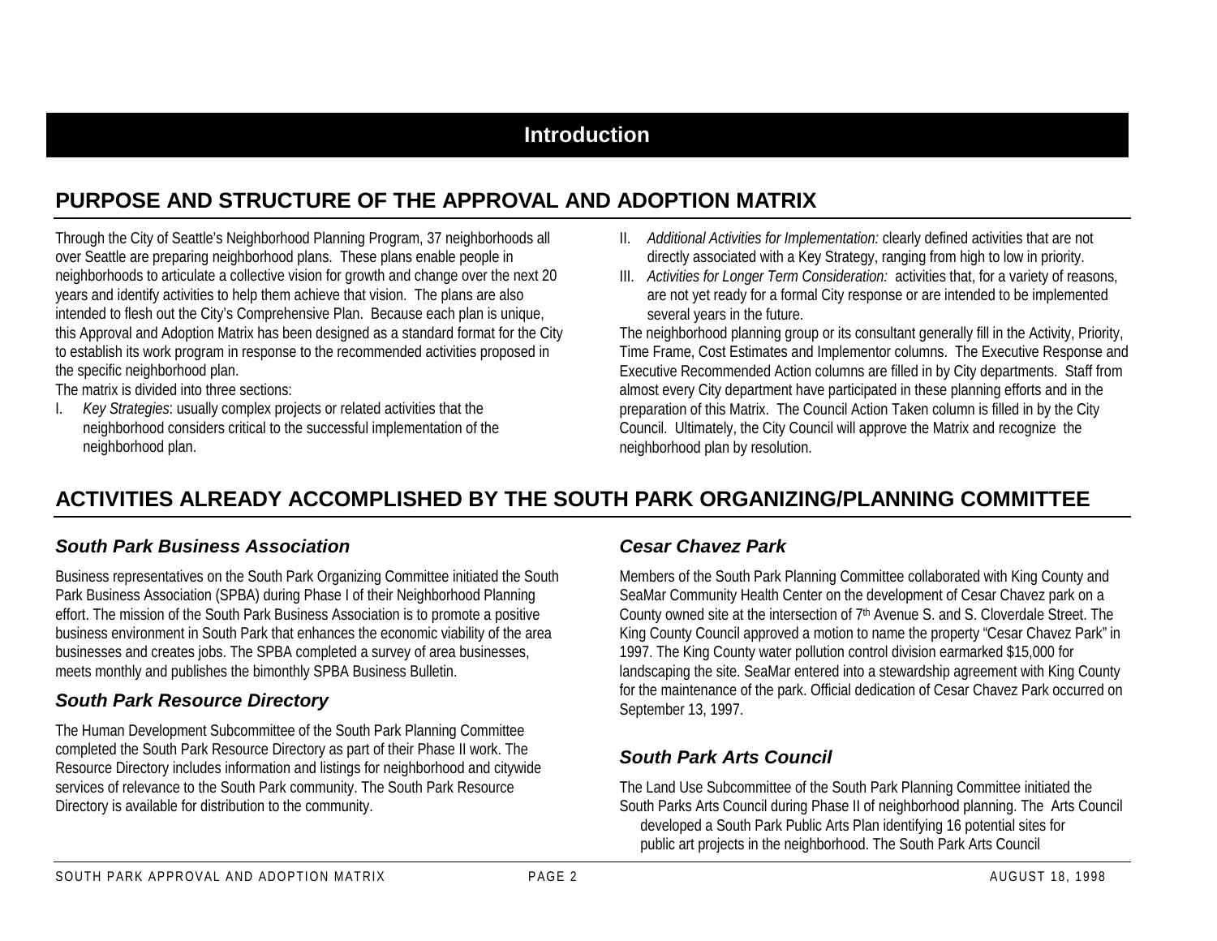# Introduction

## PURPOSE AND STRUCTURE OF THE APPROVAL AND ADOPTION MATRIX

Through the City of Seattle's Neighborhood Planning Program, 37 neighborhoods all over Seattle are preparing neighborhood plans. These plans enable people in neighborhoods to articulate a collective vision for growth and change over the next 20 years and identify activities to help them achieve that vision. The plans are also intended to flesh out the City's Comprehensive Plan. Because each plan is unique, this Approval and Adoption Matrix has been designed as a standard format for the City to establish its work program in response to the recommended activities proposed in the specific neighborhood plan.

The matrix is divided into three sections:

I. *Key Strategies*: usually complex projects or related activities that the neighborhood considers critical to the successful implementation of the neighborhood plan.
II. *Additional Activities for Implementation:* clearly defined activities that are not directly associated with a Key Strategy, ranging from high to low in priority.
III. *Activities for Longer Term Consideration:* activities that, for a variety of reasons, are not yet ready for a formal City response or are intended to be implemented several years in the future.

The neighborhood planning group or its consultant generally fill in the Activity, Priority, Time Frame, Cost Estimates and Implementor columns. The Executive Response and Executive Recommended Action columns are filled in by City departments. Staff from almost every City department have participated in these planning efforts and in the preparation of this Matrix. The Council Action Taken column is filled in by the City Council. Ultimately, the City Council will approve the Matrix and recognize the neighborhood plan by resolution.

## ACTIVITIES ALREADY ACCOMPLISHED BY THE SOUTH PARK ORGANIZING/PLANNING COMMITTEE

### *South Park Business Association*

Business representatives on the South Park Organizing Committee initiated the South Park Business Association (SPBA) during Phase I of their Neighborhood Planning effort. The mission of the South Park Business Association is to promote a positive business environment in South Park that enhances the economic viability of the area businesses and creates jobs. The SPBA completed a survey of area businesses, meets monthly and publishes the bimonthly SPBA Business Bulletin.

### *South Park Resource Directory*

The Human Development Subcommittee of the South Park Planning Committee completed the South Park Resource Directory as part of their Phase II work. The Resource Directory includes information and listings for neighborhood and citywide services of relevance to the South Park community. The South Park Resource Directory is available for distribution to the community.

### *Cesar Chavez Park*

Members of the South Park Planning Committee collaborated with King County and SeaMar Community Health Center on the development of Cesar Chavez park on a County owned site at the intersection of 7th Avenue S. and S. Cloverdale Street. The King County Council approved a motion to name the property "Cesar Chavez Park" in 1997. The King County water pollution control division earmarked $15,000 for landscaping the site. SeaMar entered into a stewardship agreement with King County for the maintenance of the park. Official dedication of Cesar Chavez Park occurred on September 13, 1997.

### *South Park Arts Council*

The Land Use Subcommittee of the South Park Planning Committee initiated the South Parks Arts Council during Phase II of neighborhood planning. The Arts Council developed a South Park Public Arts Plan identifying 16 potential sites for public art projects in the neighborhood. The South Park Arts Council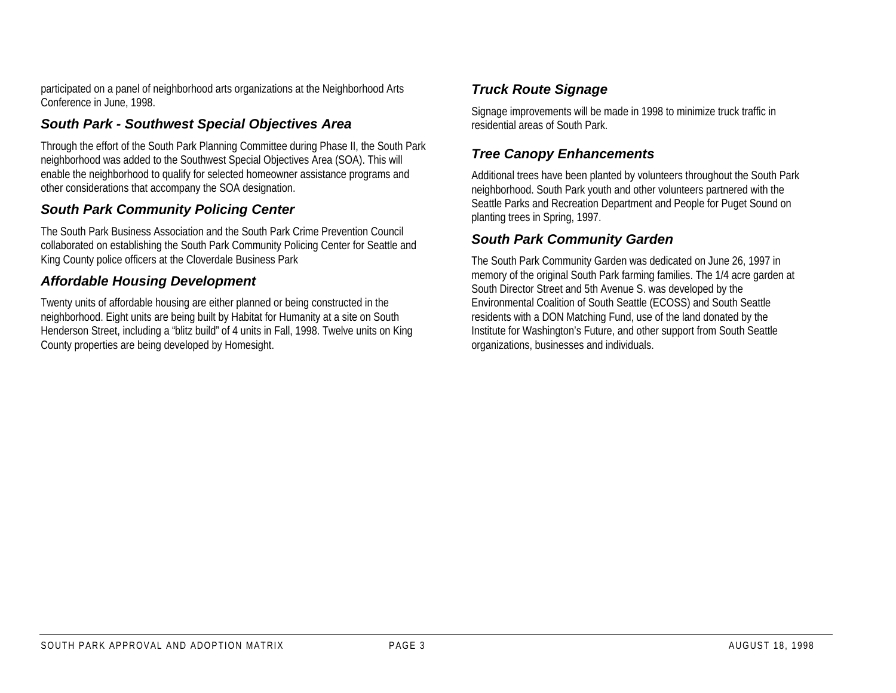participated on a panel of neighborhood arts organizations at the Neighborhood Arts Conference in June, 1998.

### *South Park - Southwest Special Objectives Area*

Through the effort of the South Park Planning Committee during Phase II, the South Park neighborhood was added to the Southwest Special Objectives Area (SOA). This will enable the neighborhood to qualify for selected homeowner assistance programs and other considerations that accompany the SOA designation.

### *South Park Community Policing Center*

The South Park Business Association and the South Park Crime Prevention Council collaborated on establishing the South Park Community Policing Center for Seattle and King County police officers at the Cloverdale Business Park

### *Affordable Housing Development*

Twenty units of affordable housing are either planned or being constructed in the neighborhood. Eight units are being built by Habitat for Humanity at a site on South Henderson Street, including a "blitz build" of 4 units in Fall, 1998. Twelve units on King County properties are being developed by Homesight.

### *Truck Route Signage*

Signage improvements will be made in 1998 to minimize truck traffic in residential areas of South Park.

### *Tree Canopy Enhancements*

Additional trees have been planted by volunteers throughout the South Park neighborhood. South Park youth and other volunteers partnered with the Seattle Parks and Recreation Department and People for Puget Sound on planting trees in Spring, 1997.

### *South Park Community Garden*

The South Park Community Garden was dedicated on June 26, 1997 in memory of the original South Park farming families. The 1/4 acre garden at South Director Street and 5th Avenue S. was developed by the Environmental Coalition of South Seattle (ECOSS) and South Seattle residents with a DON Matching Fund, use of the land donated by the Institute for Washington's Future, and other support from South Seattle organizations, businesses and individuals.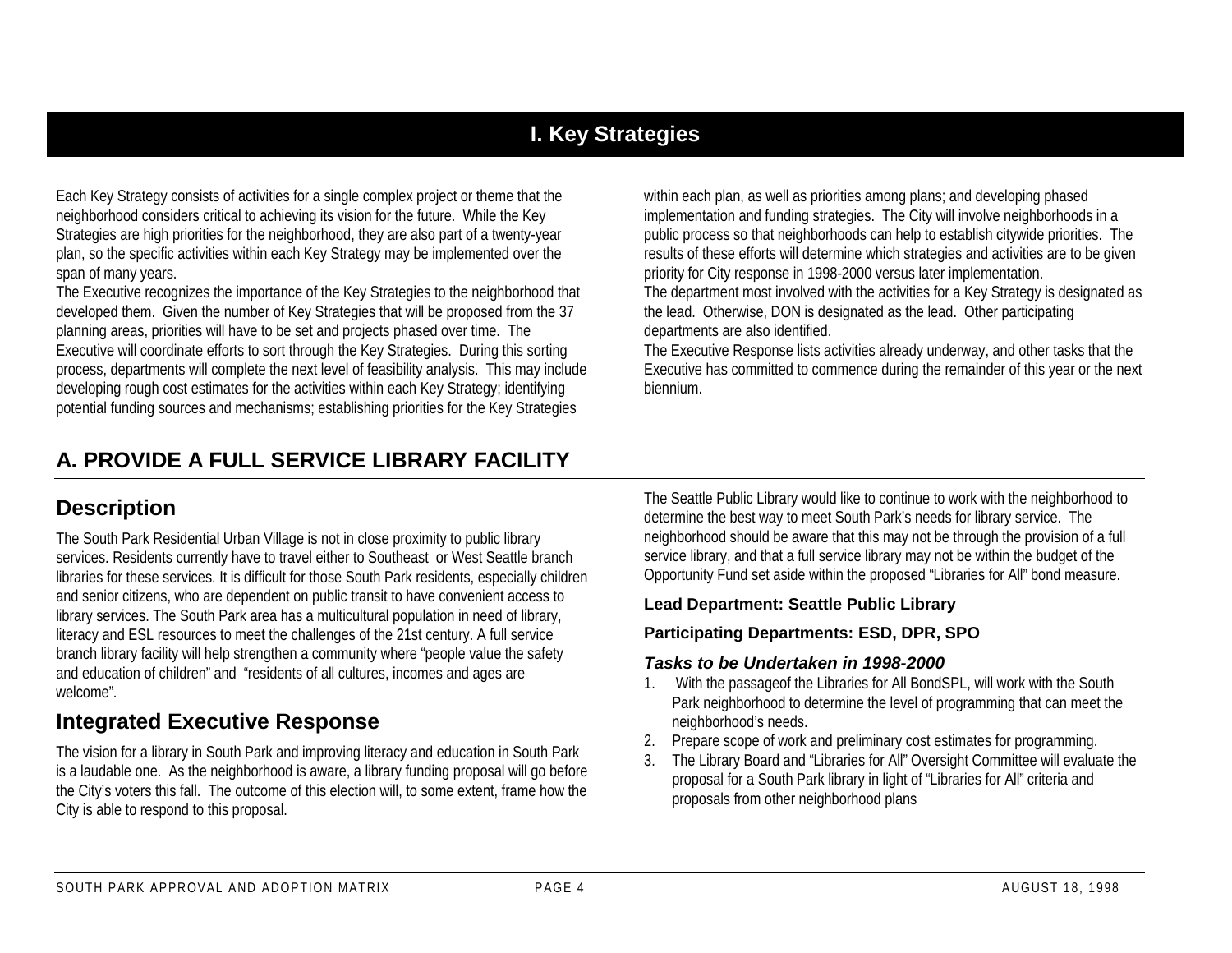# I. Key Strategies

Each Key Strategy consists of activities for a single complex project or theme that the neighborhood considers critical to achieving its vision for the future. While the Key Strategies are high priorities for the neighborhood, they are also part of a twenty-year plan, so the specific activities within each Key Strategy may be implemented over the span of many years.

The Executive recognizes the importance of the Key Strategies to the neighborhood that developed them. Given the number of Key Strategies that will be proposed from the 37 planning areas, priorities will have to be set and projects phased over time. The Executive will coordinate efforts to sort through the Key Strategies. During this sorting process, departments will complete the next level of feasibility analysis. This may include developing rough cost estimates for the activities within each Key Strategy; identifying potential funding sources and mechanisms; establishing priorities for the Key Strategies within each plan, as well as priorities among plans; and developing phased implementation and funding strategies. The City will involve neighborhoods in a public process so that neighborhoods can help to establish citywide priorities. The results of these efforts will determine which strategies and activities are to be given priority for City response in 1998-2000 versus later implementation.

The department most involved with the activities for a Key Strategy is designated as the lead. Otherwise, DON is designated as the lead. Other participating departments are also identified.

The Executive Response lists activities already underway, and other tasks that the Executive has committed to commence during the remainder of this year or the next biennium.

## A. PROVIDE A FULL SERVICE LIBRARY FACILITY

### Description

The South Park Residential Urban Village is not in close proximity to public library services. Residents currently have to travel either to Southeast or West Seattle branch libraries for these services. It is difficult for those South Park residents, especially children and senior citizens, who are dependent on public transit to have convenient access to library services. The South Park area has a multicultural population in need of library, literacy and ESL resources to meet the challenges of the 21st century. A full service branch library facility will help strengthen a community where "people value the safety and education of children" and "residents of all cultures, incomes and ages are welcome".

### Integrated Executive Response

The vision for a library in South Park and improving literacy and education in South Park is a laudable one. As the neighborhood is aware, a library funding proposal will go before the City's voters this fall. The outcome of this election will, to some extent, frame how the City is able to respond to this proposal.

The Seattle Public Library would like to continue to work with the neighborhood to determine the best way to meet South Park's needs for library service. The neighborhood should be aware that this may not be through the provision of a full service library, and that a full service library may not be within the budget of the Opportunity Fund set aside within the proposed "Libraries for All" bond measure.

**Lead Department: Seattle Public Library**

**Participating Departments: ESD, DPR, SPO**

***Tasks to be Undertaken in 1998-2000***

1. With the passageof the Libraries for All BondSPL, will work with the South Park neighborhood to determine the level of programming that can meet the neighborhood's needs.
2. Prepare scope of work and preliminary cost estimates for programming.
3. The Library Board and "Libraries for All" Oversight Committee will evaluate the proposal for a South Park library in light of "Libraries for All" criteria and proposals from other neighborhood plans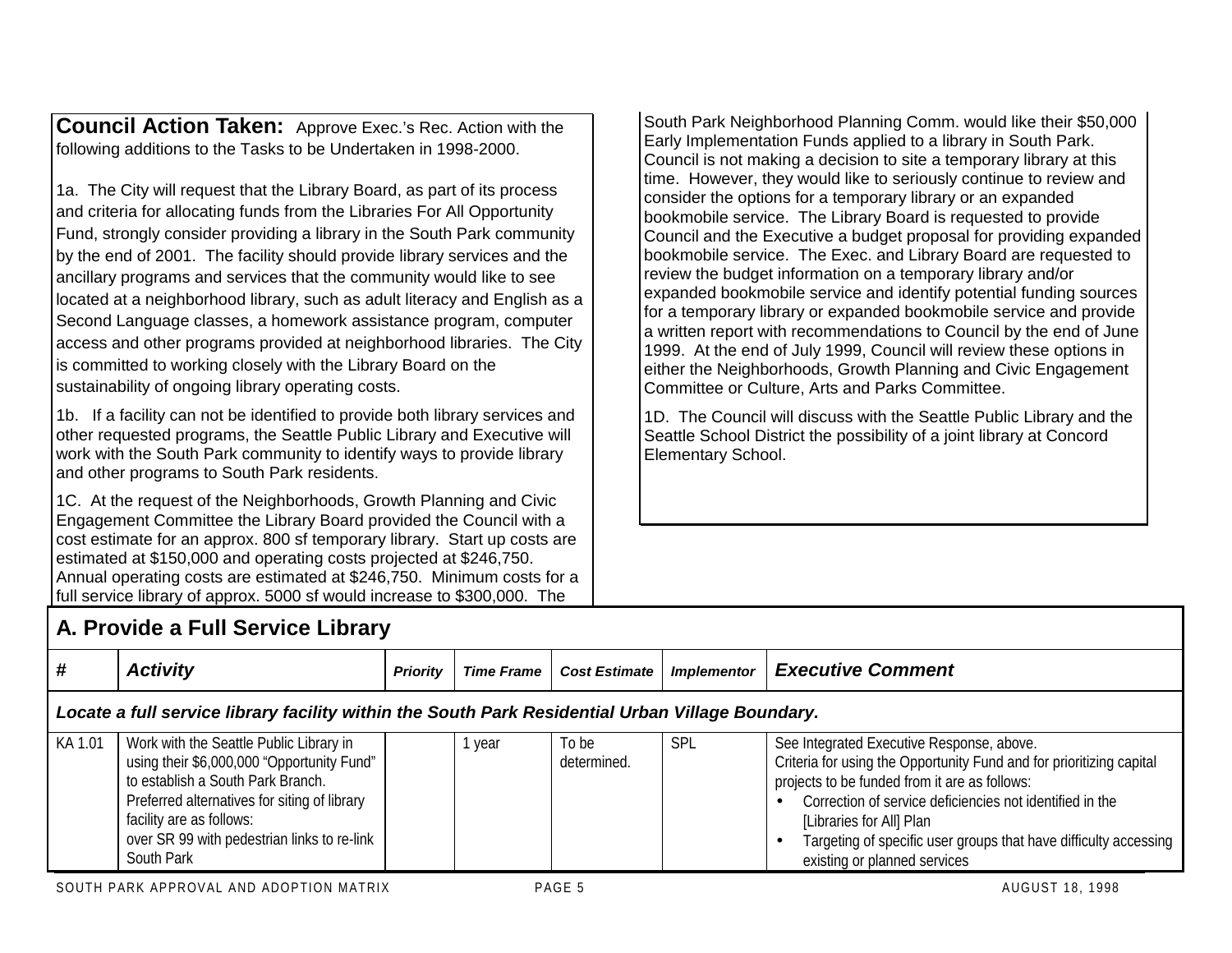**Council Action Taken:** Approve Exec.'s Rec. Action with the following additions to the Tasks to be Undertaken in 1998-2000.

1a. The City will request that the Library Board, as part of its process and criteria for allocating funds from the Libraries For All Opportunity Fund, strongly consider providing a library in the South Park community by the end of 2001. The facility should provide library services and the ancillary programs and services that the community would like to see located at a neighborhood library, such as adult literacy and English as a Second Language classes, a homework assistance program, computer access and other programs provided at neighborhood libraries. The City is committed to working closely with the Library Board on the sustainability of ongoing library operating costs.

1b. If a facility can not be identified to provide both library services and other requested programs, the Seattle Public Library and Executive will work with the South Park community to identify ways to provide library and other programs to South Park residents.

1C. At the request of the Neighborhoods, Growth Planning and Civic Engagement Committee the Library Board provided the Council with a cost estimate for an approx. 800 sf temporary library. Start up costs are estimated at $150,000 and operating costs projected at $246,750. Annual operating costs are estimated at $246,750. Minimum costs for a full service library of approx. 5000 sf would increase to $300,000. The South Park Neighborhood Planning Comm. would like their $50,000 Early Implementation Funds applied to a library in South Park. Council is not making a decision to site a temporary library at this time. However, they would like to seriously continue to review and consider the options for a temporary library or an expanded bookmobile service. The Library Board is requested to provide Council and the Executive a budget proposal for providing expanded bookmobile service. The Exec. and Library Board are requested to review the budget information on a temporary library and/or expanded bookmobile service and identify potential funding sources for a temporary library or expanded bookmobile service and provide a written report with recommendations to Council by the end of June 1999. At the end of July 1999, Council will review these options in either the Neighborhoods, Growth Planning and Civic Engagement Committee or Culture, Arts and Parks Committee.

1D. The Council will discuss with the Seattle Public Library and the Seattle School District the possibility of a joint library at Concord Elementary School.

## A. Provide a Full Service Library

| # | Activity | Priority | Time Frame | Cost Estimate | Implementor | Executive Comment |
|---|---|---|---|---|---|---|
| ***Locate a full service library facility within the South Park Residential Urban Village Boundary.*** | | | | | | |
| KA 1.01 | Work with the Seattle Public Library in using their $6,000,000 "Opportunity Fund" to establish a South Park Branch. Preferred alternatives for siting of library facility are as follows: over SR 99 with pedestrian links to re-link South Park | | 1 year | To be determined. | SPL | See Integrated Executive Response, above. Criteria for using the Opportunity Fund and for prioritizing capital projects to be funded from it are as follows: • Correction of service deficiencies not identified in the [Libraries for All] Plan • Targeting of specific user groups that have difficulty accessing existing or planned services |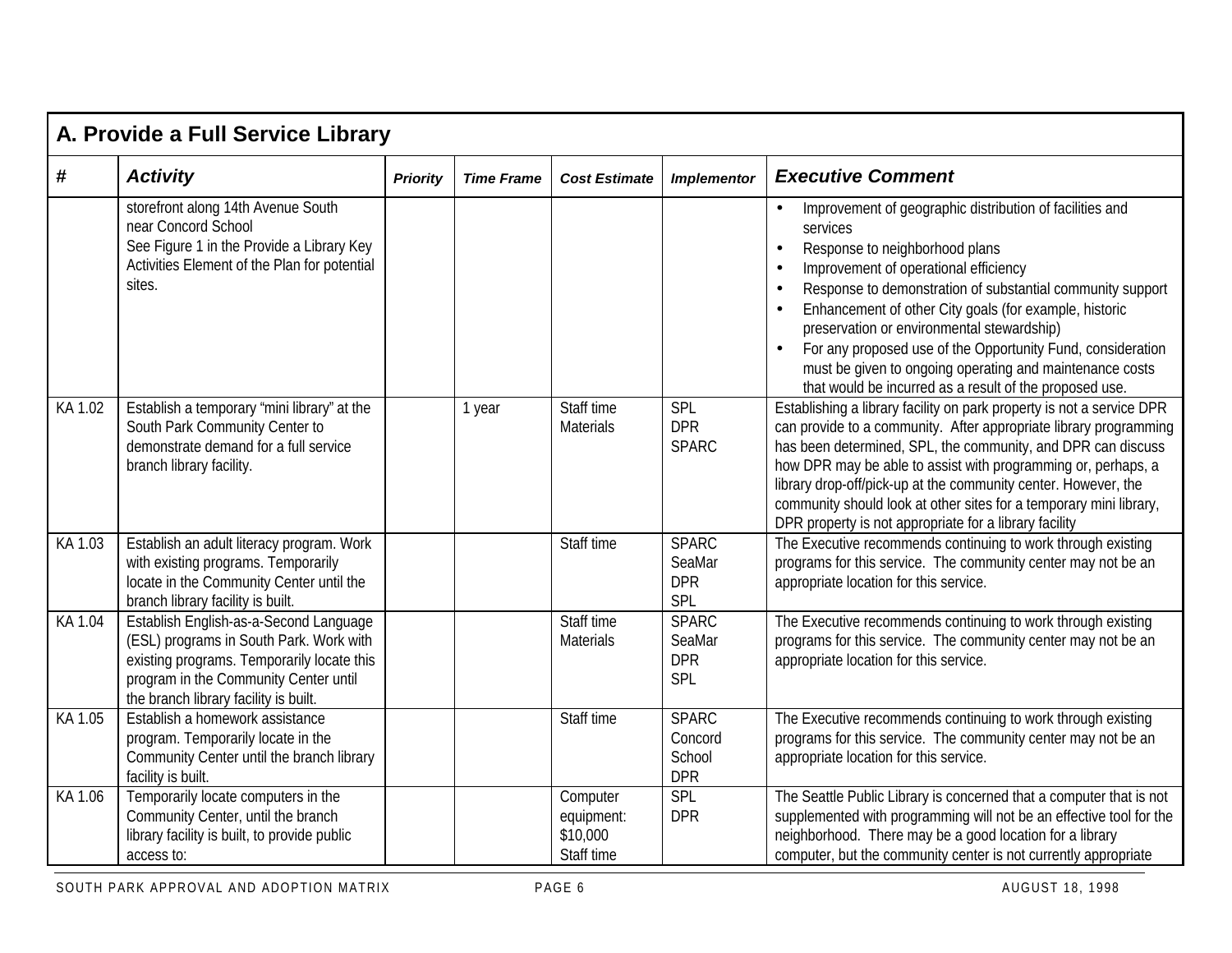## A. Provide a Full Service Library

| # | *Activity* | *Priority* | *Time Frame* | *Cost Estimate* | *Implementor* | *Executive Comment* |
|---|---|---|---|---|---|---|
| | storefront along 14th Avenue South near Concord School<br>See Figure 1 in the Provide a Library Key Activities Element of the Plan for potential sites. | | | | | • Improvement of geographic distribution of facilities and services<br>• Response to neighborhood plans<br>• Improvement of operational efficiency<br>• Response to demonstration of substantial community support<br>• Enhancement of other City goals (for example, historic preservation or environmental stewardship)<br>• For any proposed use of the Opportunity Fund, consideration must be given to ongoing operating and maintenance costs that would be incurred as a result of the proposed use. |
| KA 1.02 | Establish a temporary “mini library” at the South Park Community Center to demonstrate demand for a full service branch library facility. | | 1 year | Staff time<br>Materials | SPL<br>DPR<br>SPARC | Establishing a library facility on park property is not a service DPR can provide to a community. After appropriate library programming has been determined, SPL, the community, and DPR can discuss how DPR may be able to assist with programming or, perhaps, a library drop-off/pick-up at the community center. However, the community should look at other sites for a temporary mini library, DPR property is not appropriate for a library facility |
| KA 1.03 | Establish an adult literacy program. Work with existing programs. Temporarily locate in the Community Center until the branch library facility is built. | | | Staff time | SPARC<br>SeaMar<br>DPR<br>SPL | The Executive recommends continuing to work through existing programs for this service. The community center may not be an appropriate location for this service. |
| KA 1.04 | Establish English-as-a-Second Language (ESL) programs in South Park. Work with existing programs. Temporarily locate this program in the Community Center until the branch library facility is built. | | | Staff time<br>Materials | SPARC<br>SeaMar<br>DPR<br>SPL | The Executive recommends continuing to work through existing programs for this service. The community center may not be an appropriate location for this service. |
| KA 1.05 | Establish a homework assistance program. Temporarily locate in the Community Center until the branch library facility is built. | | | Staff time | SPARC<br>Concord School<br>DPR | The Executive recommends continuing to work through existing programs for this service. The community center may not be an appropriate location for this service. |
| KA 1.06 | Temporarily locate computers in the Community Center, until the branch library facility is built, to provide public access to: | | | Computer equipment: $10,000<br>Staff time | SPL<br>DPR | The Seattle Public Library is concerned that a computer that is not supplemented with programming will not be an effective tool for the neighborhood. There may be a good location for a library computer, but the community center is not currently appropriate |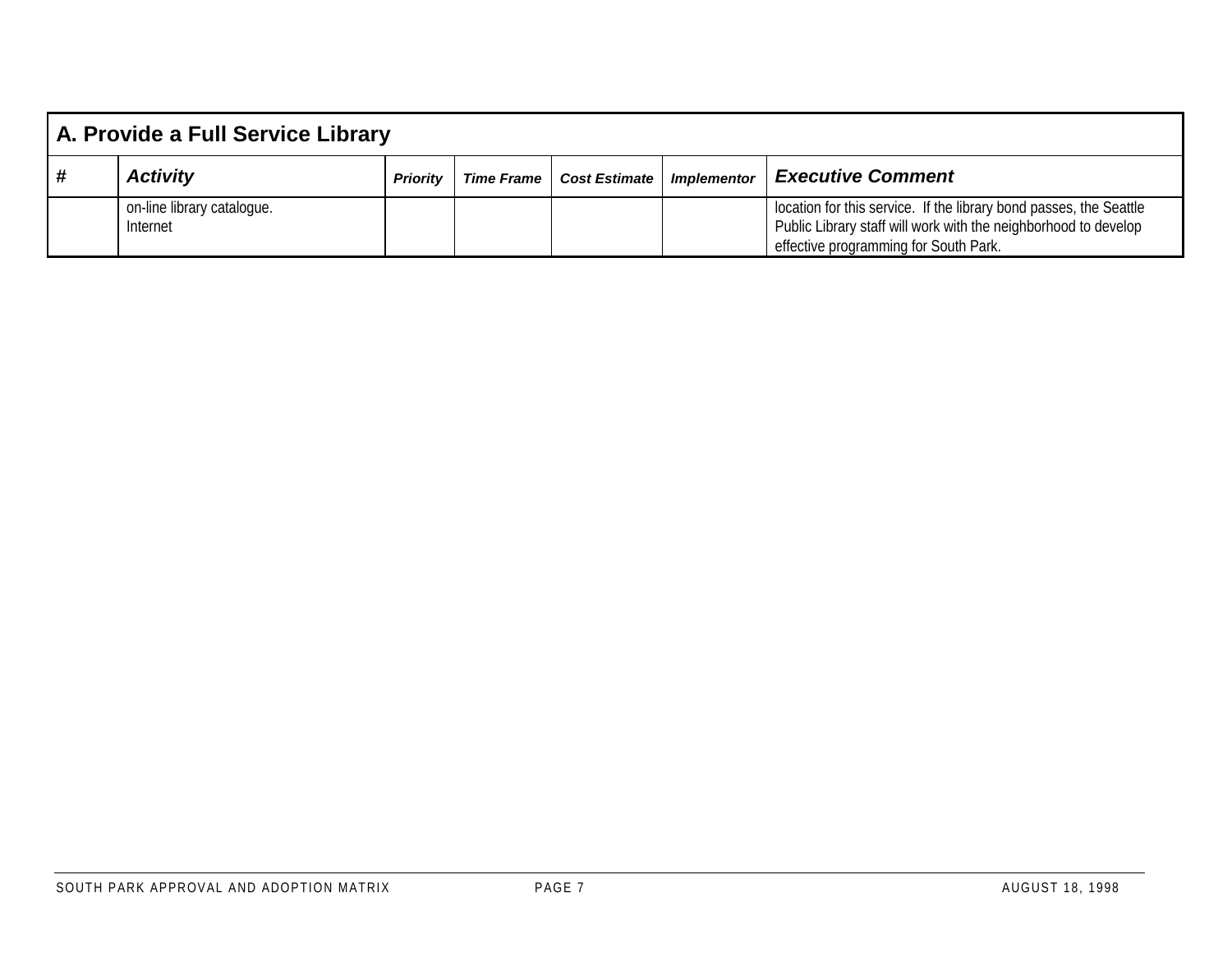| A. Provide a Full Service Library | | | | | | |
|---|---|---|---|---|---|---|
| **#** | ***Activity*** | ***Priority*** | ***Time Frame*** | ***Cost Estimate*** | ***Implementor*** | ***Executive Comment*** |
| | on-line library catalogue.<br>Internet | | | | | location for this service. If the library bond passes, the Seattle Public Library staff will work with the neighborhood to develop effective programming for South Park. |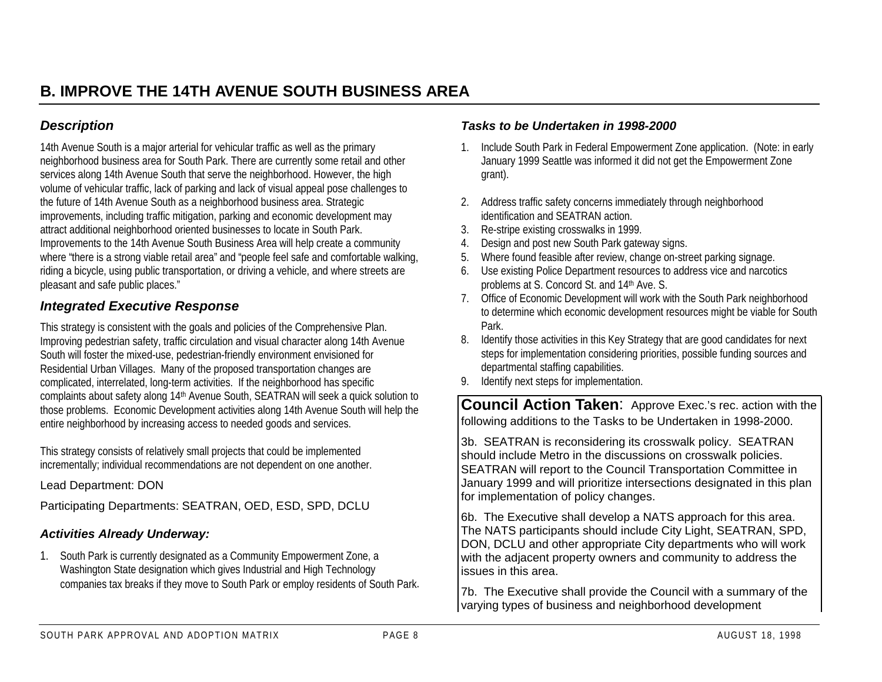## B. IMPROVE THE 14TH AVENUE SOUTH BUSINESS AREA

### *Description*

14th Avenue South is a major arterial for vehicular traffic as well as the primary neighborhood business area for South Park. There are currently some retail and other services along 14th Avenue South that serve the neighborhood. However, the high volume of vehicular traffic, lack of parking and lack of visual appeal pose challenges to the future of 14th Avenue South as a neighborhood business area. Strategic improvements, including traffic mitigation, parking and economic development may attract additional neighborhood oriented businesses to locate in South Park. Improvements to the 14th Avenue South Business Area will help create a community where "there is a strong viable retail area" and "people feel safe and comfortable walking, riding a bicycle, using public transportation, or driving a vehicle, and where streets are pleasant and safe public places."

### *Integrated Executive Response*

This strategy is consistent with the goals and policies of the Comprehensive Plan. Improving pedestrian safety, traffic circulation and visual character along 14th Avenue South will foster the mixed-use, pedestrian-friendly environment envisioned for Residential Urban Villages. Many of the proposed transportation changes are complicated, interrelated, long-term activities. If the neighborhood has specific complaints about safety along 14th Avenue South, SEATRAN will seek a quick solution to those problems. Economic Development activities along 14th Avenue South will help the entire neighborhood by increasing access to needed goods and services.

This strategy consists of relatively small projects that could be implemented incrementally; individual recommendations are not dependent on one another.

Lead Department: DON

Participating Departments: SEATRAN, OED, ESD, SPD, DCLU

### *Activities Already Underway:*

1. South Park is currently designated as a Community Empowerment Zone, a Washington State designation which gives Industrial and High Technology companies tax breaks if they move to South Park or employ residents of South Park.

### *Tasks to be Undertaken in 1998-2000*

1. Include South Park in Federal Empowerment Zone application. (Note: in early January 1999 Seattle was informed it did not get the Empowerment Zone grant).
2. Address traffic safety concerns immediately through neighborhood identification and SEATRAN action.
3. Re-stripe existing crosswalks in 1999.
4. Design and post new South Park gateway signs.
5. Where found feasible after review, change on-street parking signage.
6. Use existing Police Department resources to address vice and narcotics problems at S. Concord St. and 14th Ave. S.
7. Office of Economic Development will work with the South Park neighborhood to determine which economic development resources might be viable for South Park.
8. Identify those activities in this Key Strategy that are good candidates for next steps for implementation considering priorities, possible funding sources and departmental staffing capabilities.
9. Identify next steps for implementation.

**Council Action Taken**: Approve Exec.'s rec. action with the following additions to the Tasks to be Undertaken in 1998-2000.

3b. SEATRAN is reconsidering its crosswalk policy. SEATRAN should include Metro in the discussions on crosswalk policies. SEATRAN will report to the Council Transportation Committee in January 1999 and will prioritize intersections designated in this plan for implementation of policy changes.

6b. The Executive shall develop a NATS approach for this area. The NATS participants should include City Light, SEATRAN, SPD, DON, DCLU and other appropriate City departments who will work with the adjacent property owners and community to address the issues in this area.

7b. The Executive shall provide the Council with a summary of the varying types of business and neighborhood development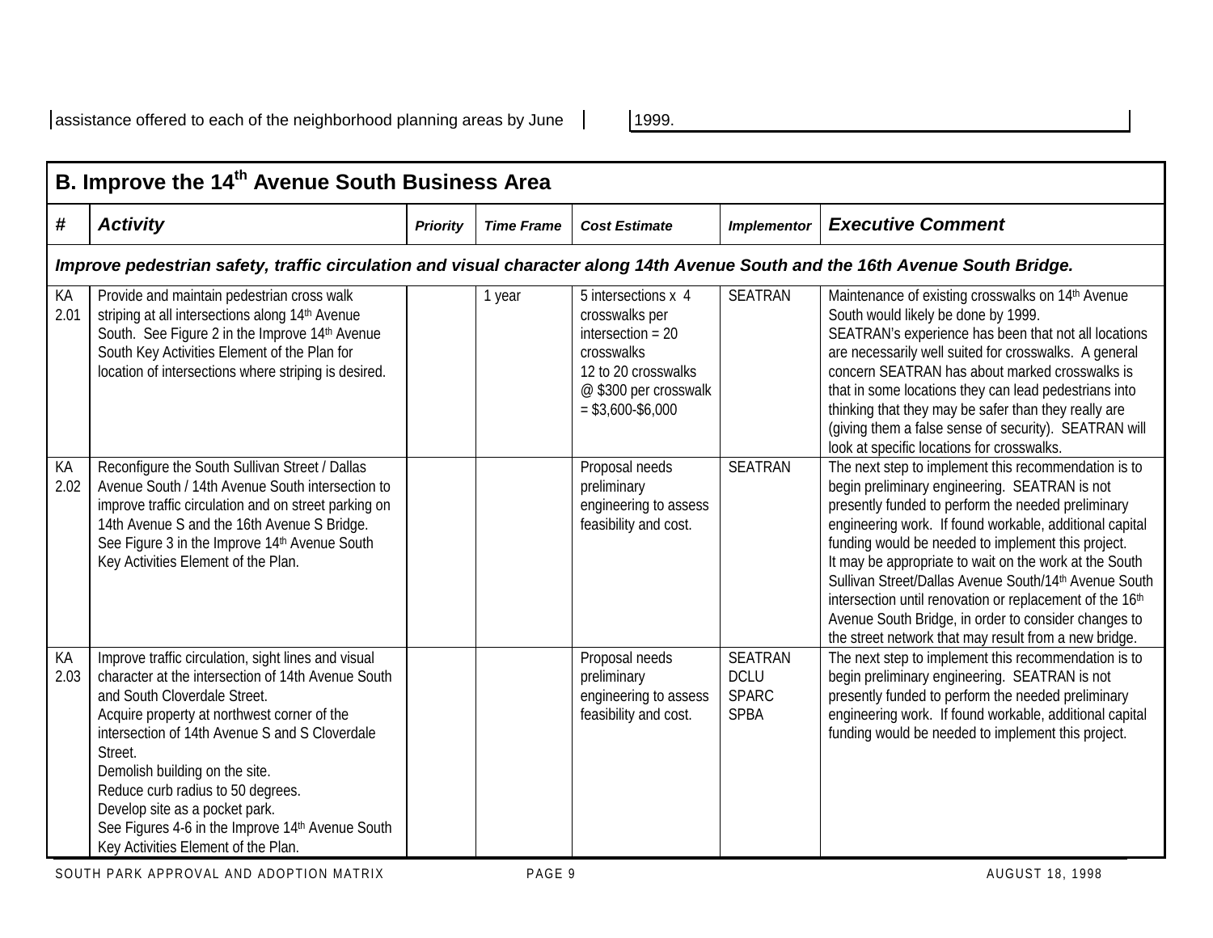| assistance offered to each of the neighborhood planning areas by June | | 1999. |
|---|---|---|

## B. Improve the 14th Avenue South Business Area

| # | Activity | Priority | Time Frame | Cost Estimate | Implementor | Executive Comment |
|---|---|---|---|---|---|---|
| ***Improve pedestrian safety, traffic circulation and visual character along 14th Avenue South and the 16th Avenue South Bridge.*** | | | | | | |
| KA 2.01 | Provide and maintain pedestrian cross walk striping at all intersections along 14th Avenue South. See Figure 2 in the Improve 14th Avenue South Key Activities Element of the Plan for location of intersections where striping is desired. | | 1 year | 5 intersections x 4 crosswalks per intersection = 20 crosswalks<br>12 to 20 crosswalks @ $300 per crosswalk = $3,600-$6,000 | SEATRAN | Maintenance of existing crosswalks on 14th Avenue South would likely be done by 1999.<br>SEATRAN's experience has been that not all locations are necessarily well suited for crosswalks. A general concern SEATRAN has about marked crosswalks is that in some locations they can lead pedestrians into thinking that they may be safer than they really are (giving them a false sense of security). SEATRAN will look at specific locations for crosswalks. |
| KA 2.02 | Reconfigure the South Sullivan Street / Dallas Avenue South / 14th Avenue South intersection to improve traffic circulation and on street parking on 14th Avenue S and the 16th Avenue S Bridge. See Figure 3 in the Improve 14th Avenue South Key Activities Element of the Plan. | | | Proposal needs preliminary engineering to assess feasibility and cost. | SEATRAN | The next step to implement this recommendation is to begin preliminary engineering. SEATRAN is not presently funded to perform the needed preliminary engineering work. If found workable, additional capital funding would be needed to implement this project.<br>It may be appropriate to wait on the work at the South Sullivan Street/Dallas Avenue South/14th Avenue South intersection until renovation or replacement of the 16th Avenue South Bridge, in order to consider changes to the street network that may result from a new bridge. |
| KA 2.03 | Improve traffic circulation, sight lines and visual character at the intersection of 14th Avenue South and South Cloverdale Street.<br>Acquire property at northwest corner of the intersection of 14th Avenue S and S Cloverdale Street.<br>Demolish building on the site.<br>Reduce curb radius to 50 degrees.<br>Develop site as a pocket park.<br>See Figures 4-6 in the Improve 14th Avenue South Key Activities Element of the Plan. | | | Proposal needs preliminary engineering to assess feasibility and cost. | SEATRAN<br>DCLU<br>SPARC<br>SPBA | The next step to implement this recommendation is to begin preliminary engineering. SEATRAN is not presently funded to perform the needed preliminary engineering work. If found workable, additional capital funding would be needed to implement this project. |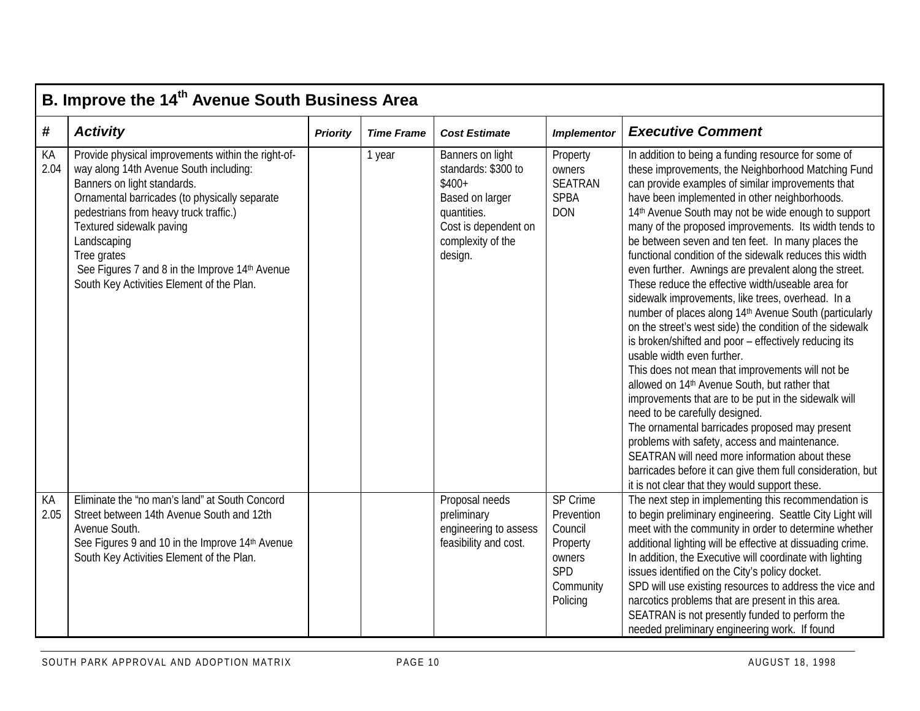## B. Improve the 14th Avenue South Business Area

| # | Activity | Priority | Time Frame | Cost Estimate | Implementor | Executive Comment |
|---|---|---|---|---|---|---|
| KA 2.04 | Provide physical improvements within the right-of-way along 14th Avenue South including:<br>Banners on light standards.<br>Ornamental barricades (to physically separate pedestrians from heavy truck traffic.)<br>Textured sidewalk paving<br>Landscaping<br>Tree grates<br>See Figures 7 and 8 in the Improve 14th Avenue South Key Activities Element of the Plan. | | 1 year | Banners on light standards: $300 to $400+<br>Based on larger quantities.<br>Cost is dependent on complexity of the design. | Property owners<br>SEATRAN<br>SPBA<br>DON | In addition to being a funding resource for some of these improvements, the Neighborhood Matching Fund can provide examples of similar improvements that have been implemented in other neighborhoods.<br>14th Avenue South may not be wide enough to support many of the proposed improvements. Its width tends to be between seven and ten feet. In many places the functional condition of the sidewalk reduces this width even further. Awnings are prevalent along the street. These reduce the effective width/useable area for sidewalk improvements, like trees, overhead. In a number of places along 14th Avenue South (particularly on the street's west side) the condition of the sidewalk is broken/shifted and poor – effectively reducing its usable width even further.<br>This does not mean that improvements will not be allowed on 14th Avenue South, but rather that improvements that are to be put in the sidewalk will need to be carefully designed.<br>The ornamental barricades proposed may present problems with safety, access and maintenance. SEATRAN will need more information about these barricades before it can give them full consideration, but it is not clear that they would support these. |
| KA 2.05 | Eliminate the "no man's land" at South Concord Street between 14th Avenue South and 12th Avenue South.<br>See Figures 9 and 10 in the Improve 14th Avenue South Key Activities Element of the Plan. | | | Proposal needs preliminary engineering to assess feasibility and cost. | SP Crime Prevention Council<br>Property owners<br>SPD<br>Community Policing | The next step in implementing this recommendation is to begin preliminary engineering. Seattle City Light will meet with the community in order to determine whether additional lighting will be effective at dissuading crime. In addition, the Executive will coordinate with lighting issues identified on the City's policy docket.<br>SPD will use existing resources to address the vice and narcotics problems that are present in this area.<br>SEATRAN is not presently funded to perform the needed preliminary engineering work. If found |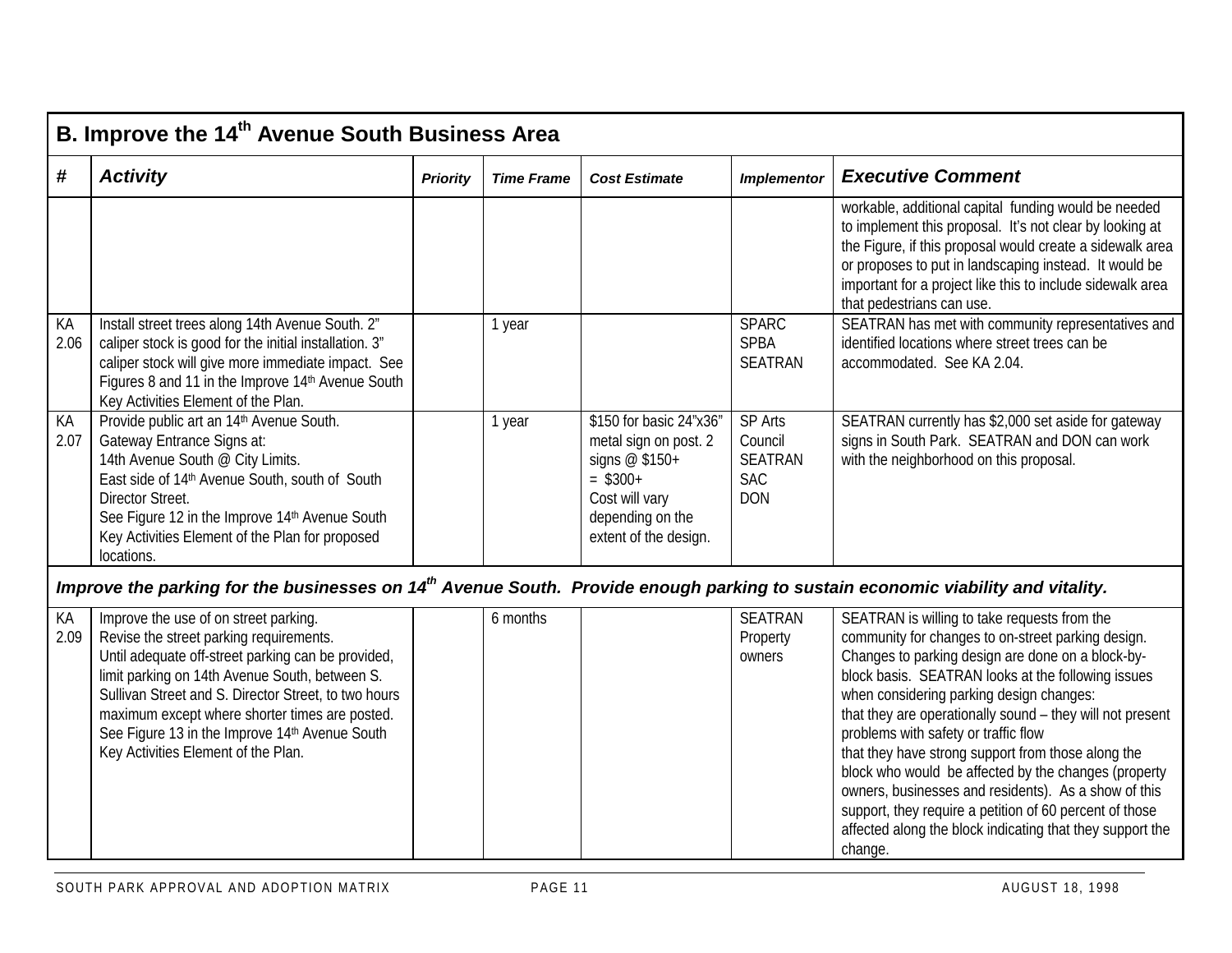| B. Improve the 14th Avenue South Business Area | | | | | | |
|---|---|---|---|---|---|---|
| **#** | ***Activity*** | ***Priority*** | ***Time Frame*** | ***Cost Estimate*** | ***Implementor*** | ***Executive Comment*** |
| | | | | | | workable, additional capital funding would be needed to implement this proposal. It's not clear by looking at the Figure, if this proposal would create a sidewalk area or proposes to put in landscaping instead. It would be important for a project like this to include sidewalk area that pedestrians can use. |
| KA 2.06 | Install street trees along 14th Avenue South. 2" caliper stock is good for the initial installation. 3" caliper stock will give more immediate impact. See Figures 8 and 11 in the Improve 14th Avenue South Key Activities Element of the Plan. | | 1 year | | SPARC<br>SPBA<br>SEATRAN | SEATRAN has met with community representatives and identified locations where street trees can be accommodated. See KA 2.04. |
| KA 2.07 | Provide public art an 14th Avenue South.<br>Gateway Entrance Signs at:<br>14th Avenue South @ City Limits.<br>East side of 14th Avenue South, south of South Director Street.<br>See Figure 12 in the Improve 14th Avenue South Key Activities Element of the Plan for proposed locations. | | 1 year | \$150 for basic 24"x36" metal sign on post. 2 signs @ \$150+ = \$300+<br>Cost will vary depending on the extent of the design. | SP Arts Council<br>SEATRAN<br>SAC<br>DON | SEATRAN currently has \$2,000 set aside for gateway signs in South Park. SEATRAN and DON can work with the neighborhood on this proposal. |
| ***Improve the parking for the businesses on 14th Avenue South. Provide enough parking to sustain economic viability and vitality.*** | | | | | | |
| KA 2.09 | Improve the use of on street parking.<br>Revise the street parking requirements.<br>Until adequate off-street parking can be provided, limit parking on 14th Avenue South, between S. Sullivan Street and S. Director Street, to two hours maximum except where shorter times are posted.<br>See Figure 13 in the Improve 14th Avenue South Key Activities Element of the Plan. | | 6 months | | SEATRAN<br>Property owners | SEATRAN is willing to take requests from the community for changes to on-street parking design. Changes to parking design are done on a block-by-block basis. SEATRAN looks at the following issues when considering parking design changes:<br>that they are operationally sound – they will not present problems with safety or traffic flow<br>that they have strong support from those along the block who would be affected by the changes (property owners, businesses and residents). As a show of this support, they require a petition of 60 percent of those affected along the block indicating that they support the change. |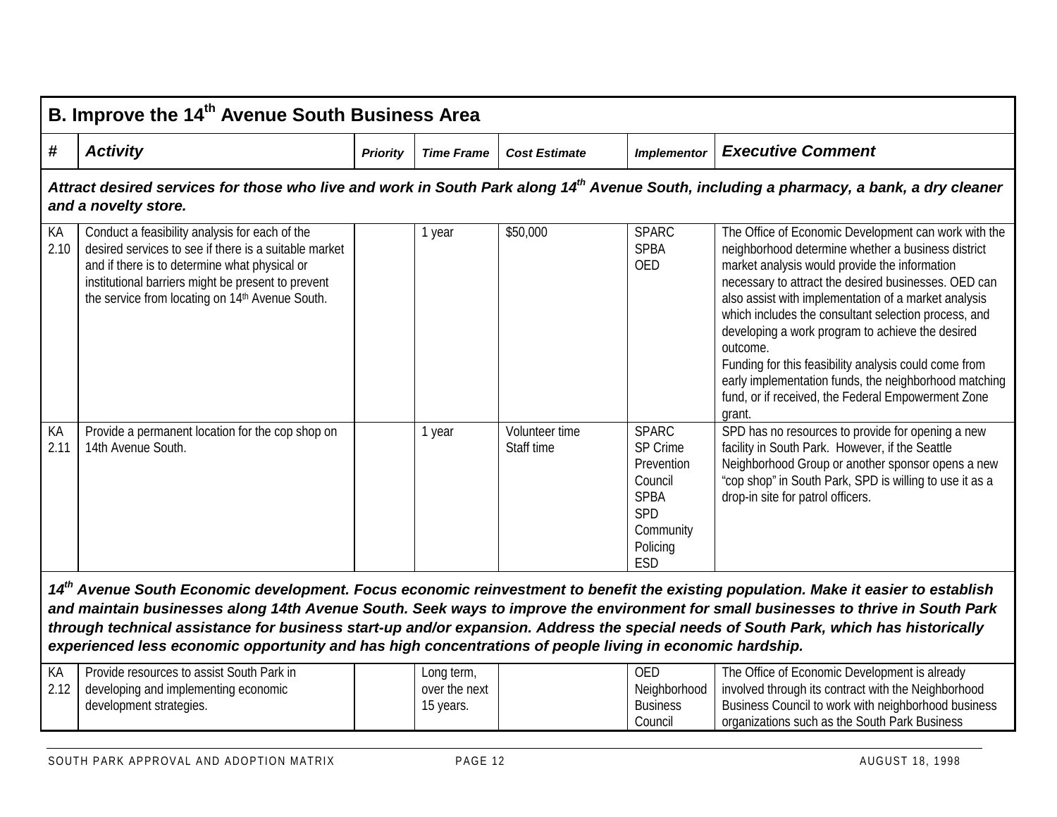## B. Improve the 14th Avenue South Business Area

| # | Activity | Priority | Time Frame | Cost Estimate | Implementor | Executive Comment |
|---|---|---|---|---|---|---|
| ***Attract desired services for those who live and work in South Park along 14th Avenue South, including a pharmacy, a bank, a dry cleaner and a novelty store.*** | | | | | | |
| KA 2.10 | Conduct a feasibility analysis for each of the desired services to see if there is a suitable market and if there is to determine what physical or institutional barriers might be present to prevent the service from locating on 14th Avenue South. | | 1 year | $50,000 | SPARC SPBA OED | The Office of Economic Development can work with the neighborhood determine whether a business district market analysis would provide the information necessary to attract the desired businesses. OED can also assist with implementation of a market analysis which includes the consultant selection process, and developing a work program to achieve the desired outcome. Funding for this feasibility analysis could come from early implementation funds, the neighborhood matching fund, or if received, the Federal Empowerment Zone grant. |
| KA 2.11 | Provide a permanent location for the cop shop on 14th Avenue South. | | 1 year | Volunteer time Staff time | SPARC SP Crime Prevention Council SPBA SPD Community Policing ESD | SPD has no resources to provide for opening a new facility in South Park. However, if the Seattle Neighborhood Group or another sponsor opens a new "cop shop" in South Park, SPD is willing to use it as a drop-in site for patrol officers. |
| ***14th Avenue South Economic development. Focus economic reinvestment to benefit the existing population. Make it easier to establish and maintain businesses along 14th Avenue South. Seek ways to improve the environment for small businesses to thrive in South Park through technical assistance for business start-up and/or expansion. Address the special needs of South Park, which has historically experienced less economic opportunity and has high concentrations of people living in economic hardship.*** | | | | | | |
| KA 2.12 | Provide resources to assist South Park in developing and implementing economic development strategies. | | Long term, over the next 15 years. | | OED Neighborhood Business Council | The Office of Economic Development is already involved through its contract with the Neighborhood Business Council to work with neighborhood business organizations such as the South Park Business |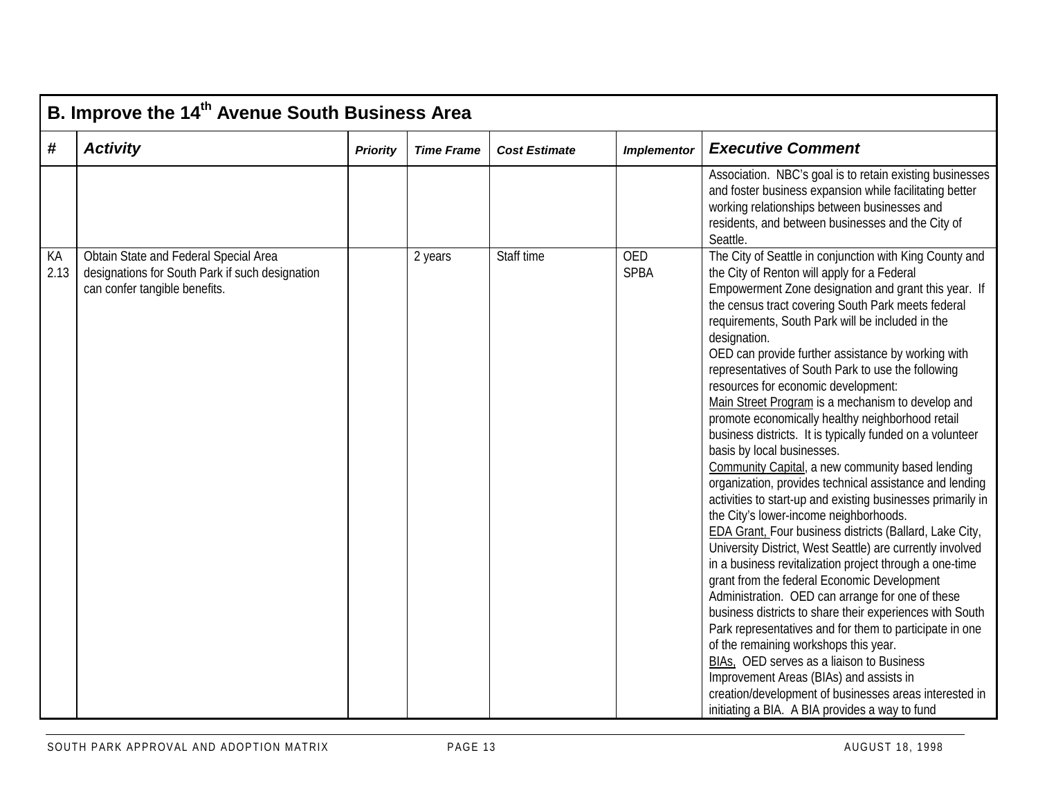## B. Improve the 14th Avenue South Business Area

| # | Activity | Priority | Time Frame | Cost Estimate | Implementor | Executive Comment |
|---|---|---|---|---|---|---|
| | | | | | | Association. NBC's goal is to retain existing businesses and foster business expansion while facilitating better working relationships between businesses and residents, and between businesses and the City of Seattle. |
| KA 2.13 | Obtain State and Federal Special Area designations for South Park if such designation can confer tangible benefits. | | 2 years | Staff time | OED<br>SPBA | The City of Seattle in conjunction with King County and the City of Renton will apply for a Federal Empowerment Zone designation and grant this year. If the census tract covering South Park meets federal requirements, South Park will be included in the designation.<br>OED can provide further assistance by working with representatives of South Park to use the following resources for economic development:<br>Main Street Program is a mechanism to develop and promote economically healthy neighborhood retail business districts. It is typically funded on a volunteer basis by local businesses.<br>Community Capital, a new community based lending organization, provides technical assistance and lending activities to start-up and existing businesses primarily in the City's lower-income neighborhoods.<br>EDA Grant, Four business districts (Ballard, Lake City, University District, West Seattle) are currently involved in a business revitalization project through a one-time grant from the federal Economic Development Administration. OED can arrange for one of these business districts to share their experiences with South Park representatives and for them to participate in one of the remaining workshops this year.<br>BIAs, OED serves as a liaison to Business Improvement Areas (BIAs) and assists in creation/development of businesses areas interested in initiating a BIA. A BIA provides a way to fund |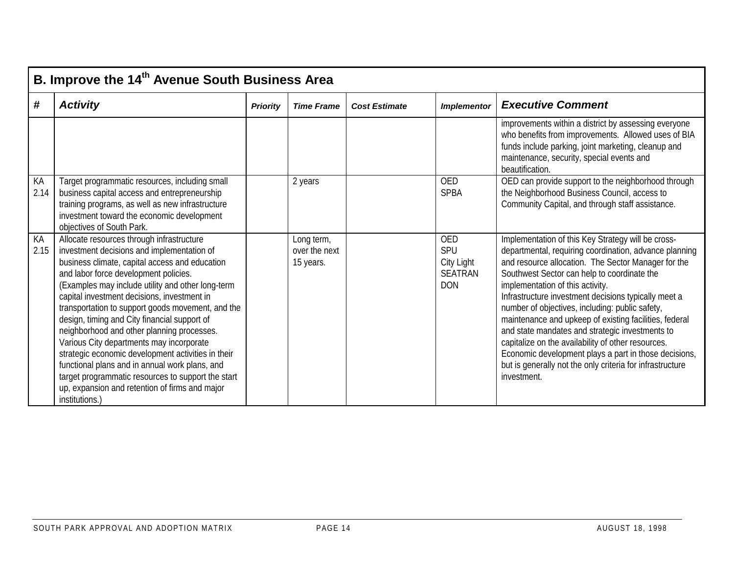## B. Improve the 14th Avenue South Business Area

| # | Activity | Priority | Time Frame | Cost Estimate | Implementor | Executive Comment |
|---|---|---|---|---|---|---|
| | | | | | | improvements within a district by assessing everyone who benefits from improvements. Allowed uses of BIA funds include parking, joint marketing, cleanup and maintenance, security, special events and beautification. |
| KA 2.14 | Target programmatic resources, including small business capital access and entrepreneurship training programs, as well as new infrastructure investment toward the economic development objectives of South Park. | | 2 years | | OED<br>SPBA | OED can provide support to the neighborhood through the Neighborhood Business Council, access to Community Capital, and through staff assistance. |
| KA 2.15 | Allocate resources through infrastructure investment decisions and implementation of business climate, capital access and education and labor force development policies.<br>(Examples may include utility and other long-term capital investment decisions, investment in transportation to support goods movement, and the design, timing and City financial support of neighborhood and other planning processes. Various City departments may incorporate strategic economic development activities in their functional plans and in annual work plans, and target programmatic resources to support the start up, expansion and retention of firms and major institutions.) | | Long term, over the next 15 years. | | OED<br>SPU<br>City Light<br>SEATRAN<br>DON | Implementation of this Key Strategy will be cross-departmental, requiring coordination, advance planning and resource allocation. The Sector Manager for the Southwest Sector can help to coordinate the implementation of this activity.<br>Infrastructure investment decisions typically meet a number of objectives, including: public safety, maintenance and upkeep of existing facilities, federal and state mandates and strategic investments to capitalize on the availability of other resources. Economic development plays a part in those decisions, but is generally not the only criteria for infrastructure investment. |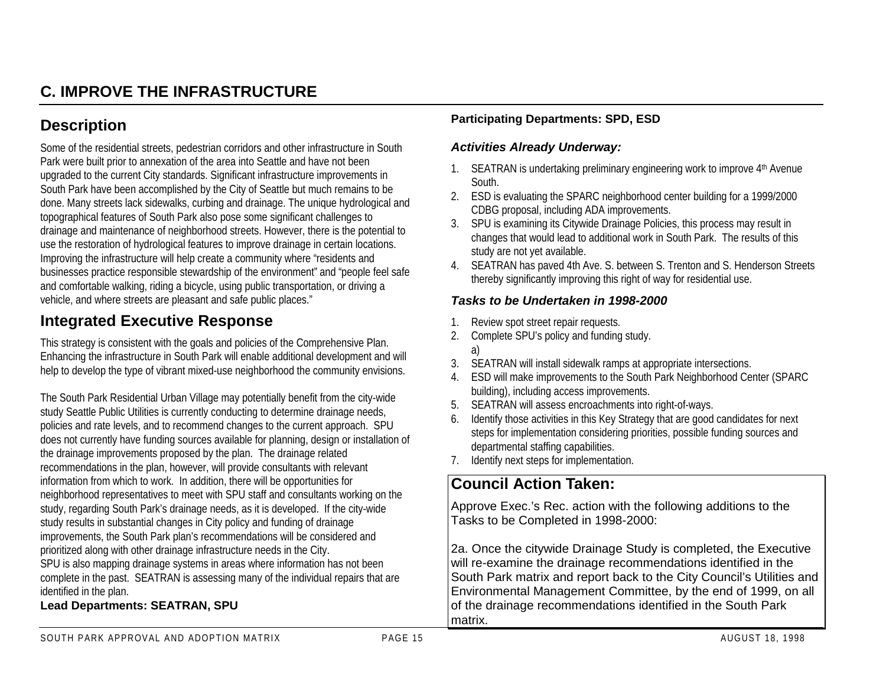# C. IMPROVE THE INFRASTRUCTURE

## Description

Some of the residential streets, pedestrian corridors and other infrastructure in South Park were built prior to annexation of the area into Seattle and have not been upgraded to the current City standards. Significant infrastructure improvements in South Park have been accomplished by the City of Seattle but much remains to be done. Many streets lack sidewalks, curbing and drainage. The unique hydrological and topographical features of South Park also pose some significant challenges to drainage and maintenance of neighborhood streets. However, there is the potential to use the restoration of hydrological features to improve drainage in certain locations. Improving the infrastructure will help create a community where "residents and businesses practice responsible stewardship of the environment" and "people feel safe and comfortable walking, riding a bicycle, using public transportation, or driving a vehicle, and where streets are pleasant and safe public places."

## Integrated Executive Response

This strategy is consistent with the goals and policies of the Comprehensive Plan. Enhancing the infrastructure in South Park will enable additional development and will help to develop the type of vibrant mixed-use neighborhood the community envisions.

The South Park Residential Urban Village may potentially benefit from the city-wide study Seattle Public Utilities is currently conducting to determine drainage needs, policies and rate levels, and to recommend changes to the current approach. SPU does not currently have funding sources available for planning, design or installation of the drainage improvements proposed by the plan. The drainage related recommendations in the plan, however, will provide consultants with relevant information from which to work. In addition, there will be opportunities for neighborhood representatives to meet with SPU staff and consultants working on the study, regarding South Park's drainage needs, as it is developed. If the city-wide study results in substantial changes in City policy and funding of drainage improvements, the South Park plan's recommendations will be considered and prioritized along with other drainage infrastructure needs in the City.
SPU is also mapping drainage systems in areas where information has not been complete in the past. SEATRAN is assessing many of the individual repairs that are identified in the plan.

**Lead Departments: SEATRAN, SPU**

**Participating Departments: SPD, ESD**

### *Activities Already Underway:*

1. SEATRAN is undertaking preliminary engineering work to improve 4th Avenue South.
2. ESD is evaluating the SPARC neighborhood center building for a 1999/2000 CDBG proposal, including ADA improvements.
3. SPU is examining its Citywide Drainage Policies, this process may result in changes that would lead to additional work in South Park. The results of this study are not yet available.
4. SEATRAN has paved 4th Ave. S. between S. Trenton and S. Henderson Streets thereby significantly improving this right of way for residential use.

### *Tasks to be Undertaken in 1998-2000*

1. Review spot street repair requests.
2. Complete SPU's policy and funding study.
   a)
3. SEATRAN will install sidewalk ramps at appropriate intersections.
4. ESD will make improvements to the South Park Neighborhood Center (SPARC building), including access improvements.
5. SEATRAN will assess encroachments into right-of-ways.
6. Identify those activities in this Key Strategy that are good candidates for next steps for implementation considering priorities, possible funding sources and departmental staffing capabilities.
7. Identify next steps for implementation.

## Council Action Taken:

Approve Exec.'s Rec. action with the following additions to the Tasks to be Completed in 1998-2000:

2a. Once the citywide Drainage Study is completed, the Executive will re-examine the drainage recommendations identified in the South Park matrix and report back to the City Council's Utilities and Environmental Management Committee, by the end of 1999, on all of the drainage recommendations identified in the South Park matrix.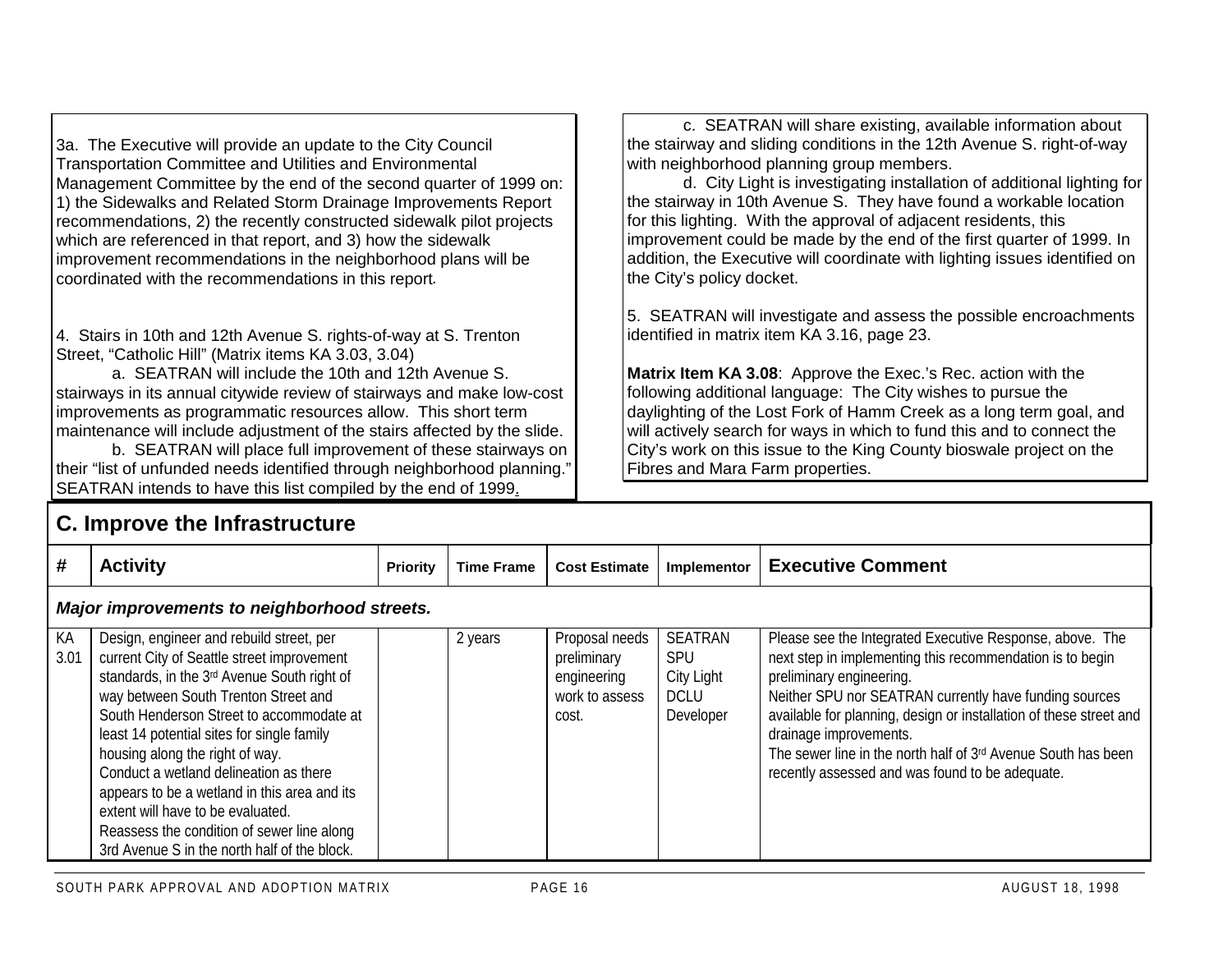3a. The Executive will provide an update to the City Council Transportation Committee and Utilities and Environmental Management Committee by the end of the second quarter of 1999 on: 1) the Sidewalks and Related Storm Drainage Improvements Report recommendations, 2) the recently constructed sidewalk pilot projects which are referenced in that report, and 3) how the sidewalk improvement recommendations in the neighborhood plans will be coordinated with the recommendations in this report.

4. Stairs in 10th and 12th Avenue S. rights-of-way at S. Trenton Street, "Catholic Hill" (Matrix items KA 3.03, 3.04)

a. SEATRAN will include the 10th and 12th Avenue S. stairways in its annual citywide review of stairways and make low-cost improvements as programmatic resources allow. This short term maintenance will include adjustment of the stairs affected by the slide.

b. SEATRAN will place full improvement of these stairways on their "list of unfunded needs identified through neighborhood planning." SEATRAN intends to have this list compiled by the end of 1999.

c. SEATRAN will share existing, available information about the stairway and sliding conditions in the 12th Avenue S. right-of-way with neighborhood planning group members.

d. City Light is investigating installation of additional lighting for the stairway in 10th Avenue S. They have found a workable location for this lighting. With the approval of adjacent residents, this improvement could be made by the end of the first quarter of 1999. In addition, the Executive will coordinate with lighting issues identified on the City's policy docket.

5. SEATRAN will investigate and assess the possible encroachments identified in matrix item KA 3.16, page 23.

**Matrix Item KA 3.08**: Approve the Exec.'s Rec. action with the following additional language: The City wishes to pursue the daylighting of the Lost Fork of Hamm Creek as a long term goal, and will actively search for ways in which to fund this and to connect the City's work on this issue to the King County bioswale project on the Fibres and Mara Farm properties.

## C. Improve the Infrastructure

| # | Activity | Priority | Time Frame | Cost Estimate | Implementor | Executive Comment |
|---|---|---|---|---|---|---|
| ***Major improvements to neighborhood streets.*** | | | | | | |
| KA 3.01 | Design, engineer and rebuild street, per current City of Seattle street improvement standards, in the 3rd Avenue South right of way between South Trenton Street and South Henderson Street to accommodate at least 14 potential sites for single family housing along the right of way.<br>Conduct a wetland delineation as there appears to be a wetland in this area and its extent will have to be evaluated.<br>Reassess the condition of sewer line along 3rd Avenue S in the north half of the block. | | 2 years | Proposal needs preliminary engineering work to assess cost. | SEATRAN<br>SPU<br>City Light<br>DCLU<br>Developer | Please see the Integrated Executive Response, above. The next step in implementing this recommendation is to begin preliminary engineering.<br>Neither SPU nor SEATRAN currently have funding sources available for planning, design or installation of these street and drainage improvements.<br>The sewer line in the north half of 3rd Avenue South has been recently assessed and was found to be adequate. |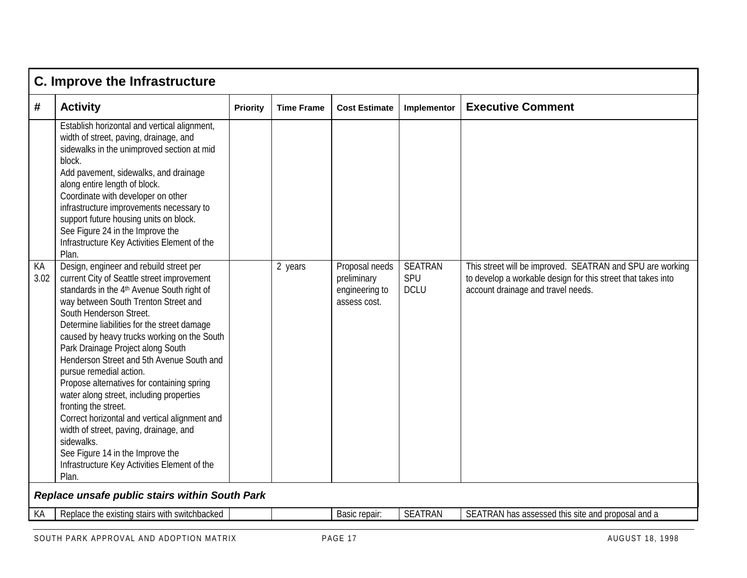## C. Improve the Infrastructure

| # | Activity | Priority | Time Frame | Cost Estimate | Implementor | Executive Comment |
|---|---|---|---|---|---|---|
| | Establish horizontal and vertical alignment, width of street, paving, drainage, and sidewalks in the unimproved section at mid block.<br>Add pavement, sidewalks, and drainage along entire length of block.<br>Coordinate with developer on other infrastructure improvements necessary to support future housing units on block.<br>See Figure 24 in the Improve the Infrastructure Key Activities Element of the Plan. | | | | | |
| KA 3.02 | Design, engineer and rebuild street per current City of Seattle street improvement standards in the 4th Avenue South right of way between South Trenton Street and South Henderson Street.<br>Determine liabilities for the street damage caused by heavy trucks working on the South Park Drainage Project along South Henderson Street and 5th Avenue South and pursue remedial action.<br>Propose alternatives for containing spring water along street, including properties fronting the street.<br>Correct horizontal and vertical alignment and width of street, paving, drainage, and sidewalks.<br>See Figure 14 in the Improve the Infrastructure Key Activities Element of the Plan. | | 2 years | Proposal needs preliminary engineering to assess cost. | SEATRAN<br>SPU<br>DCLU | This street will be improved. SEATRAN and SPU are working to develop a workable design for this street that takes into account drainage and travel needs. |
| ***Replace unsafe public stairs within South Park*** | | | | | | |
| KA | Replace the existing stairs with switchbacked | | | Basic repair: | SEATRAN | SEATRAN has assessed this site and proposal and a |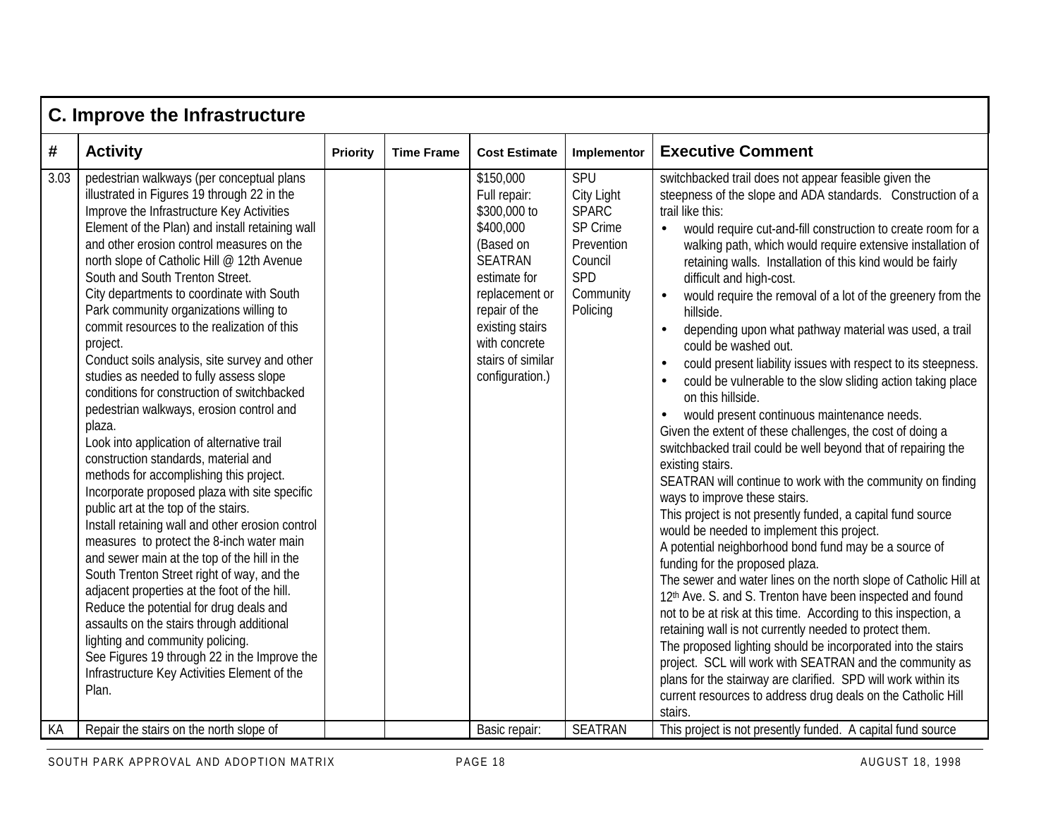## C. Improve the Infrastructure

| # | Activity | Priority | Time Frame | Cost Estimate | Implementor | Executive Comment |
|---|---|---|---|---|---|---|
| 3.03 | pedestrian walkways (per conceptual plans illustrated in Figures 19 through 22 in the Improve the Infrastructure Key Activities Element of the Plan) and install retaining wall and other erosion control measures on the north slope of Catholic Hill @ 12th Avenue South and South Trenton Street.<br>City departments to coordinate with South Park community organizations willing to commit resources to the realization of this project.<br>Conduct soils analysis, site survey and other studies as needed to fully assess slope conditions for construction of switchbacked pedestrian walkways, erosion control and plaza.<br>Look into application of alternative trail construction standards, material and methods for accomplishing this project.<br>Incorporate proposed plaza with site specific public art at the top of the stairs.<br>Install retaining wall and other erosion control measures to protect the 8-inch water main and sewer main at the top of the hill in the South Trenton Street right of way, and the adjacent properties at the foot of the hill.<br>Reduce the potential for drug deals and assaults on the stairs through additional lighting and community policing.<br>See Figures 19 through 22 in the Improve the Infrastructure Key Activities Element of the Plan. | | | \$150,000<br>Full repair: \$300,000 to \$400,000 (Based on SEATRAN estimate for replacement or repair of the existing stairs with concrete stairs of similar configuration.) | SPU<br>City Light<br>SPARC<br>SP Crime Prevention Council<br>SPD<br>Community Policing | switchbacked trail does not appear feasible given the steepness of the slope and ADA standards. Construction of a trail like this:<br>• would require cut-and-fill construction to create room for a walking path, which would require extensive installation of retaining walls. Installation of this kind would be fairly difficult and high-cost.<br>• would require the removal of a lot of the greenery from the hillside.<br>• depending upon what pathway material was used, a trail could be washed out.<br>• could present liability issues with respect to its steepness.<br>• could be vulnerable to the slow sliding action taking place on this hillside.<br>• would present continuous maintenance needs.<br>Given the extent of these challenges, the cost of doing a switchbacked trail could be well beyond that of repairing the existing stairs.<br>SEATRAN will continue to work with the community on finding ways to improve these stairs.<br>This project is not presently funded, a capital fund source would be needed to implement this project.<br>A potential neighborhood bond fund may be a source of funding for the proposed plaza.<br>The sewer and water lines on the north slope of Catholic Hill at 12th Ave. S. and S. Trenton have been inspected and found not to be at risk at this time. According to this inspection, a retaining wall is not currently needed to protect them.<br>The proposed lighting should be incorporated into the stairs project. SCL will work with SEATRAN and the community as plans for the stairway are clarified. SPD will work within its current resources to address drug deals on the Catholic Hill stairs. |
| KA | Repair the stairs on the north slope of | | | Basic repair: | SEATRAN | This project is not presently funded. A capital fund source |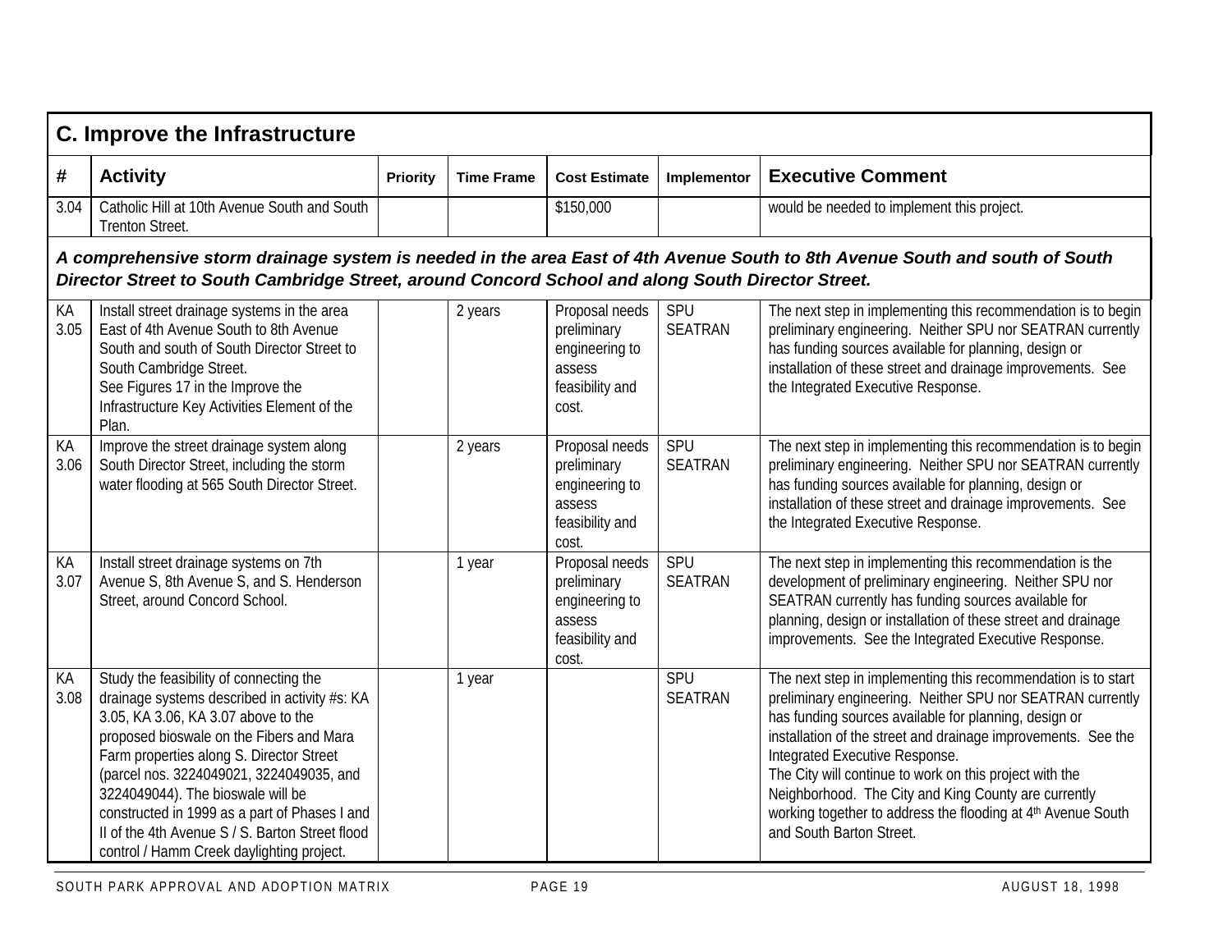## C. Improve the Infrastructure

| # | Activity | Priority | Time Frame | Cost Estimate | Implementor | Executive Comment |
|---|---|---|---|---|---|---|
| 3.04 | Catholic Hill at 10th Avenue South and South Trenton Street. | | | $150,000 | | would be needed to implement this project. |
| ***A comprehensive storm drainage system is needed in the area East of 4th Avenue South to 8th Avenue South and south of South Director Street to South Cambridge Street, around Concord School and along South Director Street.*** | | | | | | |
| KA 3.05 | Install street drainage systems in the area East of 4th Avenue South to 8th Avenue South and south of South Director Street to South Cambridge Street. See Figures 17 in the Improve the Infrastructure Key Activities Element of the Plan. | | 2 years | Proposal needs preliminary engineering to assess feasibility and cost. | SPU SEATRAN | The next step in implementing this recommendation is to begin preliminary engineering. Neither SPU nor SEATRAN currently has funding sources available for planning, design or installation of these street and drainage improvements. See the Integrated Executive Response. |
| KA 3.06 | Improve the street drainage system along South Director Street, including the storm water flooding at 565 South Director Street. | | 2 years | Proposal needs preliminary engineering to assess feasibility and cost. | SPU SEATRAN | The next step in implementing this recommendation is to begin preliminary engineering. Neither SPU nor SEATRAN currently has funding sources available for planning, design or installation of these street and drainage improvements. See the Integrated Executive Response. |
| KA 3.07 | Install street drainage systems on 7th Avenue S, 8th Avenue S, and S. Henderson Street, around Concord School. | | 1 year | Proposal needs preliminary engineering to assess feasibility and cost. | SPU SEATRAN | The next step in implementing this recommendation is the development of preliminary engineering. Neither SPU nor SEATRAN currently has funding sources available for planning, design or installation of these street and drainage improvements. See the Integrated Executive Response. |
| KA 3.08 | Study the feasibility of connecting the drainage systems described in activity #s: KA 3.05, KA 3.06, KA 3.07 above to the proposed bioswale on the Fibers and Mara Farm properties along S. Director Street (parcel nos. 3224049021, 3224049035, and 3224049044). The bioswale will be constructed in 1999 as a part of Phases I and II of the 4th Avenue S / S. Barton Street flood control / Hamm Creek daylighting project. | | 1 year | | SPU SEATRAN | The next step in implementing this recommendation is to start preliminary engineering. Neither SPU nor SEATRAN currently has funding sources available for planning, design or installation of the street and drainage improvements. See the Integrated Executive Response. The City will continue to work on this project with the Neighborhood. The City and King County are currently working together to address the flooding at 4th Avenue South and South Barton Street. |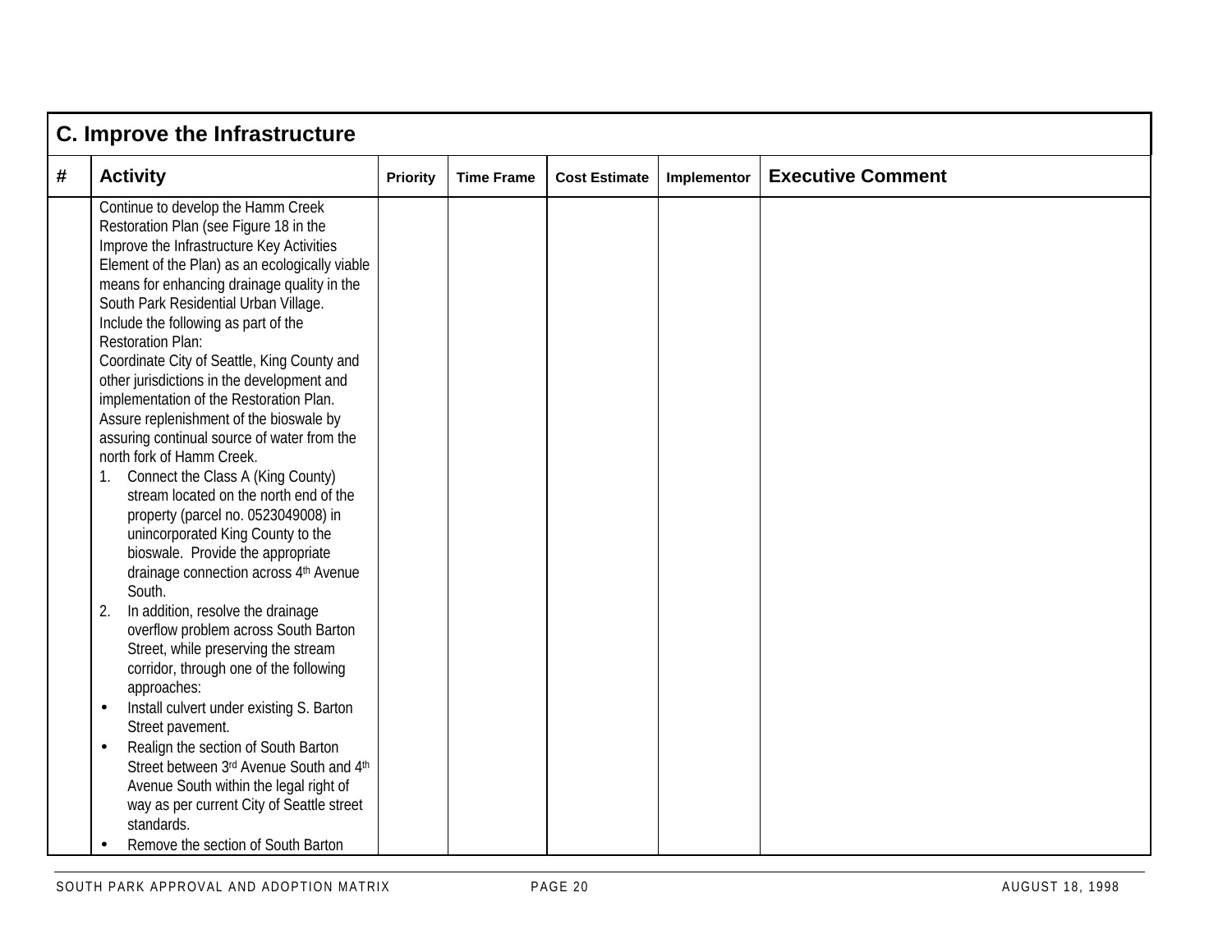| C. Improve the Infrastructure | | | | | | |
|---|---|---|---|---|---|---|
| # | Activity | Priority | Time Frame | Cost Estimate | Implementor | Executive Comment |
| | Continue to develop the Hamm Creek Restoration Plan (see Figure 18 in the Improve the Infrastructure Key Activities Element of the Plan) as an ecologically viable means for enhancing drainage quality in the South Park Residential Urban Village. Include the following as part of the Restoration Plan:<br>Coordinate City of Seattle, King County and other jurisdictions in the development and implementation of the Restoration Plan.<br>Assure replenishment of the bioswale by assuring continual source of water from the north fork of Hamm Creek.<br>1. Connect the Class A (King County) stream located on the north end of the property (parcel no. 0523049008) in unincorporated King County to the bioswale. Provide the appropriate drainage connection across 4th Avenue South.<br>2. In addition, resolve the drainage overflow problem across South Barton Street, while preserving the stream corridor, through one of the following approaches:<br>• Install culvert under existing S. Barton Street pavement.<br>• Realign the section of South Barton Street between 3rd Avenue South and 4th Avenue South within the legal right of way as per current City of Seattle street standards.<br>• Remove the section of South Barton | | | | | |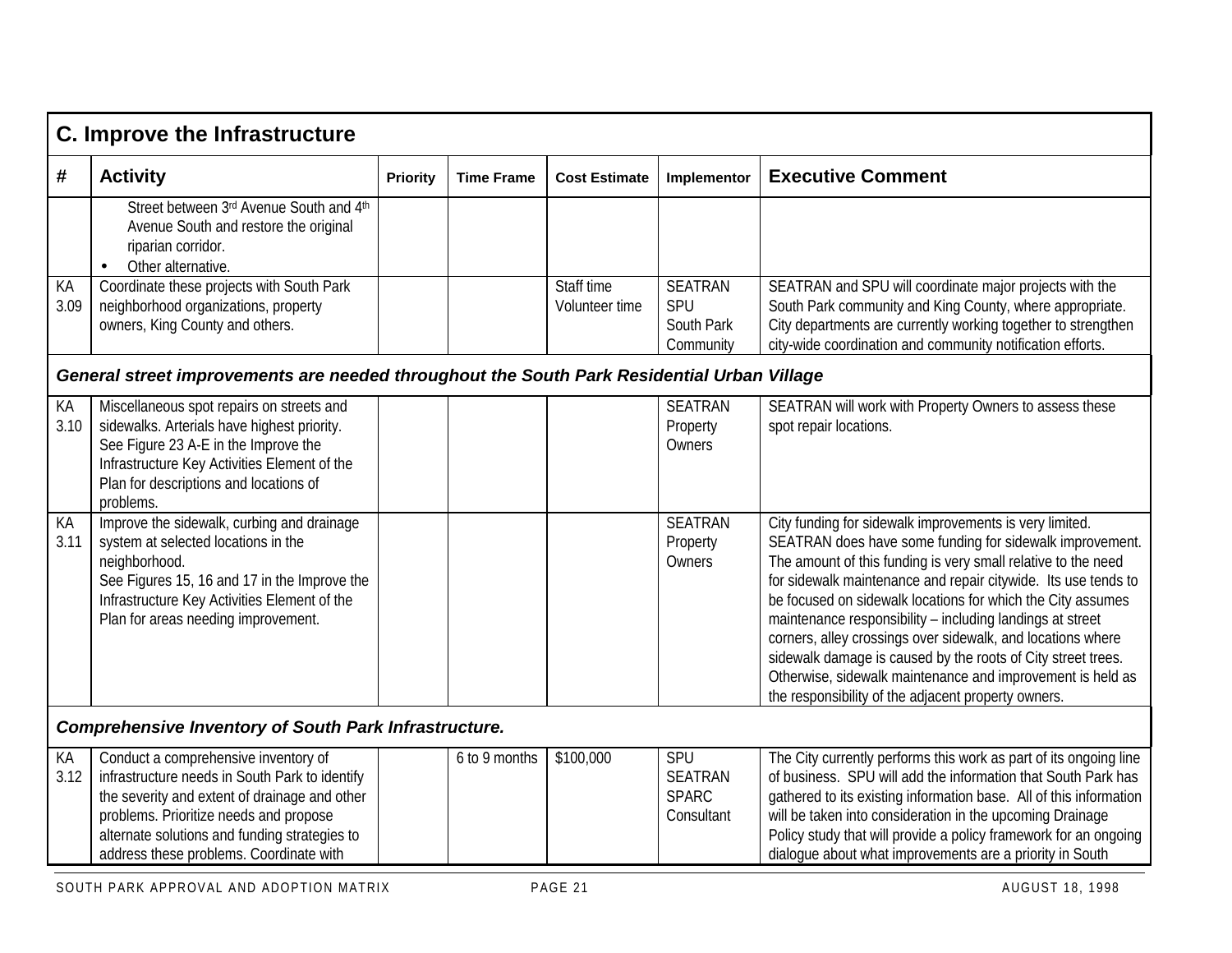## C. Improve the Infrastructure

| # | Activity | Priority | Time Frame | Cost Estimate | Implementor | Executive Comment |
|---|---|---|---|---|---|---|
| | Street between 3rd Avenue South and 4th Avenue South and restore the original riparian corridor.<br>• Other alternative. | | | | | |
| KA 3.09 | Coordinate these projects with South Park neighborhood organizations, property owners, King County and others. | | | Staff time<br>Volunteer time | SEATRAN<br>SPU<br>South Park Community | SEATRAN and SPU will coordinate major projects with the South Park community and King County, where appropriate. City departments are currently working together to strengthen city-wide coordination and community notification efforts. |
| ***General street improvements are needed throughout the South Park Residential Urban Village*** | | | | | | |
| KA 3.10 | Miscellaneous spot repairs on streets and sidewalks. Arterials have highest priority. See Figure 23 A-E in the Improve the Infrastructure Key Activities Element of the Plan for descriptions and locations of problems. | | | | SEATRAN<br>Property Owners | SEATRAN will work with Property Owners to assess these spot repair locations. |
| KA 3.11 | Improve the sidewalk, curbing and drainage system at selected locations in the neighborhood.<br>See Figures 15, 16 and 17 in the Improve the Infrastructure Key Activities Element of the Plan for areas needing improvement. | | | | SEATRAN<br>Property Owners | City funding for sidewalk improvements is very limited. SEATRAN does have some funding for sidewalk improvement. The amount of this funding is very small relative to the need for sidewalk maintenance and repair citywide. Its use tends to be focused on sidewalk locations for which the City assumes maintenance responsibility – including landings at street corners, alley crossings over sidewalk, and locations where sidewalk damage is caused by the roots of City street trees. Otherwise, sidewalk maintenance and improvement is held as the responsibility of the adjacent property owners. |
| ***Comprehensive Inventory of South Park Infrastructure.*** | | | | | | |
| KA 3.12 | Conduct a comprehensive inventory of infrastructure needs in South Park to identify the severity and extent of drainage and other problems. Prioritize needs and propose alternate solutions and funding strategies to address these problems. Coordinate with | | 6 to 9 months | $100,000 | SPU<br>SEATRAN<br>SPARC<br>Consultant | The City currently performs this work as part of its ongoing line of business. SPU will add the information that South Park has gathered to its existing information base. All of this information will be taken into consideration in the upcoming Drainage Policy study that will provide a policy framework for an ongoing dialogue about what improvements are a priority in South |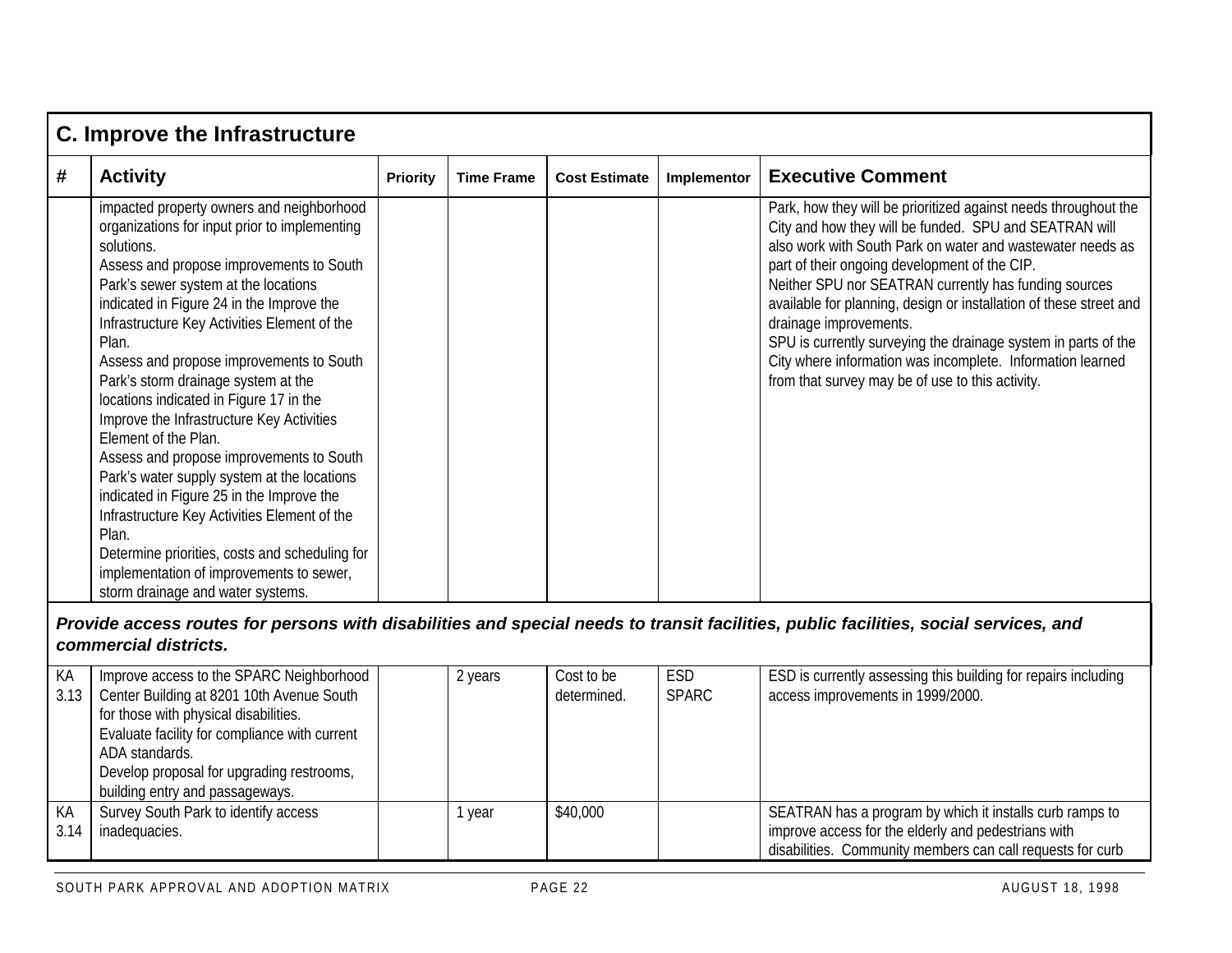## C. Improve the Infrastructure

| # | Activity | Priority | Time Frame | Cost Estimate | Implementor | Executive Comment |
|---|---|---|---|---|---|---|
| | impacted property owners and neighborhood organizations for input prior to implementing solutions.<br>Assess and propose improvements to South Park's sewer system at the locations indicated in Figure 24 in the Improve the Infrastructure Key Activities Element of the Plan.<br>Assess and propose improvements to South Park's storm drainage system at the locations indicated in Figure 17 in the Improve the Infrastructure Key Activities Element of the Plan.<br>Assess and propose improvements to South Park's water supply system at the locations indicated in Figure 25 in the Improve the Infrastructure Key Activities Element of the Plan.<br>Determine priorities, costs and scheduling for implementation of improvements to sewer, storm drainage and water systems. | | | | | Park, how they will be prioritized against needs throughout the City and how they will be funded. SPU and SEATRAN will also work with South Park on water and wastewater needs as part of their ongoing development of the CIP.<br>Neither SPU nor SEATRAN currently has funding sources available for planning, design or installation of these street and drainage improvements.<br>SPU is currently surveying the drainage system in parts of the City where information was incomplete. Information learned from that survey may be of use to this activity. |
| ***Provide access routes for persons with disabilities and special needs to transit facilities, public facilities, social services, and commercial districts.*** | | | | | | |
| KA 3.13 | Improve access to the SPARC Neighborhood Center Building at 8201 10th Avenue South for those with physical disabilities.<br>Evaluate facility for compliance with current ADA standards.<br>Develop proposal for upgrading restrooms, building entry and passageways. | | 2 years | Cost to be determined. | ESD<br>SPARC | ESD is currently assessing this building for repairs including access improvements in 1999/2000. |
| KA 3.14 | Survey South Park to identify access inadequacies. | | 1 year | $40,000 | | SEATRAN has a program by which it installs curb ramps to improve access for the elderly and pedestrians with disabilities. Community members can call requests for curb |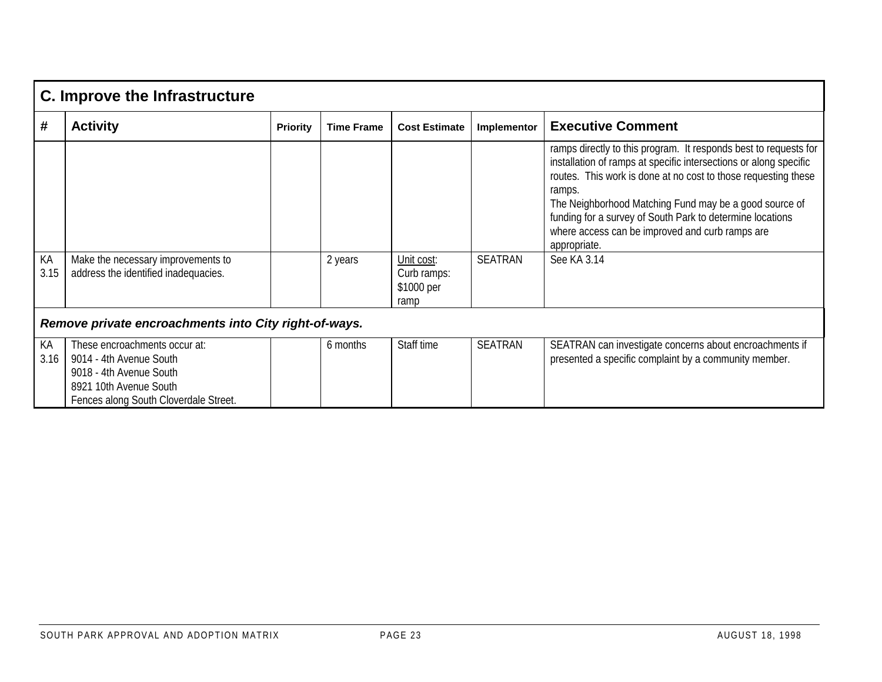| C. Improve the Infrastructure | | | | | | |
|---|---|---|---|---|---|---|
| # | Activity | Priority | Time Frame | Cost Estimate | Implementor | Executive Comment |
| | | | | | | ramps directly to this program. It responds best to requests for installation of ramps at specific intersections or along specific routes. This work is done at no cost to those requesting these ramps.<br>The Neighborhood Matching Fund may be a good source of funding for a survey of South Park to determine locations where access can be improved and curb ramps are appropriate. |
| KA 3.15 | Make the necessary improvements to address the identified inadequacies. | | 2 years | Unit cost: Curb ramps: $1000 per ramp | SEATRAN | See KA 3.14 |
| ***Remove private encroachments into City right-of-ways.*** | | | | | | |
| KA 3.16 | These encroachments occur at:<br>9014 - 4th Avenue South<br>9018 - 4th Avenue South<br>8921 10th Avenue South<br>Fences along South Cloverdale Street. | | 6 months | Staff time | SEATRAN | SEATRAN can investigate concerns about encroachments if presented a specific complaint by a community member. |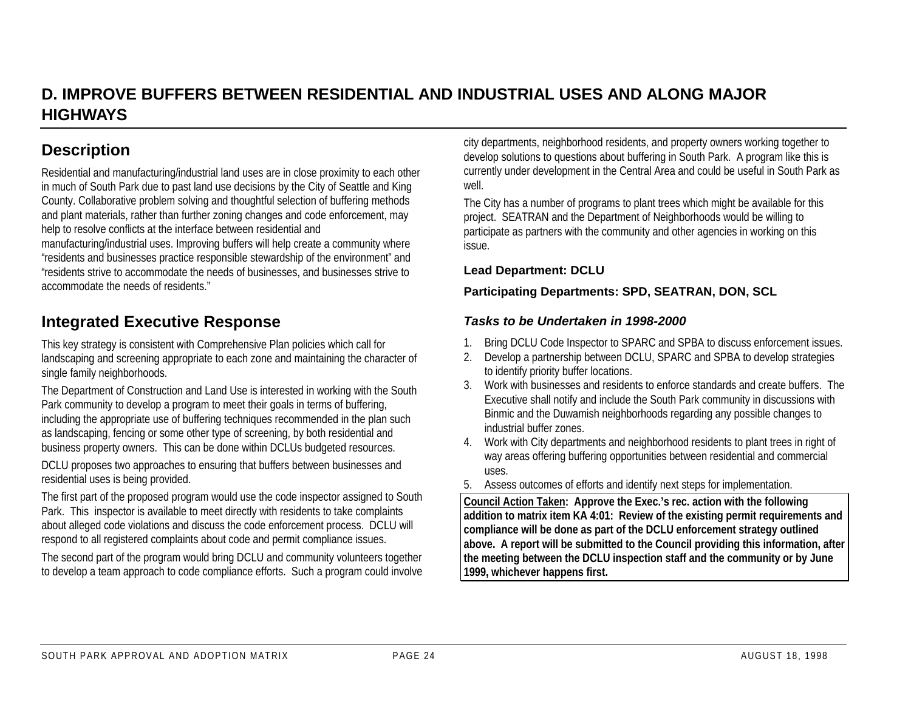## D. IMPROVE BUFFERS BETWEEN RESIDENTIAL AND INDUSTRIAL USES AND ALONG MAJOR HIGHWAYS

### Description

Residential and manufacturing/industrial land uses are in close proximity to each other in much of South Park due to past land use decisions by the City of Seattle and King County. Collaborative problem solving and thoughtful selection of buffering methods and plant materials, rather than further zoning changes and code enforcement, may help to resolve conflicts at the interface between residential and manufacturing/industrial uses. Improving buffers will help create a community where "residents and businesses practice responsible stewardship of the environment" and "residents strive to accommodate the needs of businesses, and businesses strive to accommodate the needs of residents."

### Integrated Executive Response

This key strategy is consistent with Comprehensive Plan policies which call for landscaping and screening appropriate to each zone and maintaining the character of single family neighborhoods.

The Department of Construction and Land Use is interested in working with the South Park community to develop a program to meet their goals in terms of buffering, including the appropriate use of buffering techniques recommended in the plan such as landscaping, fencing or some other type of screening, by both residential and business property owners. This can be done within DCLUs budgeted resources.

DCLU proposes two approaches to ensuring that buffers between businesses and residential uses is being provided.

The first part of the proposed program would use the code inspector assigned to South Park. This inspector is available to meet directly with residents to take complaints about alleged code violations and discuss the code enforcement process. DCLU will respond to all registered complaints about code and permit compliance issues.

The second part of the program would bring DCLU and community volunteers together to develop a team approach to code compliance efforts. Such a program could involve city departments, neighborhood residents, and property owners working together to develop solutions to questions about buffering in South Park. A program like this is currently under development in the Central Area and could be useful in South Park as well.

The City has a number of programs to plant trees which might be available for this project. SEATRAN and the Department of Neighborhoods would be willing to participate as partners with the community and other agencies in working on this issue.

**Lead Department: DCLU**

**Participating Departments: SPD, SEATRAN, DON, SCL**

#### *Tasks to be Undertaken in 1998-2000*

1. Bring DCLU Code Inspector to SPARC and SPBA to discuss enforcement issues.
2. Develop a partnership between DCLU, SPARC and SPBA to develop strategies to identify priority buffer locations.
3. Work with businesses and residents to enforce standards and create buffers. The Executive shall notify and include the South Park community in discussions with Binmic and the Duwamish neighborhoods regarding any possible changes to industrial buffer zones.
4. Work with City departments and neighborhood residents to plant trees in right of way areas offering buffering opportunities between residential and commercial uses.
5. Assess outcomes of efforts and identify next steps for implementation.

**Council Action Taken: Approve the Exec.'s rec. action with the following addition to matrix item KA 4:01: Review of the existing permit requirements and compliance will be done as part of the DCLU enforcement strategy outlined above. A report will be submitted to the Council providing this information, after the meeting between the DCLU inspection staff and the community or by June 1999, whichever happens first.**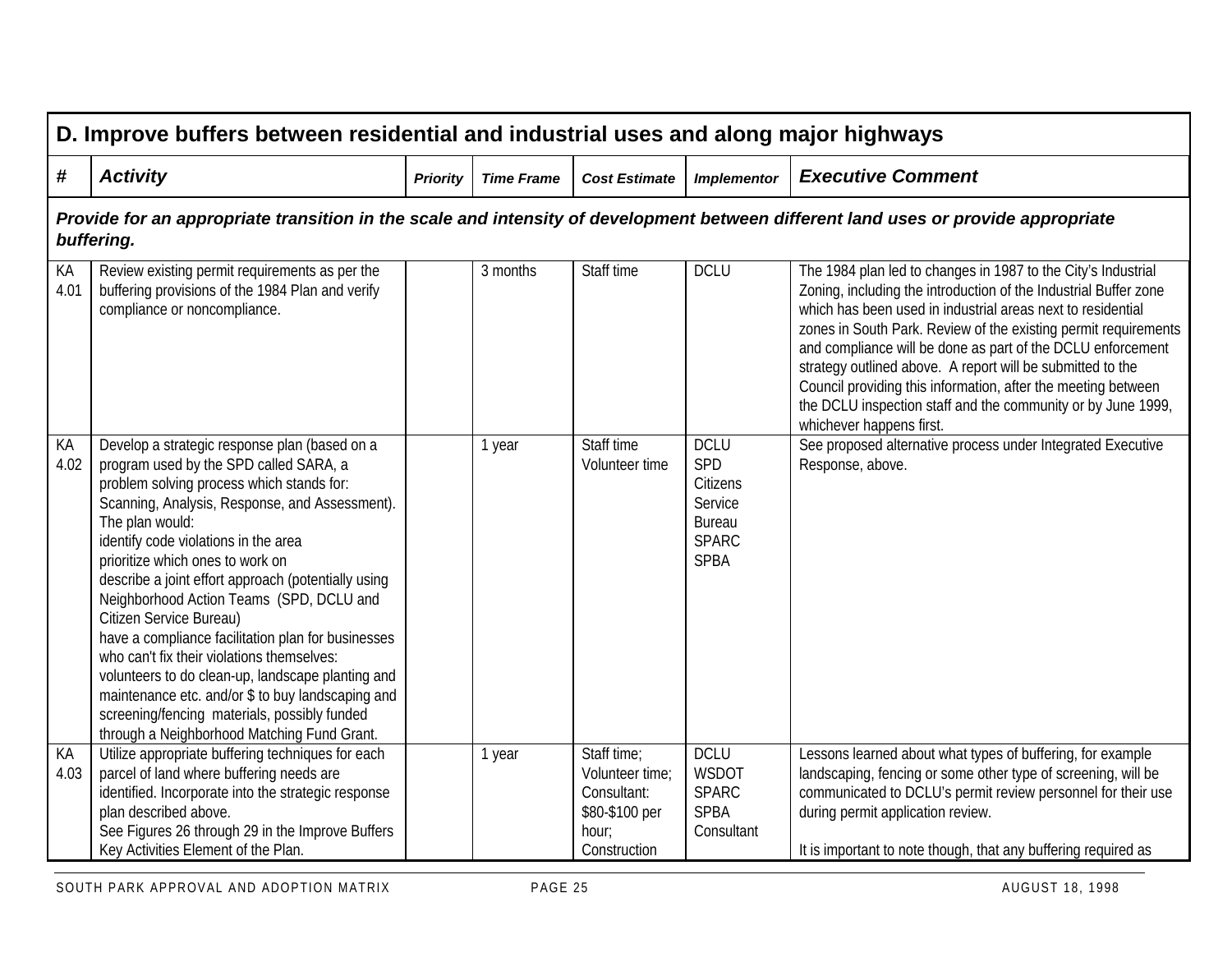## D. Improve buffers between residential and industrial uses and along major highways

| # | Activity | Priority | Time Frame | Cost Estimate | Implementor | Executive Comment |
|---|---|---|---|---|---|---|
| ***Provide for an appropriate transition in the scale and intensity of development between different land uses or provide appropriate buffering.*** | | | | | | |
| KA 4.01 | Review existing permit requirements as per the buffering provisions of the 1984 Plan and verify compliance or noncompliance. | | 3 months | Staff time | DCLU | The 1984 plan led to changes in 1987 to the City's Industrial Zoning, including the introduction of the Industrial Buffer zone which has been used in industrial areas next to residential zones in South Park. Review of the existing permit requirements and compliance will be done as part of the DCLU enforcement strategy outlined above. A report will be submitted to the Council providing this information, after the meeting between the DCLU inspection staff and the community or by June 1999, whichever happens first. |
| KA 4.02 | Develop a strategic response plan (based on a program used by the SPD called SARA, a problem solving process which stands for: Scanning, Analysis, Response, and Assessment). The plan would:<br>identify code violations in the area<br>prioritize which ones to work on<br>describe a joint effort approach (potentially using Neighborhood Action Teams (SPD, DCLU and Citizen Service Bureau)<br>have a compliance facilitation plan for businesses who can't fix their violations themselves: volunteers to do clean-up, landscape planting and maintenance etc. and/or $ to buy landscaping and screening/fencing materials, possibly funded through a Neighborhood Matching Fund Grant. | | 1 year | Staff time<br>Volunteer time | DCLU<br>SPD<br>Citizens Service Bureau<br>SPARC<br>SPBA | See proposed alternative process under Integrated Executive Response, above. |
| KA 4.03 | Utilize appropriate buffering techniques for each parcel of land where buffering needs are identified. Incorporate into the strategic response plan described above.<br>See Figures 26 through 29 in the Improve Buffers Key Activities Element of the Plan. | | 1 year | Staff time;<br>Volunteer time;<br>Consultant: $80-$100 per hour;<br>Construction | DCLU<br>WSDOT<br>SPARC<br>SPBA<br>Consultant | Lessons learned about what types of buffering, for example landscaping, fencing or some other type of screening, will be communicated to DCLU's permit review personnel for their use during permit application review.<br><br>It is important to note though, that any buffering required as |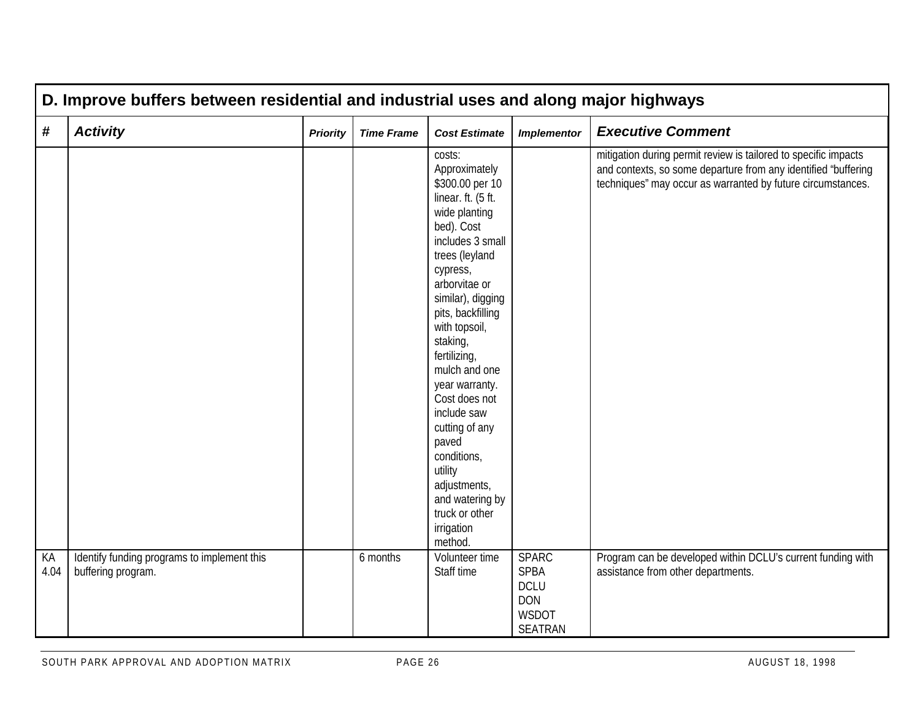| D. Improve buffers between residential and industrial uses and along major highways | | | | | | |
|---|---|---|---|---|---|---|
| **#** | ***Activity*** | ***Priority*** | ***Time Frame*** | ***Cost Estimate*** | ***Implementor*** | ***Executive Comment*** |
| | | | | costs: Approximately $300.00 per 10 linear. ft. (5 ft. wide planting bed). Cost includes 3 small trees (leyland cypress, arborvitae or similar), digging pits, backfilling with topsoil, staking, fertilizing, mulch and one year warranty. Cost does not include saw cutting of any paved conditions, utility adjustments, and watering by truck or other irrigation method. | | mitigation during permit review is tailored to specific impacts and contexts, so some departure from any identified "buffering techniques" may occur as warranted by future circumstances. |
| KA 4.04 | Identify funding programs to implement this buffering program. | | 6 months | Volunteer time Staff time | SPARC SPBA DCLU DON WSDOT SEATRAN | Program can be developed within DCLU's current funding with assistance from other departments. |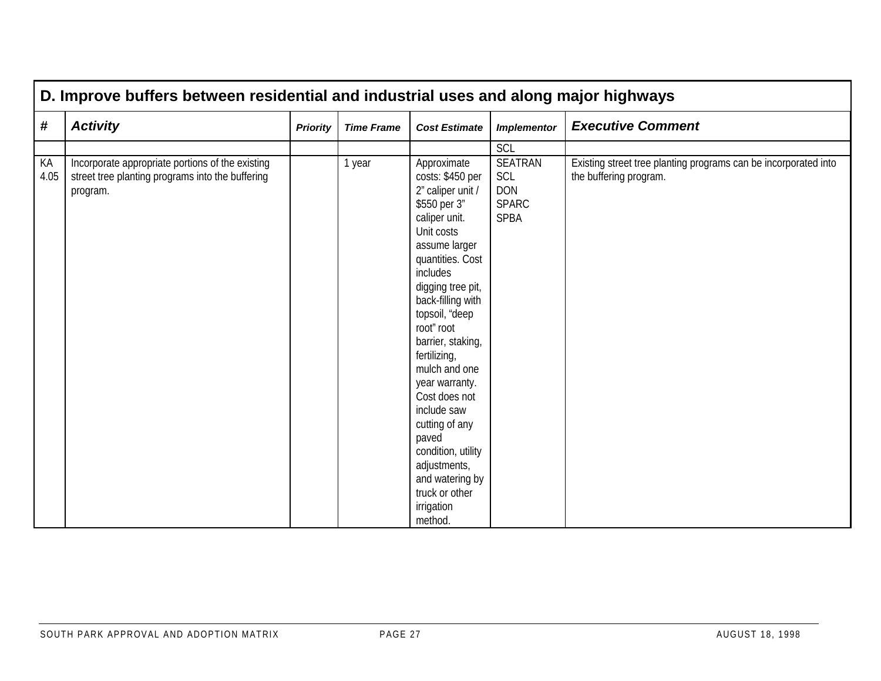| D. Improve buffers between residential and industrial uses and along major highways | | | | | | |
|---|---|---|---|---|---|---|
| **#** | ***Activity*** | ***Priority*** | ***Time Frame*** | ***Cost Estimate*** | ***Implementor*** | ***Executive Comment*** |
| | | | | | SCL | |
| KA 4.05 | Incorporate appropriate portions of the existing street tree planting programs into the buffering program. | | 1 year | Approximate costs: $450 per 2” caliper unit / $550 per 3” caliper unit. Unit costs assume larger quantities. Cost includes digging tree pit, back-filling with topsoil, “deep root” root barrier, staking, fertilizing, mulch and one year warranty. Cost does not include saw cutting of any paved condition, utility adjustments, and watering by truck or other irrigation method. | SEATRAN SCL DON SPARC SPBA | Existing street tree planting programs can be incorporated into the buffering program. |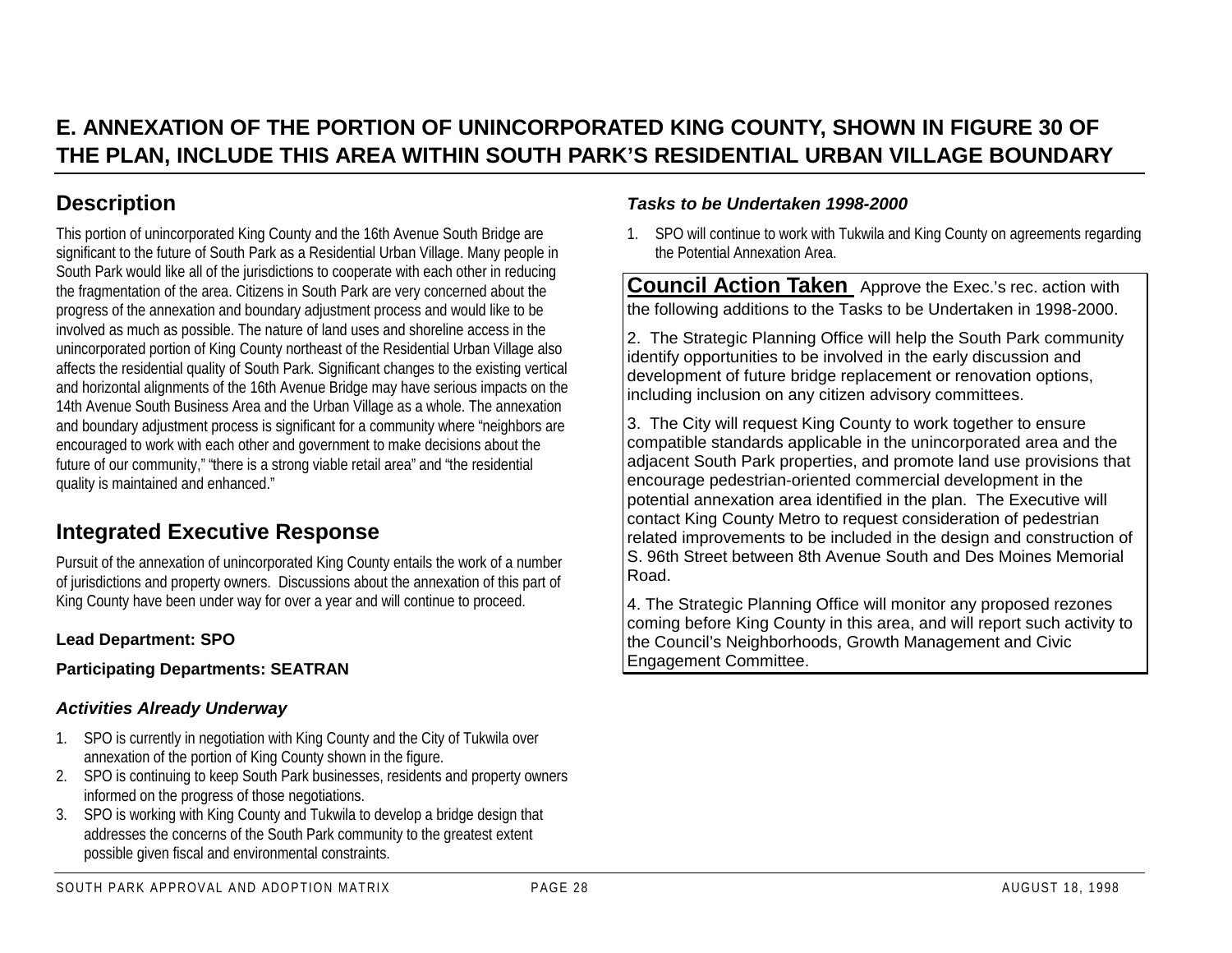## E. ANNEXATION OF THE PORTION OF UNINCORPORATED KING COUNTY, SHOWN IN FIGURE 30 OF THE PLAN, INCLUDE THIS AREA WITHIN SOUTH PARK'S RESIDENTIAL URBAN VILLAGE BOUNDARY

### Description

This portion of unincorporated King County and the 16th Avenue South Bridge are significant to the future of South Park as a Residential Urban Village. Many people in South Park would like all of the jurisdictions to cooperate with each other in reducing the fragmentation of the area. Citizens in South Park are very concerned about the progress of the annexation and boundary adjustment process and would like to be involved as much as possible. The nature of land uses and shoreline access in the unincorporated portion of King County northeast of the Residential Urban Village also affects the residential quality of South Park. Significant changes to the existing vertical and horizontal alignments of the 16th Avenue Bridge may have serious impacts on the 14th Avenue South Business Area and the Urban Village as a whole. The annexation and boundary adjustment process is significant for a community where "neighbors are encouraged to work with each other and government to make decisions about the future of our community," "there is a strong viable retail area" and "the residential quality is maintained and enhanced."

### Integrated Executive Response

Pursuit of the annexation of unincorporated King County entails the work of a number of jurisdictions and property owners. Discussions about the annexation of this part of King County have been under way for over a year and will continue to proceed.

**Lead Department: SPO**

**Participating Departments: SEATRAN**

#### *Activities Already Underway*

1. SPO is currently in negotiation with King County and the City of Tukwila over annexation of the portion of King County shown in the figure.
2. SPO is continuing to keep South Park businesses, residents and property owners informed on the progress of those negotiations.
3. SPO is working with King County and Tukwila to develop a bridge design that addresses the concerns of the South Park community to the greatest extent possible given fiscal and environmental constraints.

#### *Tasks to be Undertaken 1998-2000*

1. SPO will continue to work with Tukwila and King County on agreements regarding the Potential Annexation Area.

**Council Action Taken** Approve the Exec.'s rec. action with the following additions to the Tasks to be Undertaken in 1998-2000.

2. The Strategic Planning Office will help the South Park community identify opportunities to be involved in the early discussion and development of future bridge replacement or renovation options, including inclusion on any citizen advisory committees.

3. The City will request King County to work together to ensure compatible standards applicable in the unincorporated area and the adjacent South Park properties, and promote land use provisions that encourage pedestrian-oriented commercial development in the potential annexation area identified in the plan. The Executive will contact King County Metro to request consideration of pedestrian related improvements to be included in the design and construction of S. 96th Street between 8th Avenue South and Des Moines Memorial Road.

4. The Strategic Planning Office will monitor any proposed rezones coming before King County in this area, and will report such activity to the Council's Neighborhoods, Growth Management and Civic Engagement Committee.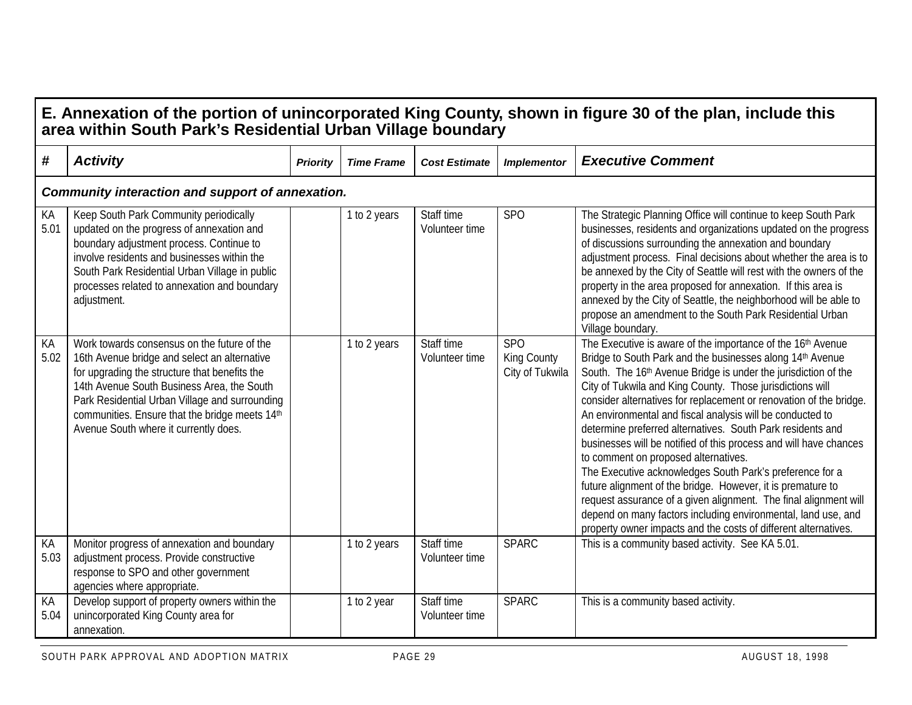| E. Annexation of the portion of unincorporated King County, shown in figure 30 of the plan, include this area within South Park's Residential Urban Village boundary | | | | | | |
|---|---|---|---|---|---|---|
| **#** | ***Activity*** | ***Priority*** | ***Time Frame*** | ***Cost Estimate*** | ***Implementor*** | ***Executive Comment*** |
| ***Community interaction and support of annexation.*** | | | | | | |
| KA 5.01 | Keep South Park Community periodically updated on the progress of annexation and boundary adjustment process. Continue to involve residents and businesses within the South Park Residential Urban Village in public processes related to annexation and boundary adjustment. | | 1 to 2 years | Staff time Volunteer time | SPO | The Strategic Planning Office will continue to keep South Park businesses, residents and organizations updated on the progress of discussions surrounding the annexation and boundary adjustment process. Final decisions about whether the area is to be annexed by the City of Seattle will rest with the owners of the property in the area proposed for annexation. If this area is annexed by the City of Seattle, the neighborhood will be able to propose an amendment to the South Park Residential Urban Village boundary. |
| KA 5.02 | Work towards consensus on the future of the 16th Avenue bridge and select an alternative for upgrading the structure that benefits the 14th Avenue South Business Area, the South Park Residential Urban Village and surrounding communities. Ensure that the bridge meets 14th Avenue South where it currently does. | | 1 to 2 years | Staff time Volunteer time | SPO King County City of Tukwila | The Executive is aware of the importance of the 16th Avenue Bridge to South Park and the businesses along 14th Avenue South. The 16th Avenue Bridge is under the jurisdiction of the City of Tukwila and King County. Those jurisdictions will consider alternatives for replacement or renovation of the bridge. An environmental and fiscal analysis will be conducted to determine preferred alternatives. South Park residents and businesses will be notified of this process and will have chances to comment on proposed alternatives. The Executive acknowledges South Park's preference for a future alignment of the bridge. However, it is premature to request assurance of a given alignment. The final alignment will depend on many factors including environmental, land use, and property owner impacts and the costs of different alternatives. |
| KA 5.03 | Monitor progress of annexation and boundary adjustment process. Provide constructive response to SPO and other government agencies where appropriate. | | 1 to 2 years | Staff time Volunteer time | SPARC | This is a community based activity. See KA 5.01. |
| KA 5.04 | Develop support of property owners within the unincorporated King County area for annexation. | | 1 to 2 year | Staff time Volunteer time | SPARC | This is a community based activity. |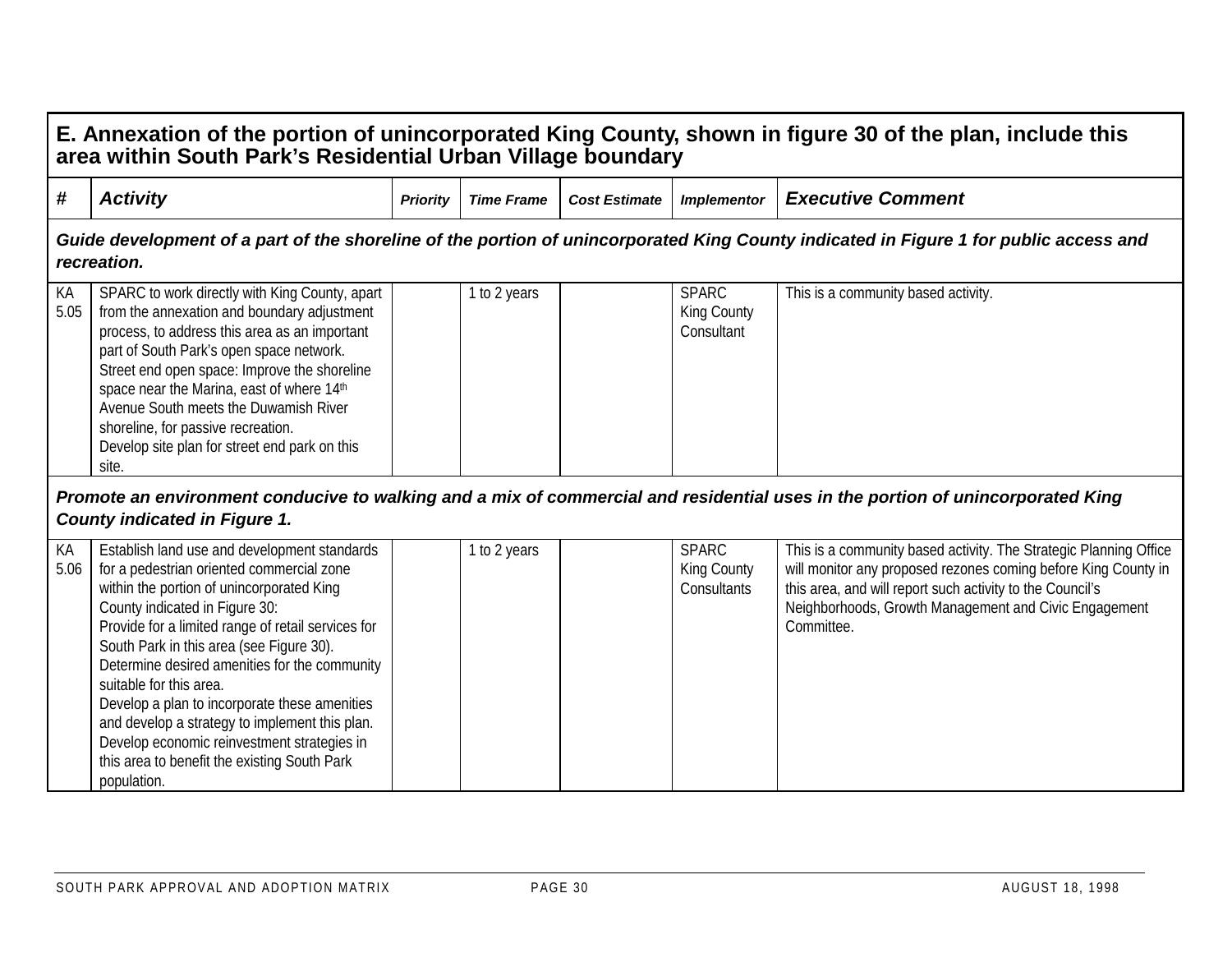| E. Annexation of the portion of unincorporated King County, shown in figure 30 of the plan, include this area within South Park's Residential Urban Village boundary | | | | | | |
|---|---|---|---|---|---|---|
| **#** | ***Activity*** | ***Priority*** | ***Time Frame*** | ***Cost Estimate*** | ***Implementor*** | ***Executive Comment*** |
| ***Guide development of a part of the shoreline of the portion of unincorporated King County indicated in Figure 1 for public access and recreation.*** | | | | | | |
| KA 5.05 | SPARC to work directly with King County, apart from the annexation and boundary adjustment process, to address this area as an important part of South Park's open space network. Street end open space: Improve the shoreline space near the Marina, east of where 14th Avenue South meets the Duwamish River shoreline, for passive recreation. Develop site plan for street end park on this site. | | 1 to 2 years | | SPARC King County Consultant | This is a community based activity. |
| ***Promote an environment conducive to walking and a mix of commercial and residential uses in the portion of unincorporated King County indicated in Figure 1.*** | | | | | | |
| KA 5.06 | Establish land use and development standards for a pedestrian oriented commercial zone within the portion of unincorporated King County indicated in Figure 30: Provide for a limited range of retail services for South Park in this area (see Figure 30). Determine desired amenities for the community suitable for this area. Develop a plan to incorporate these amenities and develop a strategy to implement this plan. Develop economic reinvestment strategies in this area to benefit the existing South Park population. | | 1 to 2 years | | SPARC King County Consultants | This is a community based activity. The Strategic Planning Office will monitor any proposed rezones coming before King County in this area, and will report such activity to the Council's Neighborhoods, Growth Management and Civic Engagement Committee. |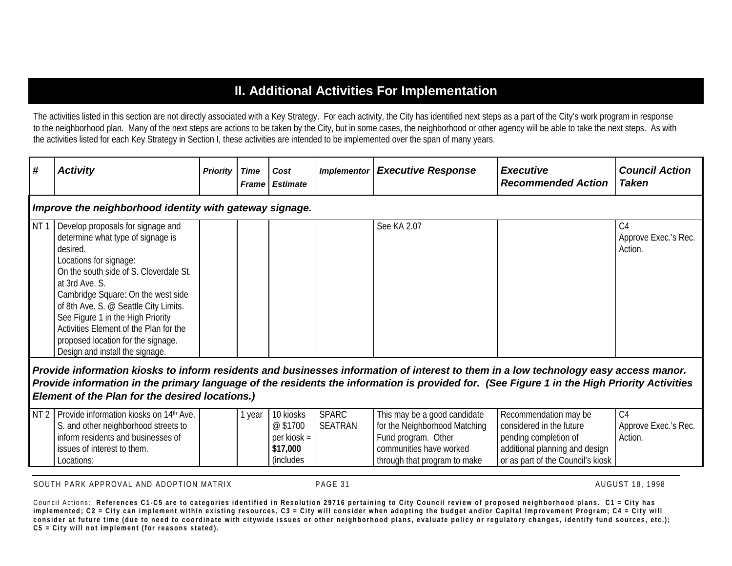## II. Additional Activities For Implementation

The activities listed in this section are not directly associated with a Key Strategy. For each activity, the City has identified next steps as a part of the City's work program in response to the neighborhood plan. Many of the next steps are actions to be taken by the City, but in some cases, the neighborhood or other agency will be able to take the next steps. As with the activities listed for each Key Strategy in Section I, these activities are intended to be implemented over the span of many years.

| # | Activity | Priority | Time Frame | Cost Estimate | Implementor | Executive Response | Executive Recommended Action | Council Action Taken |
|---|---|---|---|---|---|---|---|---|
| ***Improve the neighborhood identity with gateway signage.*** | | | | | | | | |
| NT 1 | Develop proposals for signage and determine what type of signage is desired.<br>Locations for signage:<br>On the south side of S. Cloverdale St. at 3rd Ave. S.<br>Cambridge Square: On the west side of 8th Ave. S. @ Seattle City Limits.<br>See Figure 1 in the High Priority Activities Element of the Plan for the proposed location for the signage.<br>Design and install the signage. | | | | | See KA 2.07 | | C4<br>Approve Exec.'s Rec. Action. |
| ***Provide information kiosks to inform residents and businesses information of interest to them in a low technology easy access manor. Provide information in the primary language of the residents the information is provided for. (See Figure 1 in the High Priority Activities Element of the Plan for the desired locations.)*** | | | | | | | | |
| NT 2 | Provide information kiosks on 14th Ave. S. and other neighborhood streets to inform residents and businesses of issues of interest to them.<br>Locations: | | 1 year | 10 kiosks @ $1700 per kiosk = **$17,000** (includes | SPARC<br>SEATRAN | This may be a good candidate for the Neighborhood Matching Fund program. Other communities have worked through that program to make | Recommendation may be considered in the future pending completion of additional planning and design or as part of the Council's kiosk | C4<br>Approve Exec.'s Rec. Action. |

Council Actions: **References C1-C5 are to categories identified in Resolution 29716 pertaining to City Council review of proposed neighborhood plans. C1 = City has implemented; C2 = City can implement within existing resources, C3 = City will consider when adopting the budget and/or Capital Improvement Program; C4 = City will consider at future time (due to need to coordinate with citywide issues or other neighborhood plans, evaluate policy or regulatory changes, identify fund sources, etc.); C5 = City will not implement (for reasons stated).**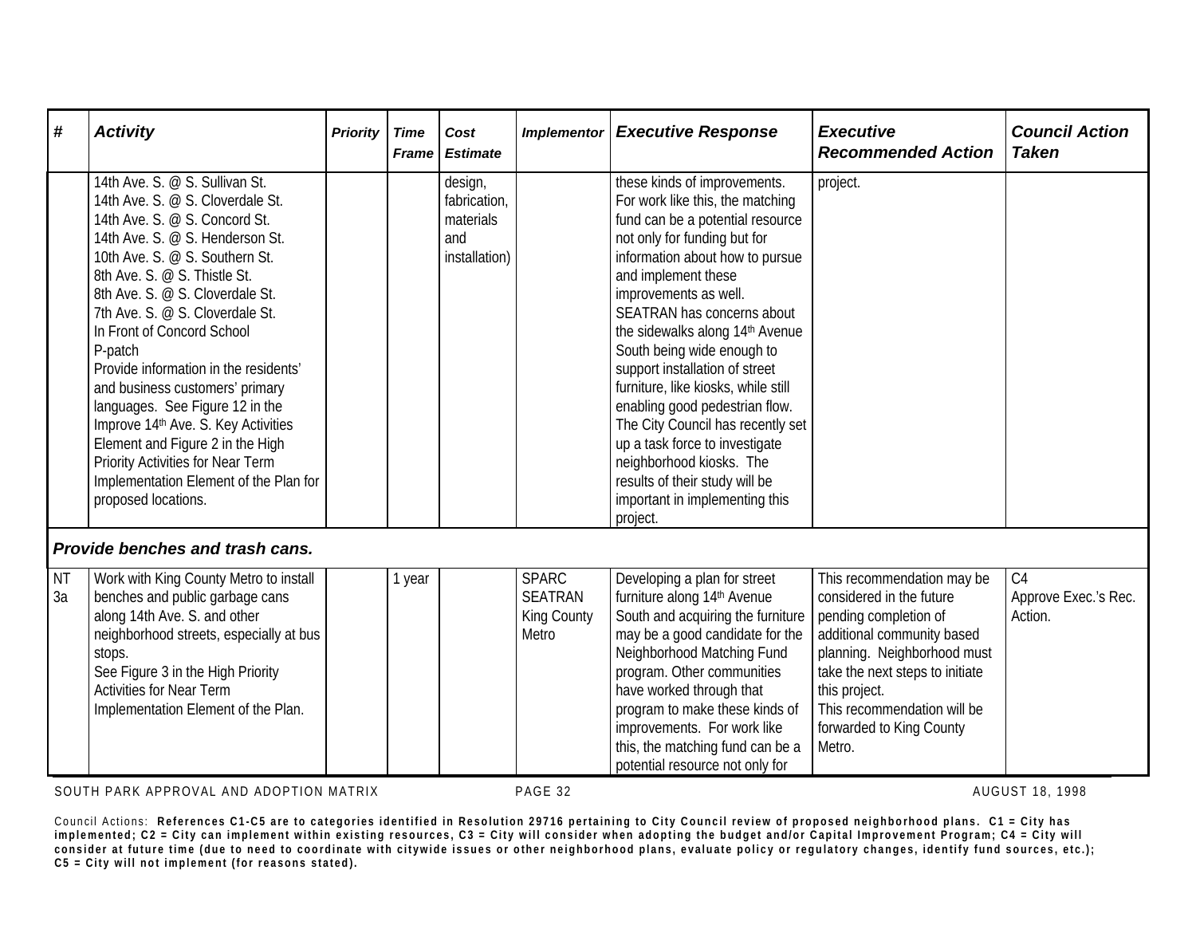| # | Activity | Priority | Time Frame | Cost Estimate | Implementor | Executive Response | Executive Recommended Action | Council Action Taken |
|---|---|---|---|---|---|---|---|---|
| | 14th Ave. S. @ S. Sullivan St.<br>14th Ave. S. @ S. Cloverdale St.<br>14th Ave. S. @ S. Concord St.<br>14th Ave. S. @ S. Henderson St.<br>10th Ave. S. @ S. Southern St.<br>8th Ave. S. @ S. Thistle St.<br>8th Ave. S. @ S. Cloverdale St.<br>7th Ave. S. @ S. Cloverdale St.<br>In Front of Concord School<br>P-patch<br>Provide information in the residents' and business customers' primary languages. See Figure 12 in the Improve 14th Ave. S. Key Activities Element and Figure 2 in the High Priority Activities for Near Term Implementation Element of the Plan for proposed locations. | | | design, fabrication, materials and installation) | | these kinds of improvements. For work like this, the matching fund can be a potential resource not only for funding but for information about how to pursue and implement these improvements as well. SEATRAN has concerns about the sidewalks along 14th Avenue South being wide enough to support installation of street furniture, like kiosks, while still enabling good pedestrian flow. The City Council has recently set up a task force to investigate neighborhood kiosks. The results of their study will be important in implementing this project. | project. | |
| ***Provide benches and trash cans.*** | | | | | | | | |
| NT 3a | Work with King County Metro to install benches and public garbage cans along 14th Ave. S. and other neighborhood streets, especially at bus stops.<br>See Figure 3 in the High Priority Activities for Near Term Implementation Element of the Plan. | | 1 year | | SPARC<br>SEATRAN<br>King County Metro | Developing a plan for street furniture along 14th Avenue South and acquiring the furniture may be a good candidate for the Neighborhood Matching Fund program. Other communities have worked through that program to make these kinds of improvements. For work like this, the matching fund can be a potential resource not only for | This recommendation may be considered in the future pending completion of additional community based planning. Neighborhood must take the next steps to initiate this project.<br>This recommendation will be forwarded to King County Metro. | C4<br>Approve Exec.'s Rec. Action. |

Council Actions: **References C1-C5 are to categories identified in Resolution 29716 pertaining to City Council review of proposed neighborhood plans. C1 = City has implemented; C2 = City can implement within existing resources, C3 = City will consider when adopting the budget and/or Capital Improvement Program; C4 = City will consider at future time (due to need to coordinate with citywide issues or other neighborhood plans, evaluate policy or regulatory changes, identify fund sources, etc.); C5 = City will not implement (for reasons stated).**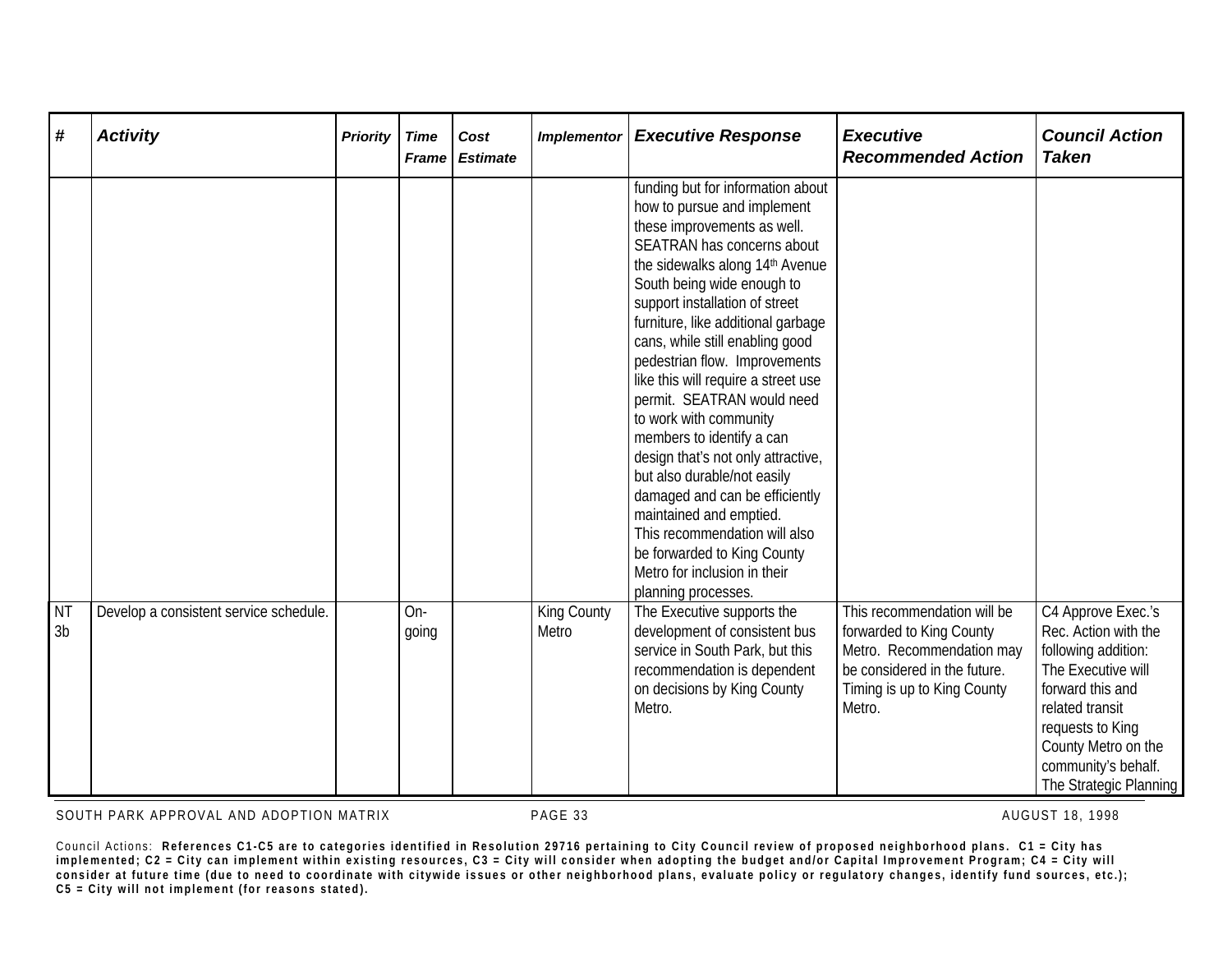| # | Activity | Priority | Time Frame | Cost Estimate | Implementor | Executive Response | Executive Recommended Action | Council Action Taken |
|---|---|---|---|---|---|---|---|---|
| | | | | | | funding but for information about how to pursue and implement these improvements as well. SEATRAN has concerns about the sidewalks along 14th Avenue South being wide enough to support installation of street furniture, like additional garbage cans, while still enabling good pedestrian flow. Improvements like this will require a street use permit. SEATRAN would need to work with community members to identify a can design that's not only attractive, but also durable/not easily damaged and can be efficiently maintained and emptied. This recommendation will also be forwarded to King County Metro for inclusion in their planning processes. | | |
| NT 3b | Develop a consistent service schedule. | | On-going | | King County Metro | The Executive supports the development of consistent bus service in South Park, but this recommendation is dependent on decisions by King County Metro. | This recommendation will be forwarded to King County Metro. Recommendation may be considered in the future. Timing is up to King County Metro. | C4 Approve Exec.'s Rec. Action with the following addition: The Executive will forward this and related transit requests to King County Metro on the community's behalf. The Strategic Planning |

Council Actions: **References C1-C5 are to categories identified in Resolution 29716 pertaining to City Council review of proposed neighborhood plans. C1 = City has implemented; C2 = City can implement within existing resources, C3 = City will consider when adopting the budget and/or Capital Improvement Program; C4 = City will consider at future time (due to need to coordinate with citywide issues or other neighborhood plans, evaluate policy or regulatory changes, identify fund sources, etc.); C5 = City will not implement (for reasons stated).**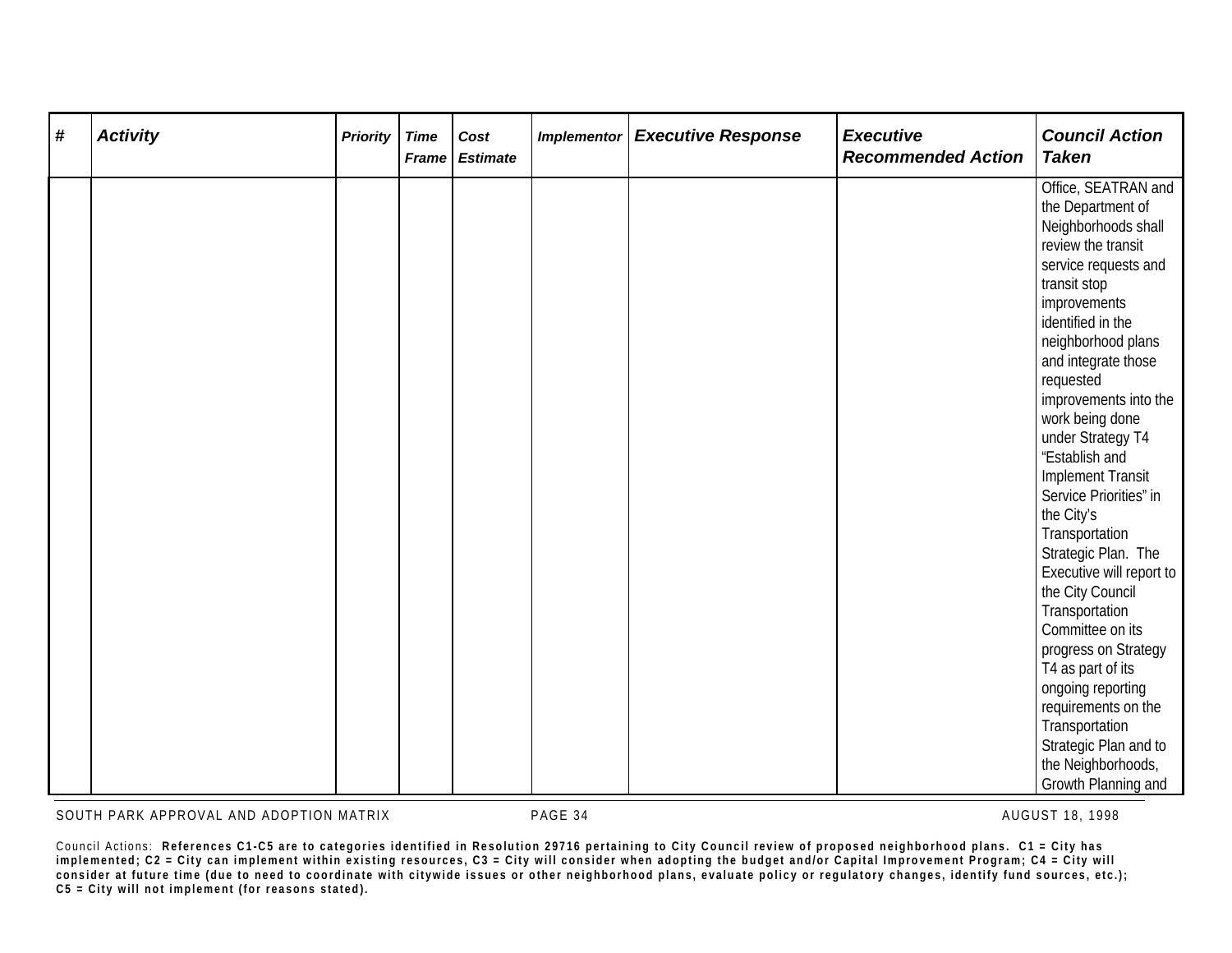| # | Activity | Priority | Time Frame | Cost Estimate | Implementor | Executive Response | Executive Recommended Action | Council Action Taken |
|---|---|---|---|---|---|---|---|---|
| | | | | | | | | Office, SEATRAN and the Department of Neighborhoods shall review the transit service requests and transit stop improvements identified in the neighborhood plans and integrate those requested improvements into the work being done under Strategy T4 "Establish and Implement Transit Service Priorities" in the City's Transportation Strategic Plan. The Executive will report to the City Council Transportation Committee on its progress on Strategy T4 as part of its ongoing reporting requirements on the Transportation Strategic Plan and to the Neighborhoods, Growth Planning and |

Council Actions: **References C1-C5 are to categories identified in Resolution 29716 pertaining to City Council review of proposed neighborhood plans. C1 = City has implemented; C2 = City can implement within existing resources, C3 = City will consider when adopting the budget and/or Capital Improvement Program; C4 = City will consider at future time (due to need to coordinate with citywide issues or other neighborhood plans, evaluate policy or regulatory changes, identify fund sources, etc.); C5 = City will not implement (for reasons stated).**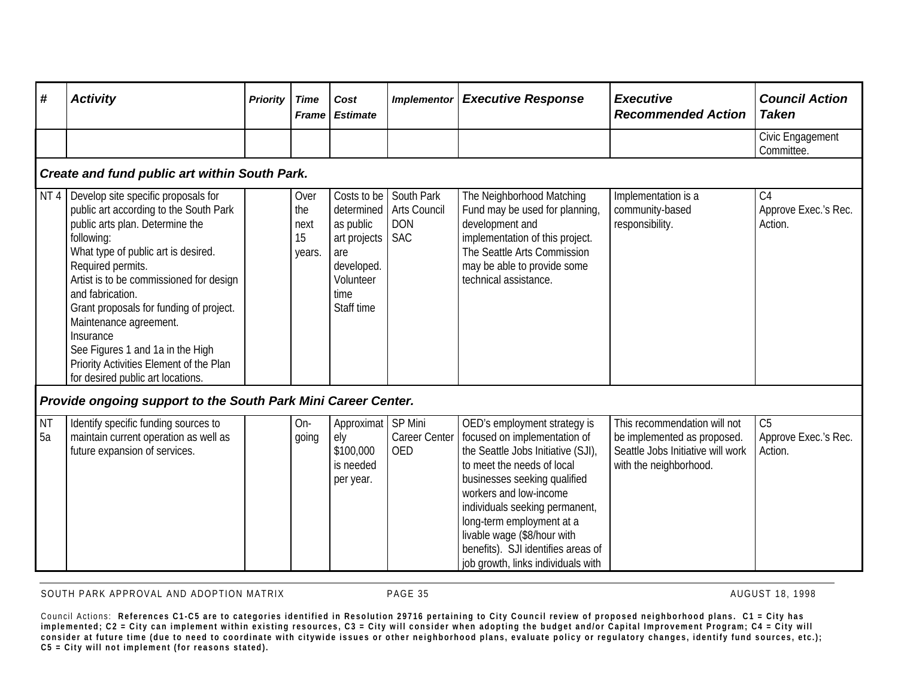| # | Activity | Priority | Time Frame | Cost Estimate | Implementor | Executive Response | Executive Recommended Action | Council Action Taken |
|---|---|---|---|---|---|---|---|---|
| | | | | | | | | Civic Engagement Committee. |
| ***Create and fund public art within South Park.*** | | | | | | | | |
| NT 4 | Develop site specific proposals for public art according to the South Park public arts plan. Determine the following:<br>What type of public art is desired.<br>Required permits.<br>Artist is to be commissioned for design and fabrication.<br>Grant proposals for funding of project.<br>Maintenance agreement.<br>Insurance<br>See Figures 1 and 1a in the High Priority Activities Element of the Plan for desired public art locations. | | Over the next 15 years. | Costs to be determined as public art projects are developed.<br>Volunteer time<br>Staff time | South Park Arts Council<br>DON<br>SAC | The Neighborhood Matching Fund may be used for planning, development and implementation of this project. The Seattle Arts Commission may be able to provide some technical assistance. | Implementation is a community-based responsibility. | C4<br>Approve Exec.'s Rec. Action. |
| ***Provide ongoing support to the South Park Mini Career Center.*** | | | | | | | | |
| NT 5a | Identify specific funding sources to maintain current operation as well as future expansion of services. | | On-going | Approximately $100,000 is needed per year. | SP Mini Career Center<br>OED | OED's employment strategy is focused on implementation of the Seattle Jobs Initiative (SJI), to meet the needs of local businesses seeking qualified workers and low-income individuals seeking permanent, long-term employment at a livable wage ($8/hour with benefits). SJI identifies areas of job growth, links individuals with | This recommendation will not be implemented as proposed. Seattle Jobs Initiative will work with the neighborhood. | C5<br>Approve Exec.'s Rec. Action. |

Council Actions: **References C1-C5 are to categories identified in Resolution 29716 pertaining to City Council review of proposed neighborhood plans. C1 = City has implemented; C2 = City can implement within existing resources, C3 = City will consider when adopting the budget and/or Capital Improvement Program; C4 = City will consider at future time (due to need to coordinate with citywide issues or other neighborhood plans, evaluate policy or regulatory changes, identify fund sources, etc.); C5 = City will not implement (for reasons stated).**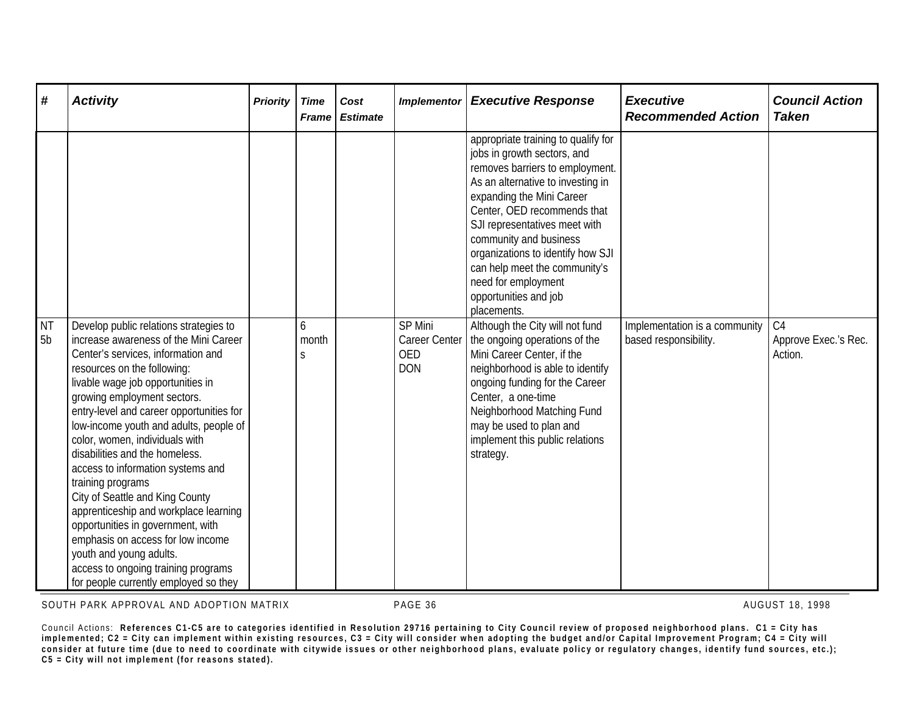| # | Activity | Priority | Time Frame | Cost Estimate | Implementor | Executive Response | Executive Recommended Action | Council Action Taken |
|---|---|---|---|---|---|---|---|---|
| | | | | | | appropriate training to qualify for jobs in growth sectors, and removes barriers to employment. As an alternative to investing in expanding the Mini Career Center, OED recommends that SJI representatives meet with community and business organizations to identify how SJI can help meet the community's need for employment opportunities and job placements. | | |
| NT 5b | Develop public relations strategies to increase awareness of the Mini Career Center's services, information and resources on the following:<br>livable wage job opportunities in growing employment sectors.<br>entry-level and career opportunities for low-income youth and adults, people of color, women, individuals with disabilities and the homeless.<br>access to information systems and training programs<br>City of Seattle and King County apprenticeship and workplace learning opportunities in government, with emphasis on access for low income youth and young adults.<br>access to ongoing training programs for people currently employed so they | | 6 months | | SP Mini Career Center<br>OED<br>DON | Although the City will not fund the ongoing operations of the Mini Career Center, if the neighborhood is able to identify ongoing funding for the Career Center, a one-time Neighborhood Matching Fund may be used to plan and implement this public relations strategy. | Implementation is a community based responsibility. | C4<br>Approve Exec.'s Rec. Action. |

Council Actions: **References C1-C5 are to categories identified in Resolution 29716 pertaining to City Council review of proposed neighborhood plans. C1 = City has implemented; C2 = City can implement within existing resources, C3 = City will consider when adopting the budget and/or Capital Improvement Program; C4 = City will consider at future time (due to need to coordinate with citywide issues or other neighborhood plans, evaluate policy or regulatory changes, identify fund sources, etc.); C5 = City will not implement (for reasons stated).**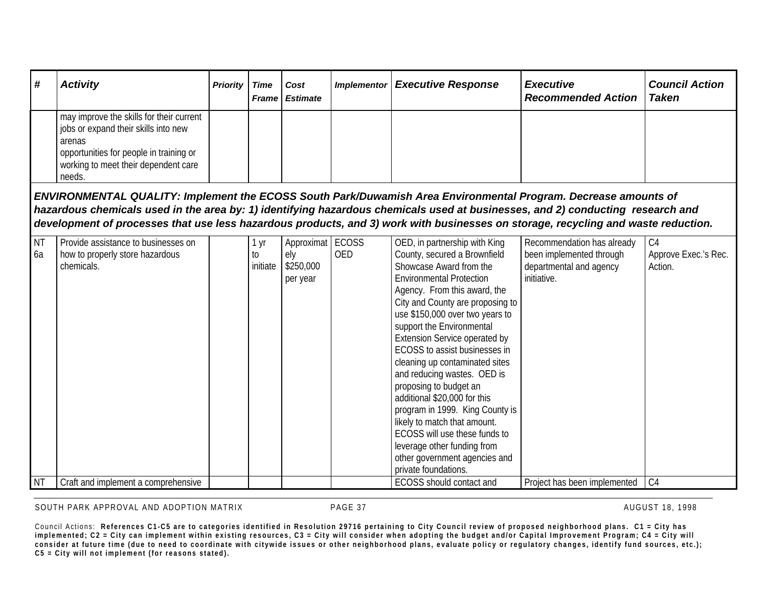| # | *Activity* | *Priority* | *Time Frame* | *Cost Estimate* | *Implementor* | *Executive Response* | *Executive Recommended Action* | *Council Action Taken* |
|---|---|---|---|---|---|---|---|---|
| | may improve the skills for their current jobs or expand their skills into new arenas<br>opportunities for people in training or working to meet their dependent care needs. | | | | | | | |
| ***ENVIRONMENTAL QUALITY: Implement the ECOSS South Park/Duwamish Area Environmental Program. Decrease amounts of hazardous chemicals used in the area by: 1) identifying hazardous chemicals used at businesses, and 2) conducting research and development of processes that use less hazardous products, and 3) work with businesses on storage, recycling and waste reduction.*** | | | | | | | | |
| NT 6a | Provide assistance to businesses on how to properly store hazardous chemicals. | | 1 yr to initiate | Approximately $250,000 per year | ECOSS<br>OED | OED, in partnership with King County, secured a Brownfield Showcase Award from the Environmental Protection Agency. From this award, the City and County are proposing to use $150,000 over two years to support the Environmental Extension Service operated by ECOSS to assist businesses in cleaning up contaminated sites and reducing wastes. OED is proposing to budget an additional $20,000 for this program in 1999. King County is likely to match that amount. ECOSS will use these funds to leverage other funding from other government agencies and private foundations. | Recommendation has already been implemented through departmental and agency initiative. | C4<br>Approve Exec.'s Rec. Action. |
| NT | Craft and implement a comprehensive | | | | | ECOSS should contact and | Project has been implemented | C4 |

Council Actions: **References C1-C5 are to categories identified in Resolution 29716 pertaining to City Council review of proposed neighborhood plans. C1 = City has implemented; C2 = City can implement within existing resources, C3 = City will consider when adopting the budget and/or Capital Improvement Program; C4 = City will consider at future time (due to need to coordinate with citywide issues or other neighborhood plans, evaluate policy or regulatory changes, identify fund sources, etc.); C5 = City will not implement (for reasons stated).**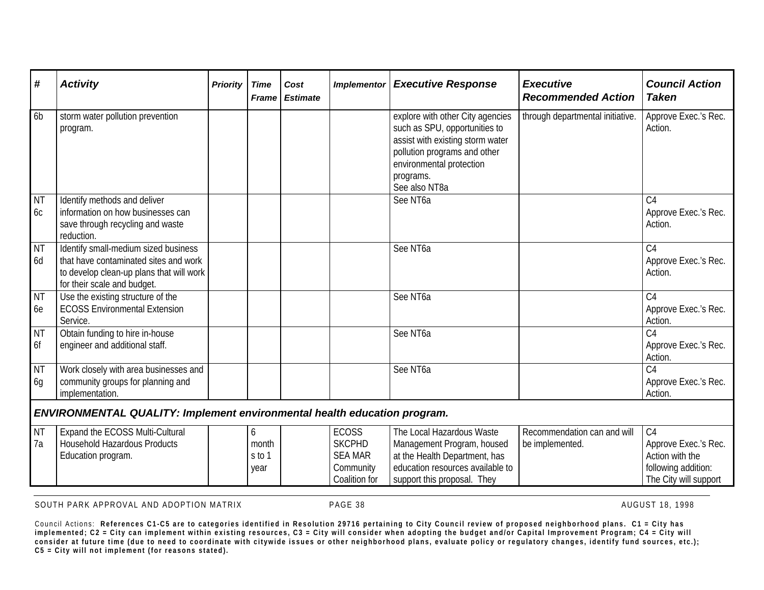| # | Activity | Priority | Time Frame | Cost Estimate | Implementor | Executive Response | Executive Recommended Action | Council Action Taken |
|---|---|---|---|---|---|---|---|---|
| 6b | storm water pollution prevention program. | | | | | explore with other City agencies such as SPU, opportunities to assist with existing storm water pollution programs and other environmental protection programs. See also NT8a | through departmental initiative. | Approve Exec.'s Rec. Action. |
| NT 6c | Identify methods and deliver information on how businesses can save through recycling and waste reduction. | | | | | See NT6a | | C4 Approve Exec.'s Rec. Action. |
| NT 6d | Identify small-medium sized business that have contaminated sites and work to develop clean-up plans that will work for their scale and budget. | | | | | See NT6a | | C4 Approve Exec.'s Rec. Action. |
| NT 6e | Use the existing structure of the ECOSS Environmental Extension Service. | | | | | See NT6a | | C4 Approve Exec.'s Rec. Action. |
| NT 6f | Obtain funding to hire in-house engineer and additional staff. | | | | | See NT6a | | C4 Approve Exec.'s Rec. Action. |
| NT 6g | Work closely with area businesses and community groups for planning and implementation. | | | | | See NT6a | | C4 Approve Exec.'s Rec. Action. |
| ***ENVIRONMENTAL QUALITY: Implement environmental health education program.*** | | | | | | | | |
| NT 7a | Expand the ECOSS Multi-Cultural Household Hazardous Products Education program. | | 6 months to 1 year | | ECOSS SKCPHD SEA MAR Community Coalition for | The Local Hazardous Waste Management Program, housed at the Health Department, has education resources available to support this proposal. They | Recommendation can and will be implemented. | C4 Approve Exec.'s Rec. Action with the following addition: The City will support |

Council Actions: **References C1-C5 are to categories identified in Resolution 29716 pertaining to City Council review of proposed neighborhood plans. C1 = City has implemented; C2 = City can implement within existing resources, C3 = City will consider when adopting the budget and/or Capital Improvement Program; C4 = City will consider at future time (due to need to coordinate with citywide issues or other neighborhood plans, evaluate policy or regulatory changes, identify fund sources, etc.); C5 = City will not implement (for reasons stated).**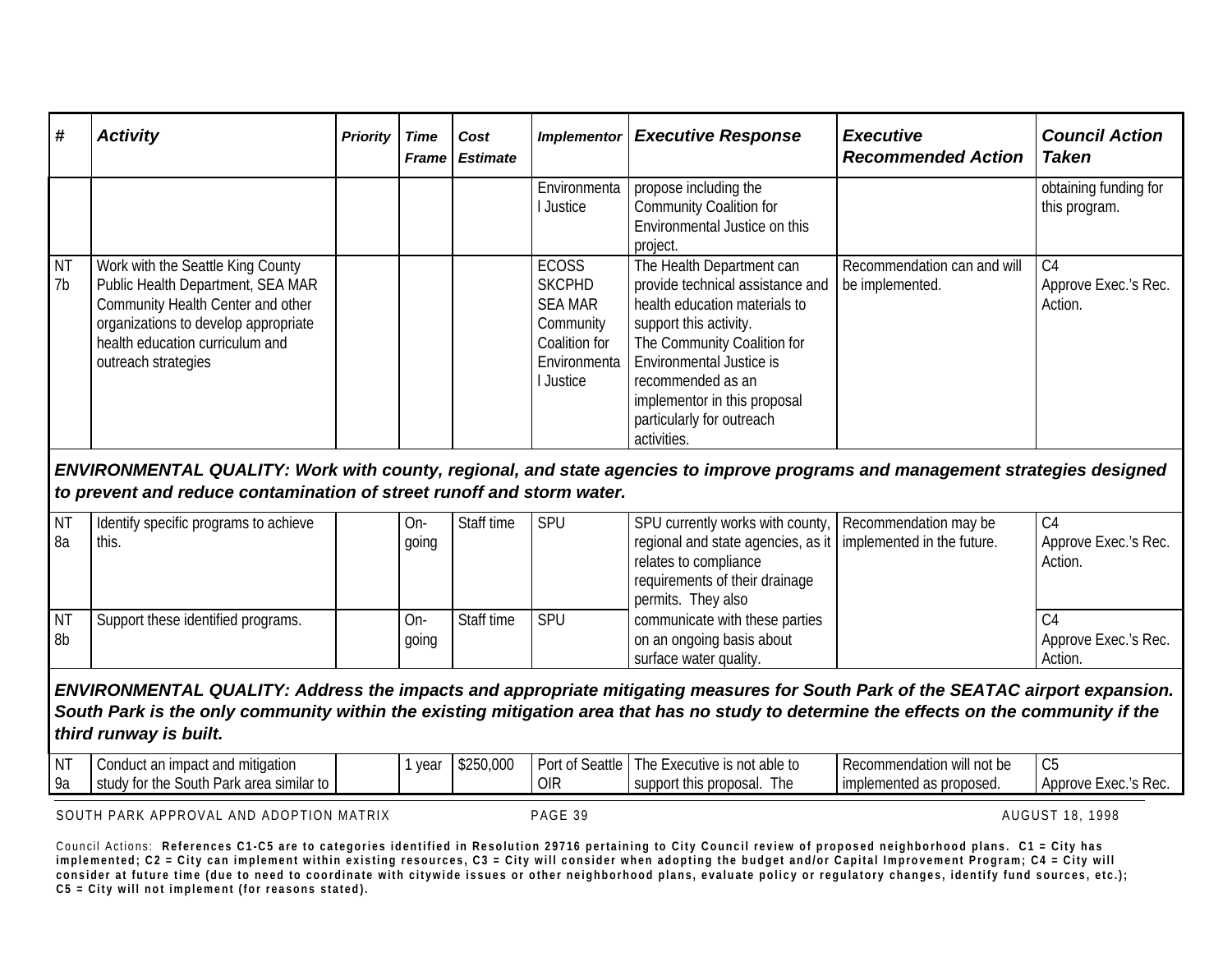| # | Activity | Priority | Time Frame | Cost Estimate | Implementor | Executive Response | Executive Recommended Action | Council Action Taken |
|---|---|---|---|---|---|---|---|---|
| | | | | | Environmental Justice | propose including the Community Coalition for Environmental Justice on this project. | | obtaining funding for this program. |
| NT 7b | Work with the Seattle King County Public Health Department, SEA MAR Community Health Center and other organizations to develop appropriate health education curriculum and outreach strategies | | | | ECOSS SKCPHD SEA MAR Community Coalition for Environmental Justice | The Health Department can provide technical assistance and health education materials to support this activity. The Community Coalition for Environmental Justice is recommended as an implementor in this proposal particularly for outreach activities. | Recommendation can and will be implemented. | C4 Approve Exec.'s Rec. Action. |
| ***ENVIRONMENTAL QUALITY: Work with county, regional, and state agencies to improve programs and management strategies designed to prevent and reduce contamination of street runoff and storm water.*** | | | | | | | | |
| NT 8a | Identify specific programs to achieve this. | | On-going | Staff time | SPU | SPU currently works with county, regional and state agencies, as it relates to compliance requirements of their drainage permits. They also communicate with these parties on an ongoing basis about surface water quality. | Recommendation may be implemented in the future. | C4 Approve Exec.'s Rec. Action. |
| NT 8b | Support these identified programs. | | On-going | Staff time | SPU | | | C4 Approve Exec.'s Rec. Action. |
| ***ENVIRONMENTAL QUALITY: Address the impacts and appropriate mitigating measures for South Park of the SEATAC airport expansion. South Park is the only community within the existing mitigation area that has no study to determine the effects on the community if the third runway is built.*** | | | | | | | | |
| NT 9a | Conduct an impact and mitigation study for the South Park area similar to | | 1 year | $250,000 | Port of Seattle OIR | The Executive is not able to support this proposal. The | Recommendation will not be implemented as proposed. | C5 Approve Exec.'s Rec. |

Council Actions: **References C1-C5 are to categories identified in Resolution 29716 pertaining to City Council review of proposed neighborhood plans. C1 = City has implemented; C2 = City can implement within existing resources, C3 = City will consider when adopting the budget and/or Capital Improvement Program; C4 = City will consider at future time (due to need to coordinate with citywide issues or other neighborhood plans, evaluate policy or regulatory changes, identify fund sources, etc.); C5 = City will not implement (for reasons stated).**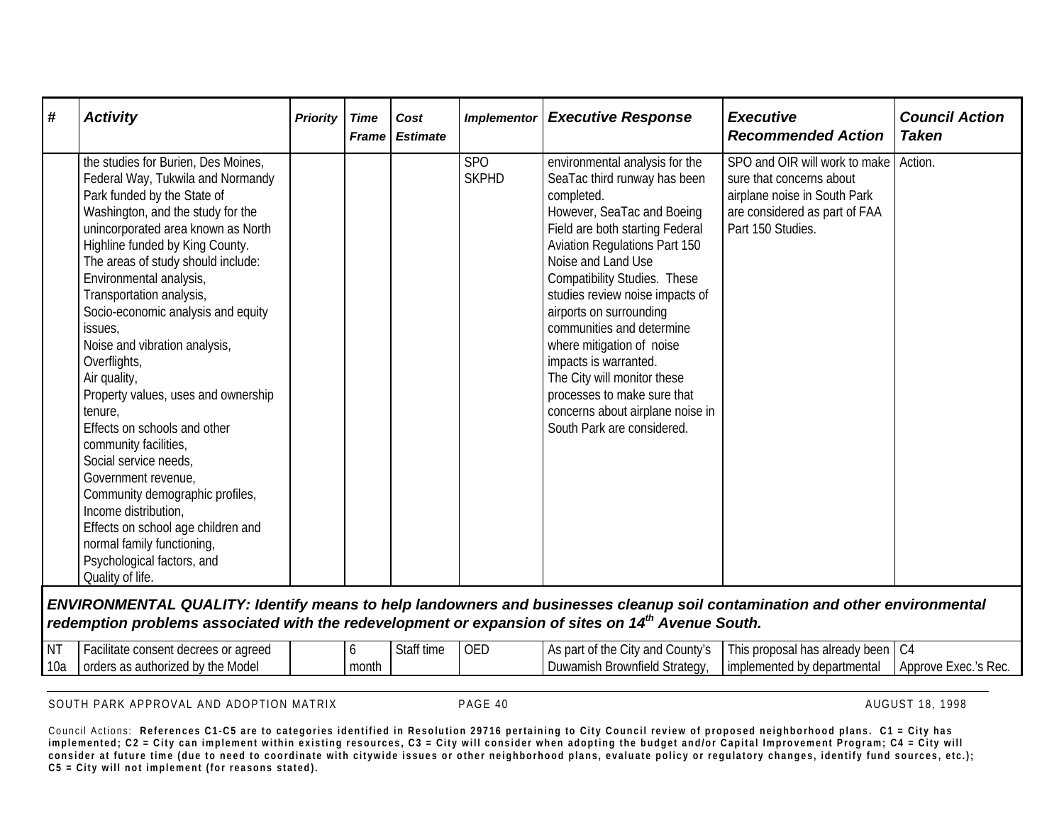| # | *Activity* | *Priority* | *Time Frame* | *Cost Estimate* | *Implementor* | *Executive Response* | *Executive Recommended Action* | *Council Action Taken* |
|---|---|---|---|---|---|---|---|---|
| | the studies for Burien, Des Moines, Federal Way, Tukwila and Normandy Park funded by the State of Washington, and the study for the unincorporated area known as North Highline funded by King County. The areas of study should include: Environmental analysis, Transportation analysis, Socio-economic analysis and equity issues, Noise and vibration analysis, Overflights, Air quality, Property values, uses and ownership tenure, Effects on schools and other community facilities, Social service needs, Government revenue, Community demographic profiles, Income distribution, Effects on school age children and normal family functioning, Psychological factors, and Quality of life. | | | | SPO SKPHD | environmental analysis for the SeaTac third runway has been completed. However, SeaTac and Boeing Field are both starting Federal Aviation Regulations Part 150 Noise and Land Use Compatibility Studies. These studies review noise impacts of airports on surrounding communities and determine where mitigation of noise impacts is warranted. The City will monitor these processes to make sure that concerns about airplane noise in South Park are considered. | SPO and OIR will work to make sure that concerns about airplane noise in South Park are considered as part of FAA Part 150 Studies. | Action. |
| ***ENVIRONMENTAL QUALITY: Identify means to help landowners and businesses cleanup soil contamination and other environmental redemption problems associated with the redevelopment or expansion of sites on 14th Avenue South.*** | | | | | | | | |
| NT 10a | Facilitate consent decrees or agreed orders as authorized by the Model | | 6 month | Staff time | OED | As part of the City and County's Duwamish Brownfield Strategy, | This proposal has already been implemented by departmental | C4 Approve Exec.'s Rec. |

Council Actions: **References C1-C5 are to categories identified in Resolution 29716 pertaining to City Council review of proposed neighborhood plans. C1 = City has implemented; C2 = City can implement within existing resources, C3 = City will consider when adopting the budget and/or Capital Improvement Program; C4 = City will consider at future time (due to need to coordinate with citywide issues or other neighborhood plans, evaluate policy or regulatory changes, identify fund sources, etc.); C5 = City will not implement (for reasons stated).**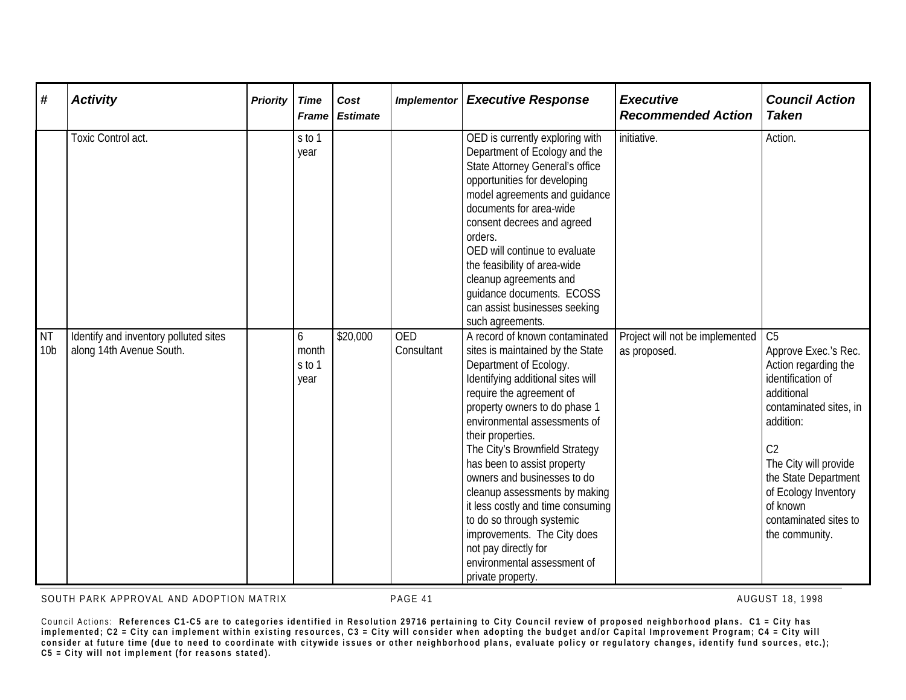| # | *Activity* | *Priority* | *Time Frame* | *Cost Estimate* | *Implementor* | *Executive Response* | *Executive Recommended Action* | *Council Action Taken* |
|---|---|---|---|---|---|---|---|---|
| | Toxic Control act. | | s to 1 year | | | OED is currently exploring with Department of Ecology and the State Attorney General's office opportunities for developing model agreements and guidance documents for area-wide consent decrees and agreed orders.<br>OED will continue to evaluate the feasibility of area-wide cleanup agreements and guidance documents. ECOSS can assist businesses seeking such agreements. | initiative. | Action. |
| NT 10b | Identify and inventory polluted sites along 14th Avenue South. | | 6 months to 1 year | $20,000 | OED Consultant | A record of known contaminated sites is maintained by the State Department of Ecology. Identifying additional sites will require the agreement of property owners to do phase 1 environmental assessments of their properties.<br>The City's Brownfield Strategy has been to assist property owners and businesses to do cleanup assessments by making it less costly and time consuming to do so through systemic improvements. The City does not pay directly for environmental assessment of private property. | Project will not be implemented as proposed. | C5<br>Approve Exec.'s Rec. Action regarding the identification of additional contaminated sites, in addition:<br><br>C2<br>The City will provide the State Department of Ecology Inventory of known contaminated sites to the community. |

Council Actions: **References C1-C5 are to categories identified in Resolution 29716 pertaining to City Council review of proposed neighborhood plans. C1 = City has implemented; C2 = City can implement within existing resources, C3 = City will consider when adopting the budget and/or Capital Improvement Program; C4 = City will consider at future time (due to need to coordinate with citywide issues or other neighborhood plans, evaluate policy or regulatory changes, identify fund sources, etc.); C5 = City will not implement (for reasons stated).**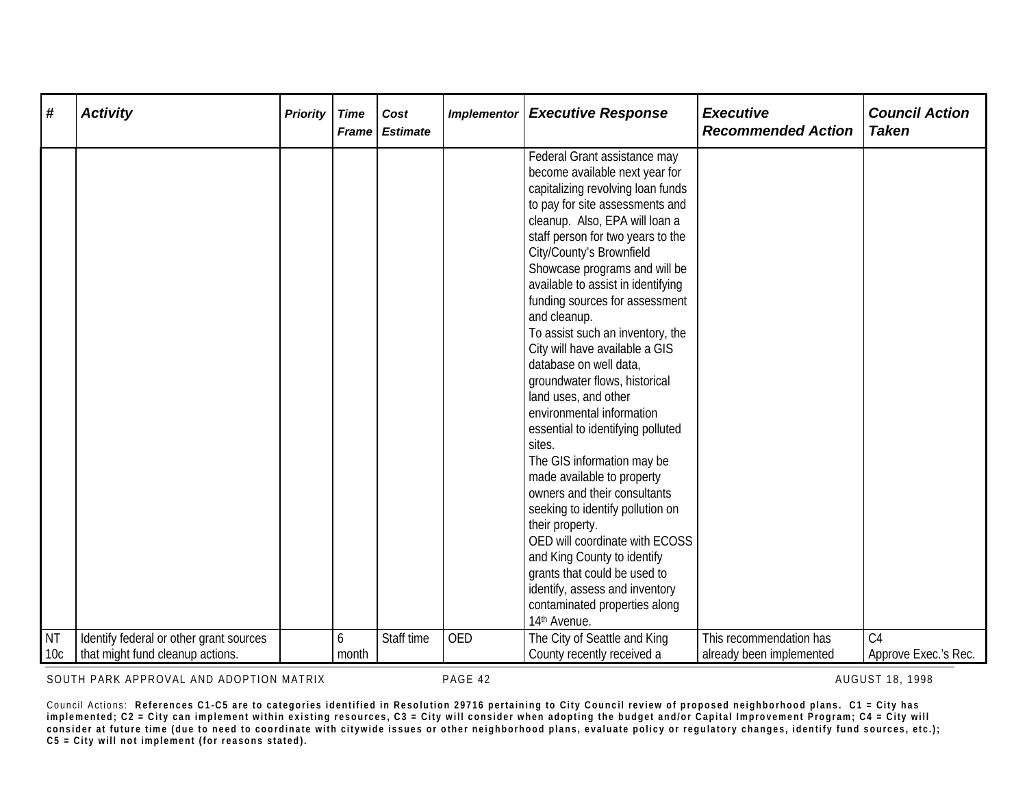| # | *Activity* | *Priority* | *Time Frame* | *Cost Estimate* | *Implementor* | *Executive Response* | *Executive Recommended Action* | *Council Action Taken* |
|---|---|---|---|---|---|---|---|---|
| | | | | | | Federal Grant assistance may become available next year for capitalizing revolving loan funds to pay for site assessments and cleanup. Also, EPA will loan a staff person for two years to the City/County's Brownfield Showcase programs and will be available to assist in identifying funding sources for assessment and cleanup. To assist such an inventory, the City will have available a GIS database on well data, groundwater flows, historical land uses, and other environmental information essential to identifying polluted sites. The GIS information may be made available to property owners and their consultants seeking to identify pollution on their property. OED will coordinate with ECOSS and King County to identify grants that could be used to identify, assess and inventory contaminated properties along 14th Avenue. | | |
| NT 10c | Identify federal or other grant sources that might fund cleanup actions. | | 6 month | Staff time | OED | The City of Seattle and King County recently received a | This recommendation has already been implemented | C4 Approve Exec.'s Rec. |

Council Actions: **References C1-C5 are to categories identified in Resolution 29716 pertaining to City Council review of proposed neighborhood plans. C1 = City has implemented; C2 = City can implement within existing resources, C3 = City will consider when adopting the budget and/or Capital Improvement Program; C4 = City will consider at future time (due to need to coordinate with citywide issues or other neighborhood plans, evaluate policy or regulatory changes, identify fund sources, etc.); C5 = City will not implement (for reasons stated).**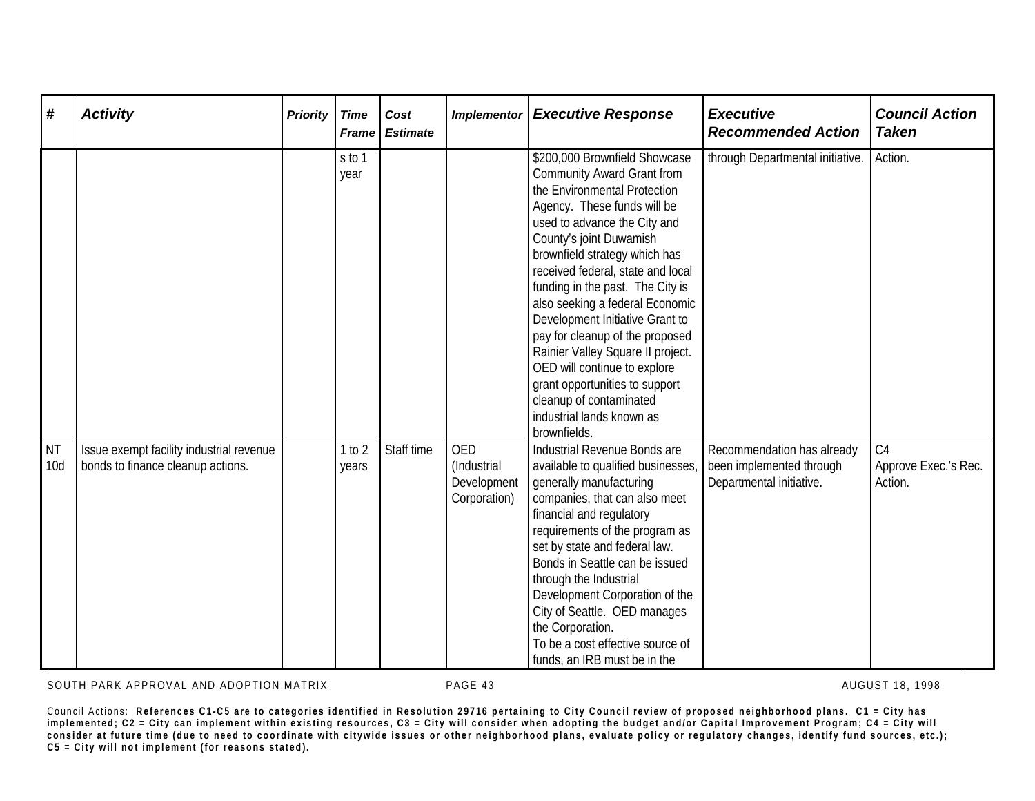| # | Activity | Priority | Time Frame | Cost Estimate | Implementor | Executive Response | Executive Recommended Action | Council Action Taken |
|---|---|---|---|---|---|---|---|---|
| | | | s to 1 year | | | $200,000 Brownfield Showcase Community Award Grant from the Environmental Protection Agency. These funds will be used to advance the City and County's joint Duwamish brownfield strategy which has received federal, state and local funding in the past. The City is also seeking a federal Economic Development Initiative Grant to pay for cleanup of the proposed Rainier Valley Square II project. OED will continue to explore grant opportunities to support cleanup of contaminated industrial lands known as brownfields. | through Departmental initiative. | Action. |
| NT 10d | Issue exempt facility industrial revenue bonds to finance cleanup actions. | | 1 to 2 years | Staff time | OED (Industrial Development Corporation) | Industrial Revenue Bonds are available to qualified businesses, generally manufacturing companies, that can also meet financial and regulatory requirements of the program as set by state and federal law. Bonds in Seattle can be issued through the Industrial Development Corporation of the City of Seattle. OED manages the Corporation. To be a cost effective source of funds, an IRB must be in the | Recommendation has already been implemented through Departmental initiative. | C4 Approve Exec.'s Rec. Action. |

Council Actions: **References C1-C5 are to categories identified in Resolution 29716 pertaining to City Council review of proposed neighborhood plans. C1 = City has implemented; C2 = City can implement within existing resources, C3 = City will consider when adopting the budget and/or Capital Improvement Program; C4 = City will consider at future time (due to need to coordinate with citywide issues or other neighborhood plans, evaluate policy or regulatory changes, identify fund sources, etc.); C5 = City will not implement (for reasons stated).**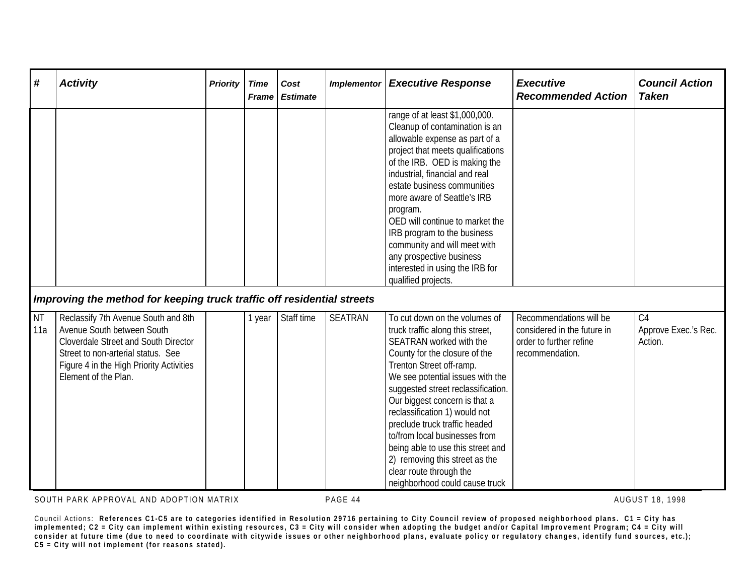| # | Activity | Priority | Time Frame | Cost Estimate | Implementor | Executive Response | Executive Recommended Action | Council Action Taken |
|---|---|---|---|---|---|---|---|---|
| | | | | | | range of at least $1,000,000. Cleanup of contamination is an allowable expense as part of a project that meets qualifications of the IRB. OED is making the industrial, financial and real estate business communities more aware of Seattle's IRB program.<br>OED will continue to market the IRB program to the business community and will meet with any prospective business interested in using the IRB for qualified projects. | | |
| ***Improving the method for keeping truck traffic off residential streets*** | | | | | | | | |
| NT 11a | Reclassify 7th Avenue South and 8th Avenue South between South Cloverdale Street and South Director Street to non-arterial status. See Figure 4 in the High Priority Activities Element of the Plan. | | 1 year | Staff time | SEATRAN | To cut down on the volumes of truck traffic along this street, SEATRAN worked with the County for the closure of the Trenton Street off-ramp.<br>We see potential issues with the suggested street reclassification. Our biggest concern is that a reclassification 1) would not preclude truck traffic headed to/from local businesses from being able to use this street and 2) removing this street as the clear route through the neighborhood could cause truck | Recommendations will be considered in the future in order to further refine recommendation. | C4<br>Approve Exec.'s Rec. Action. |

Council Actions: **References C1-C5 are to categories identified in Resolution 29716 pertaining to City Council review of proposed neighborhood plans. C1 = City has implemented; C2 = City can implement within existing resources, C3 = City will consider when adopting the budget and/or Capital Improvement Program; C4 = City will consider at future time (due to need to coordinate with citywide issues or other neighborhood plans, evaluate policy or regulatory changes, identify fund sources, etc.); C5 = City will not implement (for reasons stated).**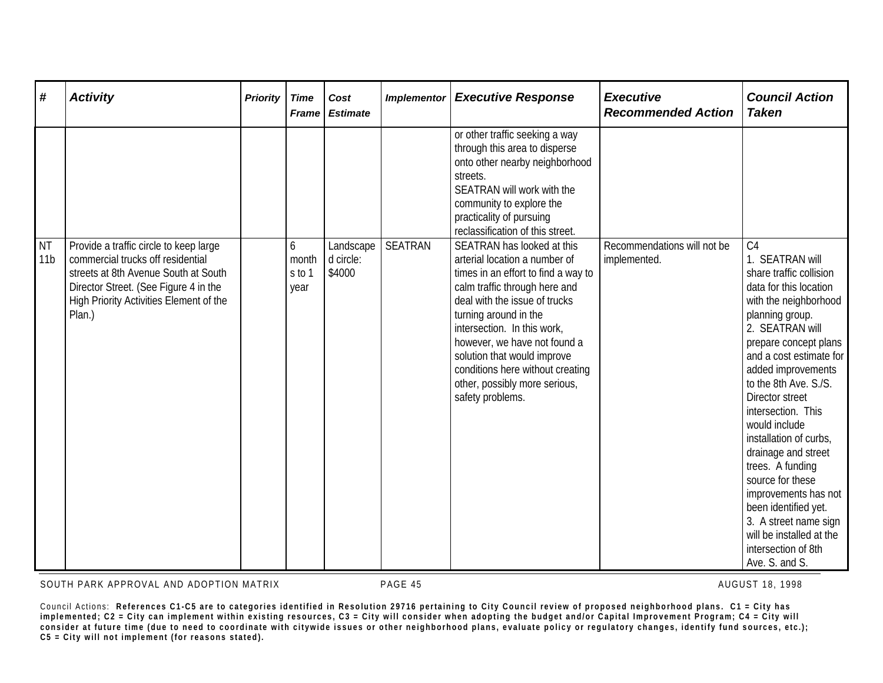| # | Activity | Priority | Time Frame | Cost Estimate | Implementor | Executive Response | Executive Recommended Action | Council Action Taken |
|---|---|---|---|---|---|---|---|---|
| | | | | | | or other traffic seeking a way through this area to disperse onto other nearby neighborhood streets. SEATRAN will work with the community to explore the practicality of pursuing reclassification of this street. | | |
| NT 11b | Provide a traffic circle to keep large commercial trucks off residential streets at 8th Avenue South at South Director Street. (See Figure 4 in the High Priority Activities Element of the Plan.) | | 6 months to 1 year | Landscaped circle: $4000 | SEATRAN | SEATRAN has looked at this arterial location a number of times in an effort to find a way to calm traffic through here and deal with the issue of trucks turning around in the intersection. In this work, however, we have not found a solution that would improve conditions here without creating other, possibly more serious, safety problems. | Recommendations will not be implemented. | C4<br>1. SEATRAN will share traffic collision data for this location with the neighborhood planning group.<br>2. SEATRAN will prepare concept plans and a cost estimate for added improvements to the 8th Ave. S./S. Director street intersection. This would include installation of curbs, drainage and street trees. A funding source for these improvements has not been identified yet.<br>3. A street name sign will be installed at the intersection of 8th Ave. S. and S. |

Council Actions: **References C1-C5 are to categories identified in Resolution 29716 pertaining to City Council review of proposed neighborhood plans. C1 = City has implemented; C2 = City can implement within existing resources, C3 = City will consider when adopting the budget and/or Capital Improvement Program; C4 = City will consider at future time (due to need to coordinate with citywide issues or other neighborhood plans, evaluate policy or regulatory changes, identify fund sources, etc.); C5 = City will not implement (for reasons stated).**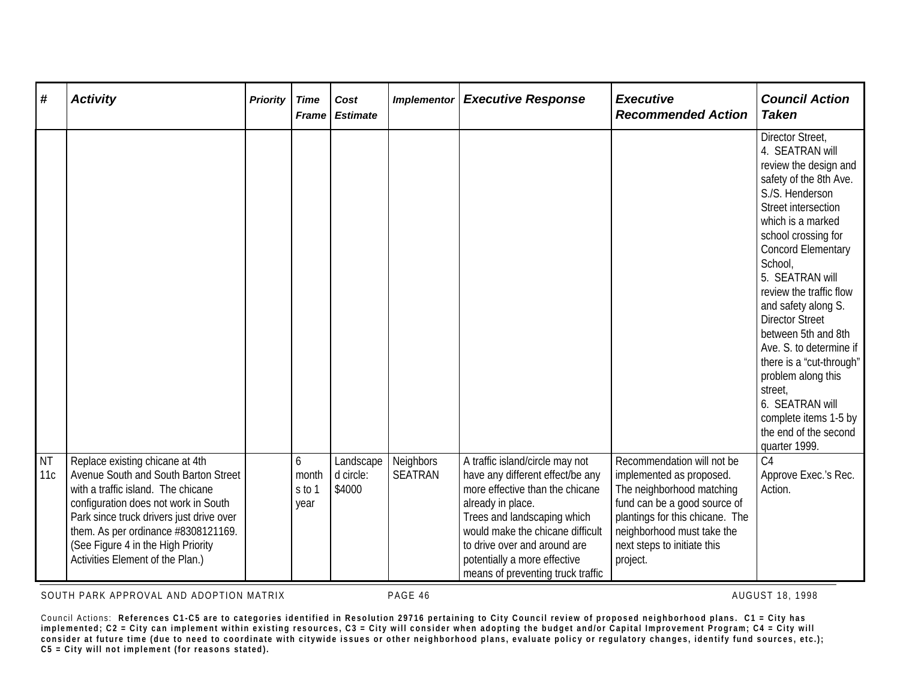| # | Activity | Priority | Time Frame | Cost Estimate | Implementor | Executive Response | Executive Recommended Action | Council Action Taken |
|---|---|---|---|---|---|---|---|---|
| | | | | | | | | Director Street, 4. SEATRAN will review the design and safety of the 8th Ave. S./S. Henderson Street intersection which is a marked school crossing for Concord Elementary School, 5. SEATRAN will review the traffic flow and safety along S. Director Street between 5th and 8th Ave. S. to determine if there is a "cut-through" problem along this street, 6. SEATRAN will complete items 1-5 by the end of the second quarter 1999. |
| NT 11c | Replace existing chicane at 4th Avenue South and South Barton Street with a traffic island. The chicane configuration does not work in South Park since truck drivers just drive over them. As per ordinance #8308121169. (See Figure 4 in the High Priority Activities Element of the Plan.) | | 6 months to 1 year | Landscaped circle: $4000 | Neighbors SEATRAN | A traffic island/circle may not have any different effect/be any more effective than the chicane already in place. Trees and landscaping which would make the chicane difficult to drive over and around are potentially a more effective means of preventing truck traffic | Recommendation will not be implemented as proposed. The neighborhood matching fund can be a good source of plantings for this chicane. The neighborhood must take the next steps to initiate this project. | C4 Approve Exec.'s Rec. Action. |

Council Actions: **References C1-C5 are to categories identified in Resolution 29716 pertaining to City Council review of proposed neighborhood plans. C1 = City has implemented; C2 = City can implement within existing resources, C3 = City will consider when adopting the budget and/or Capital Improvement Program; C4 = City will consider at future time (due to need to coordinate with citywide issues or other neighborhood plans, evaluate policy or regulatory changes, identify fund sources, etc.); C5 = City will not implement (for reasons stated).**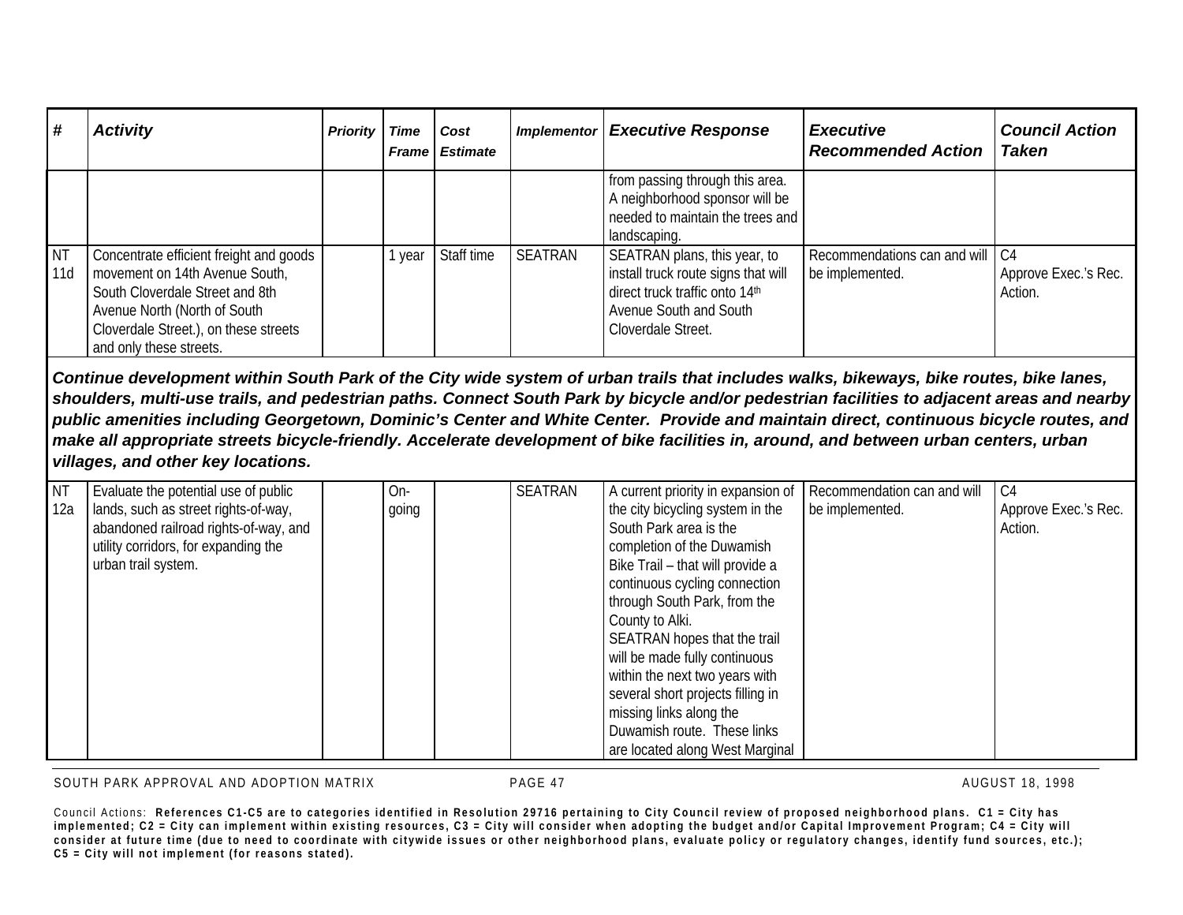| # | Activity | Priority | Time Frame | Cost Estimate | Implementor | Executive Response | Executive Recommended Action | Council Action Taken |
|---|---|---|---|---|---|---|---|---|
| | | | | | | from passing through this area. A neighborhood sponsor will be needed to maintain the trees and landscaping. | | |
| NT 11d | Concentrate efficient freight and goods movement on 14th Avenue South, South Cloverdale Street and 8th Avenue North (North of South Cloverdale Street.), on these streets and only these streets. | | 1 year | Staff time | SEATRAN | SEATRAN plans, this year, to install truck route signs that will direct truck traffic onto 14th Avenue South and South Cloverdale Street. | Recommendations can and will be implemented. | C4 Approve Exec.'s Rec. Action. |
| ***Continue development within South Park of the City wide system of urban trails that includes walks, bikeways, bike routes, bike lanes, shoulders, multi-use trails, and pedestrian paths. Connect South Park by bicycle and/or pedestrian facilities to adjacent areas and nearby public amenities including Georgetown, Dominic's Center and White Center. Provide and maintain direct, continuous bicycle routes, and make all appropriate streets bicycle-friendly. Accelerate development of bike facilities in, around, and between urban centers, urban villages, and other key locations.*** | | | | | | | | |
| NT 12a | Evaluate the potential use of public lands, such as street rights-of-way, abandoned railroad rights-of-way, and utility corridors, for expanding the urban trail system. | | On-going | | SEATRAN | A current priority in expansion of the city bicycling system in the South Park area is the completion of the Duwamish Bike Trail – that will provide a continuous cycling connection through South Park, from the County to Alki. SEATRAN hopes that the trail will be made fully continuous within the next two years with several short projects filling in missing links along the Duwamish route. These links are located along West Marginal | Recommendation can and will be implemented. | C4 Approve Exec.'s Rec. Action. |

Council Actions: **References C1-C5 are to categories identified in Resolution 29716 pertaining to City Council review of proposed neighborhood plans. C1 = City has implemented; C2 = City can implement within existing resources, C3 = City will consider when adopting the budget and/or Capital Improvement Program; C4 = City will consider at future time (due to need to coordinate with citywide issues or other neighborhood plans, evaluate policy or regulatory changes, identify fund sources, etc.); C5 = City will not implement (for reasons stated).**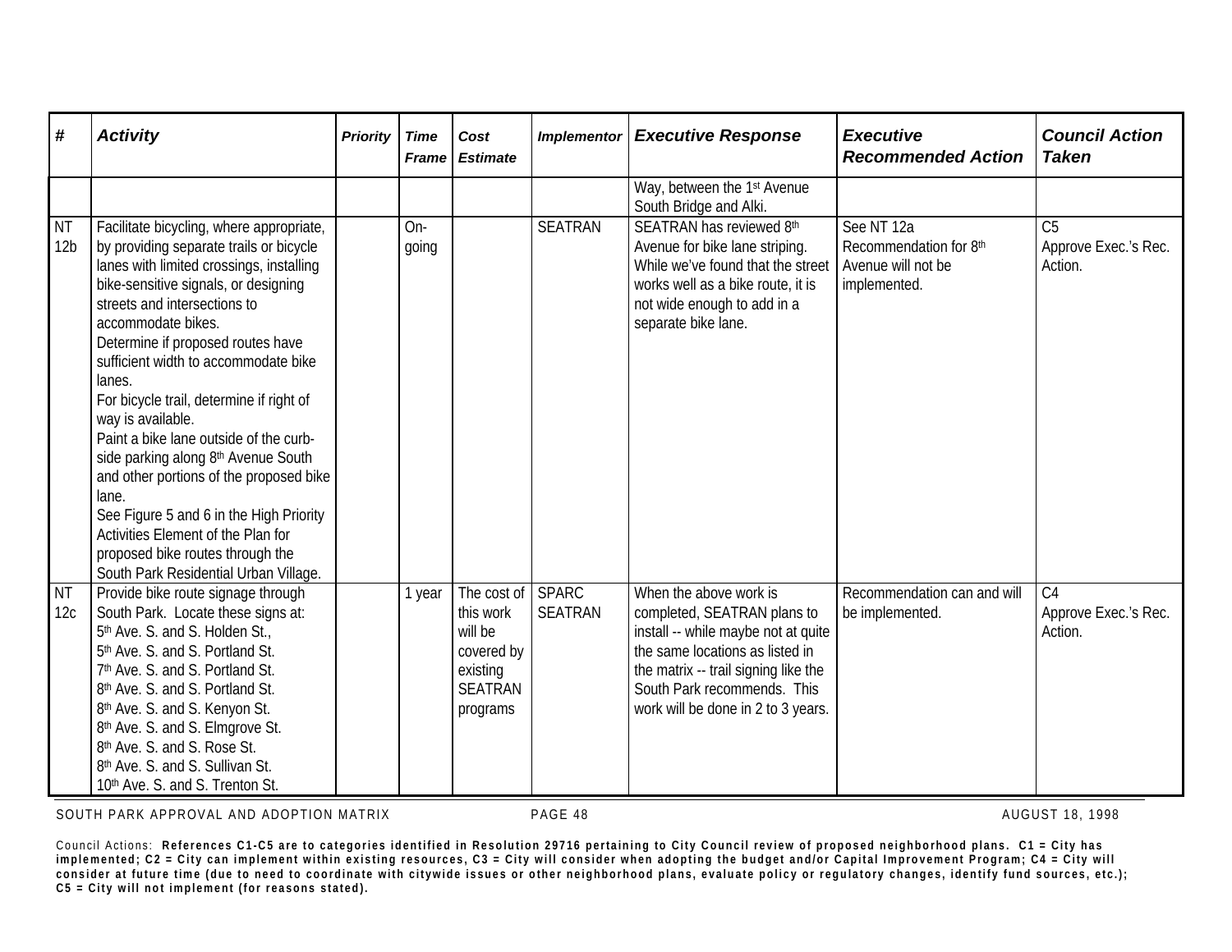| # | Activity | Priority | Time Frame | Cost Estimate | Implementor | Executive Response | Executive Recommended Action | Council Action Taken |
|---|---|---|---|---|---|---|---|---|
| | | | | | | Way, between the 1st Avenue South Bridge and Alki. | | |
| NT 12b | Facilitate bicycling, where appropriate, by providing separate trails or bicycle lanes with limited crossings, installing bike-sensitive signals, or designing streets and intersections to accommodate bikes.<br>Determine if proposed routes have sufficient width to accommodate bike lanes.<br>For bicycle trail, determine if right of way is available.<br>Paint a bike lane outside of the curb-side parking along 8th Avenue South and other portions of the proposed bike lane.<br>See Figure 5 and 6 in the High Priority Activities Element of the Plan for proposed bike routes through the South Park Residential Urban Village. | | On-going | | SEATRAN | SEATRAN has reviewed 8th Avenue for bike lane striping. While we've found that the street works well as a bike route, it is not wide enough to add in a separate bike lane. | See NT 12a<br>Recommendation for 8th Avenue will not be implemented. | C5<br>Approve Exec.'s Rec. Action. |
| NT 12c | Provide bike route signage through South Park. Locate these signs at:<br>5th Ave. S. and S. Holden St.,<br>5th Ave. S. and S. Portland St.<br>7th Ave. S. and S. Portland St.<br>8th Ave. S. and S. Portland St.<br>8th Ave. S. and S. Kenyon St.<br>8th Ave. S. and S. Elmgrove St.<br>8th Ave. S. and S. Rose St.<br>8th Ave. S. and S. Sullivan St.<br>10th Ave. S. and S. Trenton St. | | 1 year | The cost of this work will be covered by existing SEATRAN programs | SPARC<br>SEATRAN | When the above work is completed, SEATRAN plans to install -- while maybe not at quite the same locations as listed in the matrix -- trail signing like the South Park recommends. This work will be done in 2 to 3 years. | Recommendation can and will be implemented. | C4<br>Approve Exec.'s Rec. Action. |

Council Actions: **References C1-C5 are to categories identified in Resolution 29716 pertaining to City Council review of proposed neighborhood plans. C1 = City has implemented; C2 = City can implement within existing resources, C3 = City will consider when adopting the budget and/or Capital Improvement Program; C4 = City will consider at future time (due to need to coordinate with citywide issues or other neighborhood plans, evaluate policy or regulatory changes, identify fund sources, etc.); C5 = City will not implement (for reasons stated).**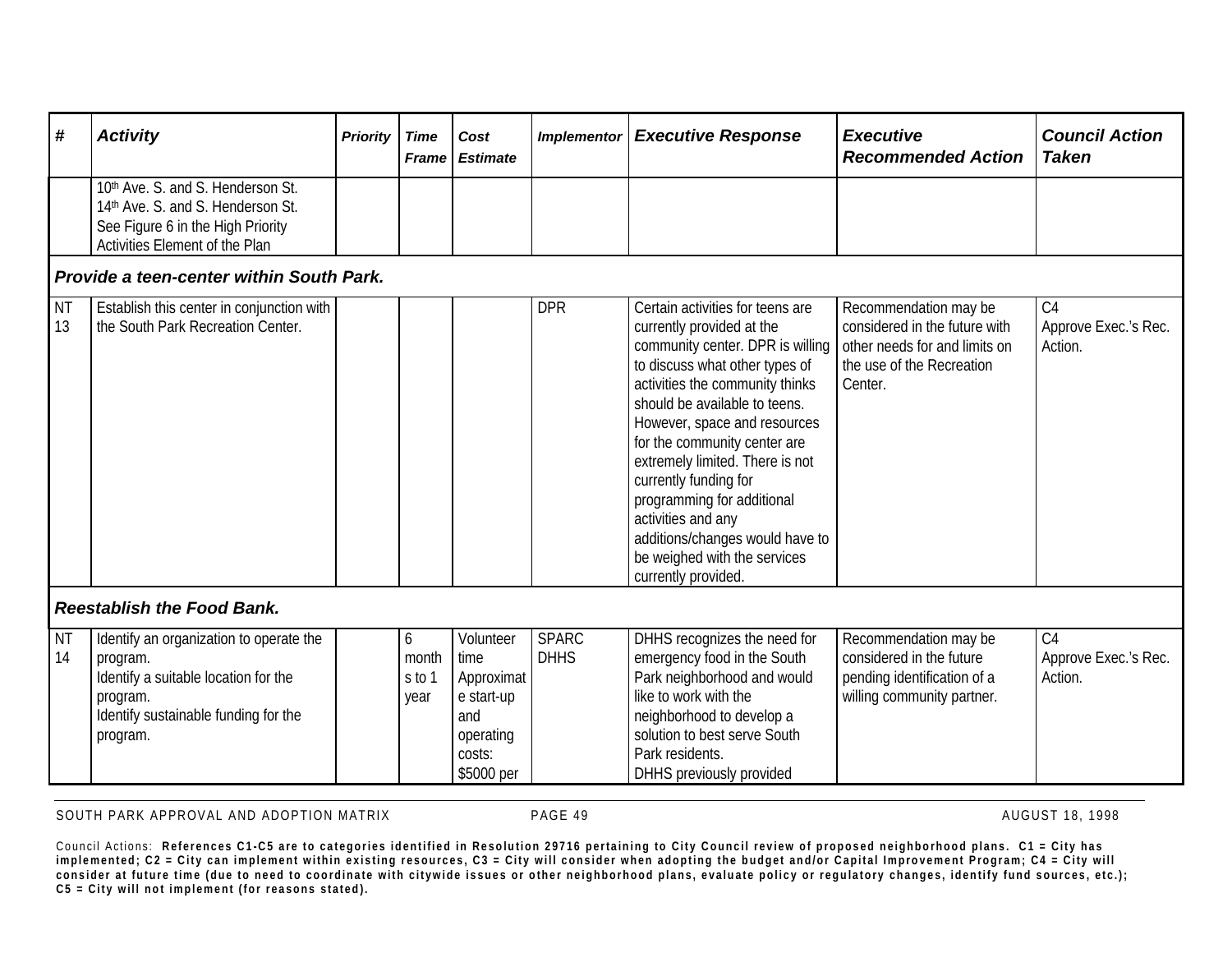| # | *Activity* | *Priority* | *Time Frame* | *Cost Estimate* | *Implementor* | *Executive Response* | *Executive Recommended Action* | *Council Action Taken* |
|---|---|---|---|---|---|---|---|---|
| | 10th Ave. S. and S. Henderson St.<br>14th Ave. S. and S. Henderson St.<br>See Figure 6 in the High Priority Activities Element of the Plan | | | | | | | |
| ***Provide a teen-center within South Park.*** | | | | | | | | |
| NT 13 | Establish this center in conjunction with the South Park Recreation Center. | | | | DPR | Certain activities for teens are currently provided at the community center. DPR is willing to discuss what other types of activities the community thinks should be available to teens. However, space and resources for the community center are extremely limited. There is not currently funding for programming for additional activities and any additions/changes would have to be weighed with the services currently provided. | Recommendation may be considered in the future with other needs for and limits on the use of the Recreation Center. | C4<br>Approve Exec.'s Rec. Action. |
| ***Reestablish the Food Bank.*** | | | | | | | | |
| NT 14 | Identify an organization to operate the program.<br>Identify a suitable location for the program.<br>Identify sustainable funding for the program. | | 6 months to 1 year | Volunteer time<br>Approximate start-up and operating costs: $5000 per | SPARC<br>DHHS | DHHS recognizes the need for emergency food in the South Park neighborhood and would like to work with the neighborhood to develop a solution to best serve South Park residents.<br>DHHS previously provided | Recommendation may be considered in the future pending identification of a willing community partner. | C4<br>Approve Exec.'s Rec. Action. |

Council Actions: **References C1-C5 are to categories identified in Resolution 29716 pertaining to City Council review of proposed neighborhood plans. C1 = City has implemented; C2 = City can implement within existing resources, C3 = City will consider when adopting the budget and/or Capital Improvement Program; C4 = City will consider at future time (due to need to coordinate with citywide issues or other neighborhood plans, evaluate policy or regulatory changes, identify fund sources, etc.); C5 = City will not implement (for reasons stated).**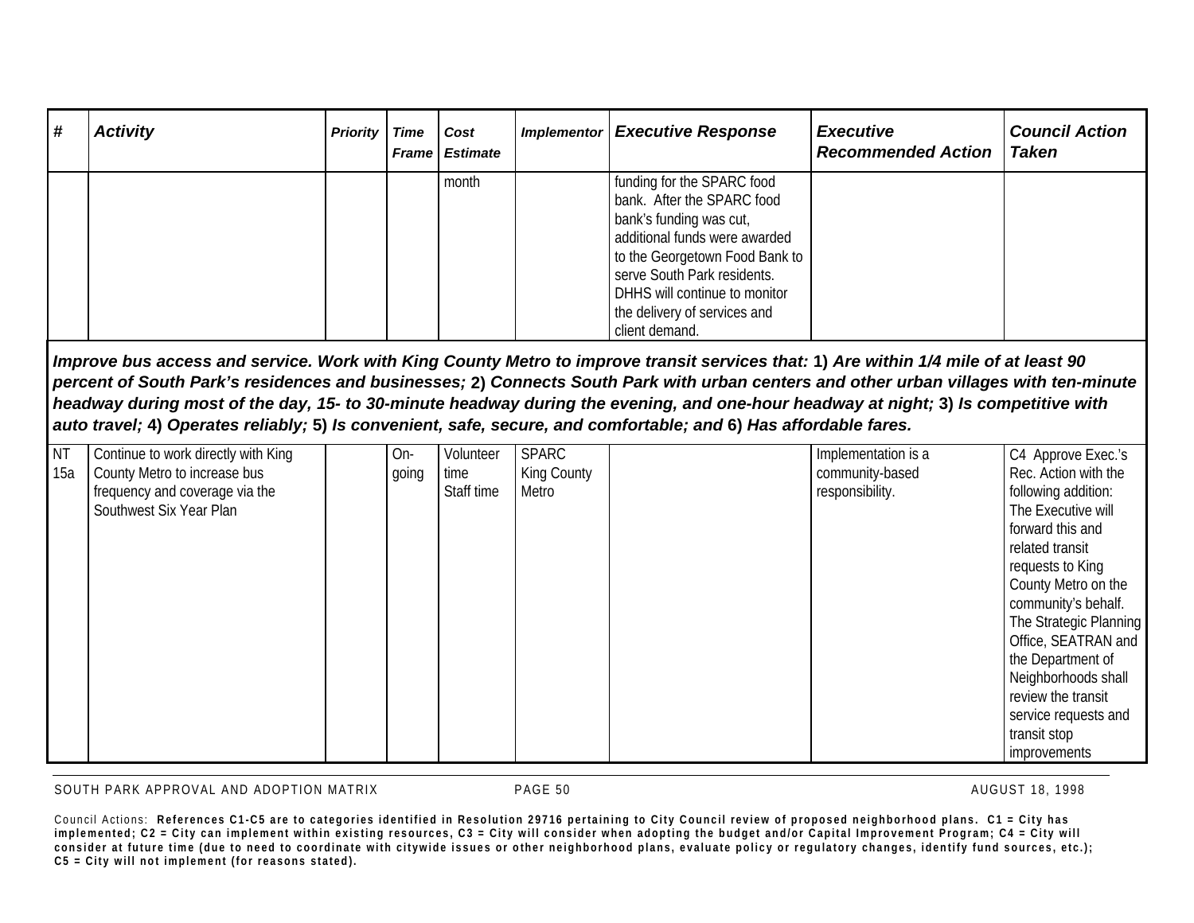| # | *Activity* | *Priority* | *Time Frame* | *Cost Estimate* | *Implementor* | *Executive Response* | *Executive Recommended Action* | *Council Action Taken* |
|---|---|---|---|---|---|---|---|---|
| | | | | month | | funding for the SPARC food bank. After the SPARC food bank's funding was cut, additional funds were awarded to the Georgetown Food Bank to serve South Park residents. DHHS will continue to monitor the delivery of services and client demand. | | |
| ***Improve bus access and service. Work with King County Metro to improve transit services that:* 1) *Are within 1/4 mile of at least 90 percent of South Park's residences and businesses;* 2) *Connects South Park with urban centers and other urban villages with ten-minute headway during most of the day, 15- to 30-minute headway during the evening, and one-hour headway at night;* 3) *Is competitive with auto travel;* 4) *Operates reliably;* 5) *Is convenient, safe, secure, and comfortable; and* 6) *Has affordable fares.*** | | | | | | | | |
| NT 15a | Continue to work directly with King County Metro to increase bus frequency and coverage via the Southwest Six Year Plan | | On-going | Volunteer time Staff time | SPARC King County Metro | | Implementation is a community-based responsibility. | C4 Approve Exec.'s Rec. Action with the following addition: The Executive will forward this and related transit requests to King County Metro on the community's behalf. The Strategic Planning Office, SEATRAN and the Department of Neighborhoods shall review the transit service requests and transit stop improvements |

Council Actions: **References C1-C5 are to categories identified in Resolution 29716 pertaining to City Council review of proposed neighborhood plans. C1 = City has implemented; C2 = City can implement within existing resources, C3 = City will consider when adopting the budget and/or Capital Improvement Program; C4 = City will consider at future time (due to need to coordinate with citywide issues or other neighborhood plans, evaluate policy or regulatory changes, identify fund sources, etc.); C5 = City will not implement (for reasons stated).**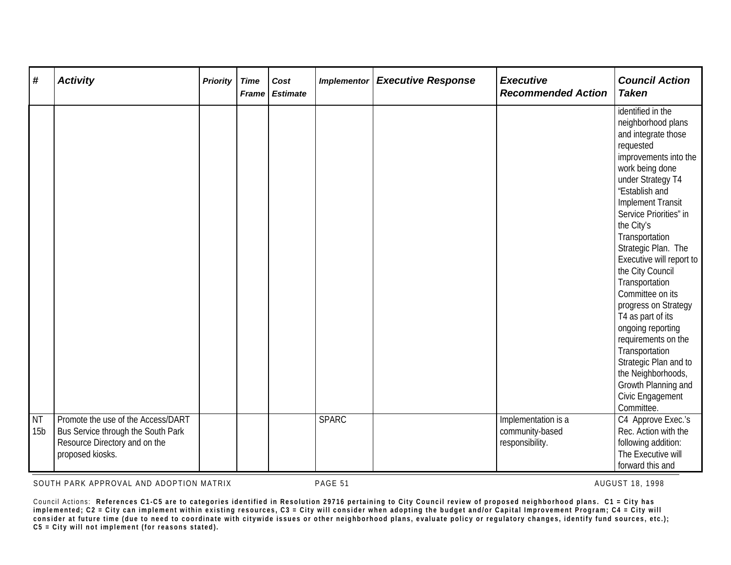| # | Activity | Priority | Time Frame | Cost Estimate | Implementor | Executive Response | Executive Recommended Action | Council Action Taken |
|---|---|---|---|---|---|---|---|---|
| | | | | | | | | identified in the neighborhood plans and integrate those requested improvements into the work being done under Strategy T4 "Establish and Implement Transit Service Priorities" in the City's Transportation Strategic Plan. The Executive will report to the City Council Transportation Committee on its progress on Strategy T4 as part of its ongoing reporting requirements on the Transportation Strategic Plan and to the Neighborhoods, Growth Planning and Civic Engagement Committee. |
| NT 15b | Promote the use of the Access/DART Bus Service through the South Park Resource Directory and on the proposed kiosks. | | | | SPARC | | Implementation is a community-based responsibility. | C4 Approve Exec.'s Rec. Action with the following addition: The Executive will forward this and |

Council Actions: **References C1-C5 are to categories identified in Resolution 29716 pertaining to City Council review of proposed neighborhood plans. C1 = City has implemented; C2 = City can implement within existing resources, C3 = City will consider when adopting the budget and/or Capital Improvement Program; C4 = City will consider at future time (due to need to coordinate with citywide issues or other neighborhood plans, evaluate policy or regulatory changes, identify fund sources, etc.); C5 = City will not implement (for reasons stated).**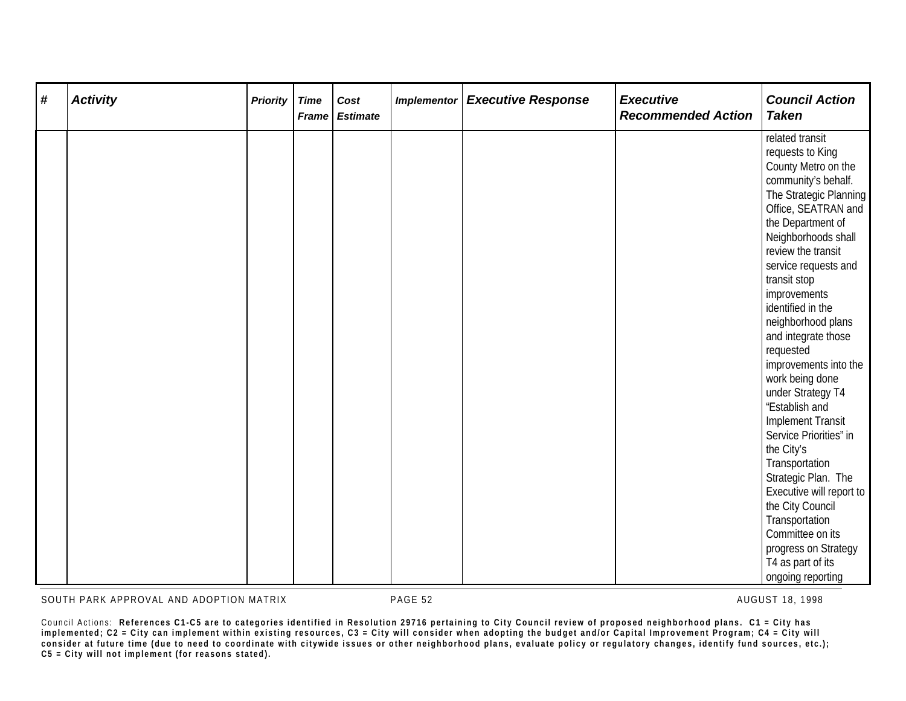| # | Activity | Priority | Time Frame | Cost Estimate | Implementor | Executive Response | Executive Recommended Action | Council Action Taken |
|---|---|---|---|---|---|---|---|---|
| | | | | | | | | related transit requests to King County Metro on the community's behalf. The Strategic Planning Office, SEATRAN and the Department of Neighborhoods shall review the transit service requests and transit stop improvements identified in the neighborhood plans and integrate those requested improvements into the work being done under Strategy T4 "Establish and Implement Transit Service Priorities" in the City's Transportation Strategic Plan. The Executive will report to the City Council Transportation Committee on its progress on Strategy T4 as part of its ongoing reporting |

SOUTH PARK APPROVAL AND ADOPTION MATRIX — AUGUST 18, 1998

Council Actions: **References C1-C5 are to categories identified in Resolution 29716 pertaining to City Council review of proposed neighborhood plans. C1 = City has implemented; C2 = City can implement within existing resources, C3 = City will consider when adopting the budget and/or Capital Improvement Program; C4 = City will consider at future time (due to need to coordinate with citywide issues or other neighborhood plans, evaluate policy or regulatory changes, identify fund sources, etc.); C5 = City will not implement (for reasons stated).**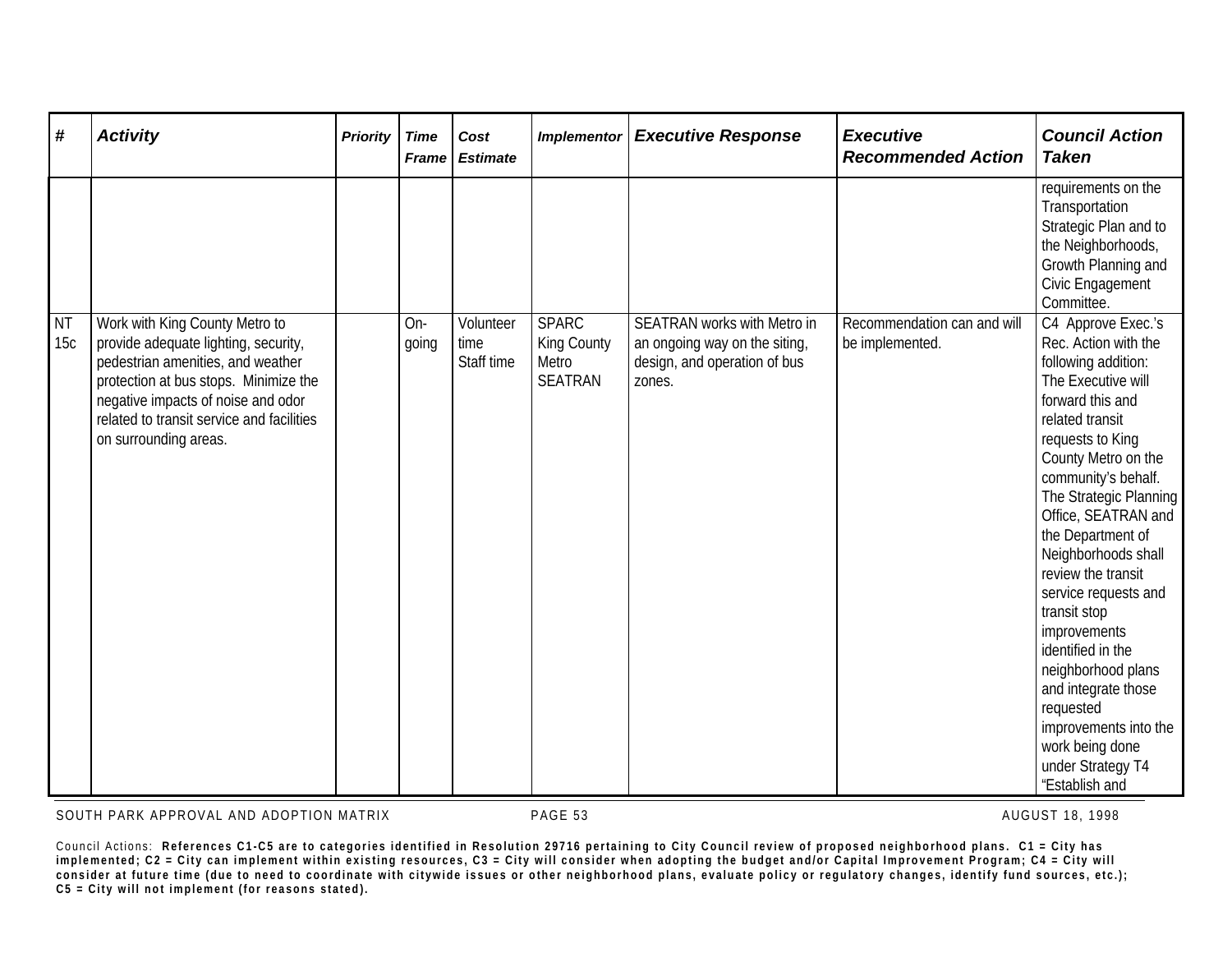| # | *Activity* | *Priority* | *Time Frame* | *Cost Estimate* | *Implementor* | *Executive Response* | *Executive Recommended Action* | *Council Action Taken* |
|---|---|---|---|---|---|---|---|---|
| | | | | | | | | requirements on the Transportation Strategic Plan and to the Neighborhoods, Growth Planning and Civic Engagement Committee. |
| NT 15c | Work with King County Metro to provide adequate lighting, security, pedestrian amenities, and weather protection at bus stops. Minimize the negative impacts of noise and odor related to transit service and facilities on surrounding areas. | | On-going | Volunteer time Staff time | SPARC King County Metro SEATRAN | SEATRAN works with Metro in an ongoing way on the siting, design, and operation of bus zones. | Recommendation can and will be implemented. | C4 Approve Exec.'s Rec. Action with the following addition: The Executive will forward this and related transit requests to King County Metro on the community's behalf. The Strategic Planning Office, SEATRAN and the Department of Neighborhoods shall review the transit service requests and transit stop improvements identified in the neighborhood plans and integrate those requested improvements into the work being done under Strategy T4 "Establish and |

Council Actions: **References C1-C5 are to categories identified in Resolution 29716 pertaining to City Council review of proposed neighborhood plans. C1 = City has implemented; C2 = City can implement within existing resources, C3 = City will consider when adopting the budget and/or Capital Improvement Program; C4 = City will consider at future time (due to need to coordinate with citywide issues or other neighborhood plans, evaluate policy or regulatory changes, identify fund sources, etc.); C5 = City will not implement (for reasons stated).**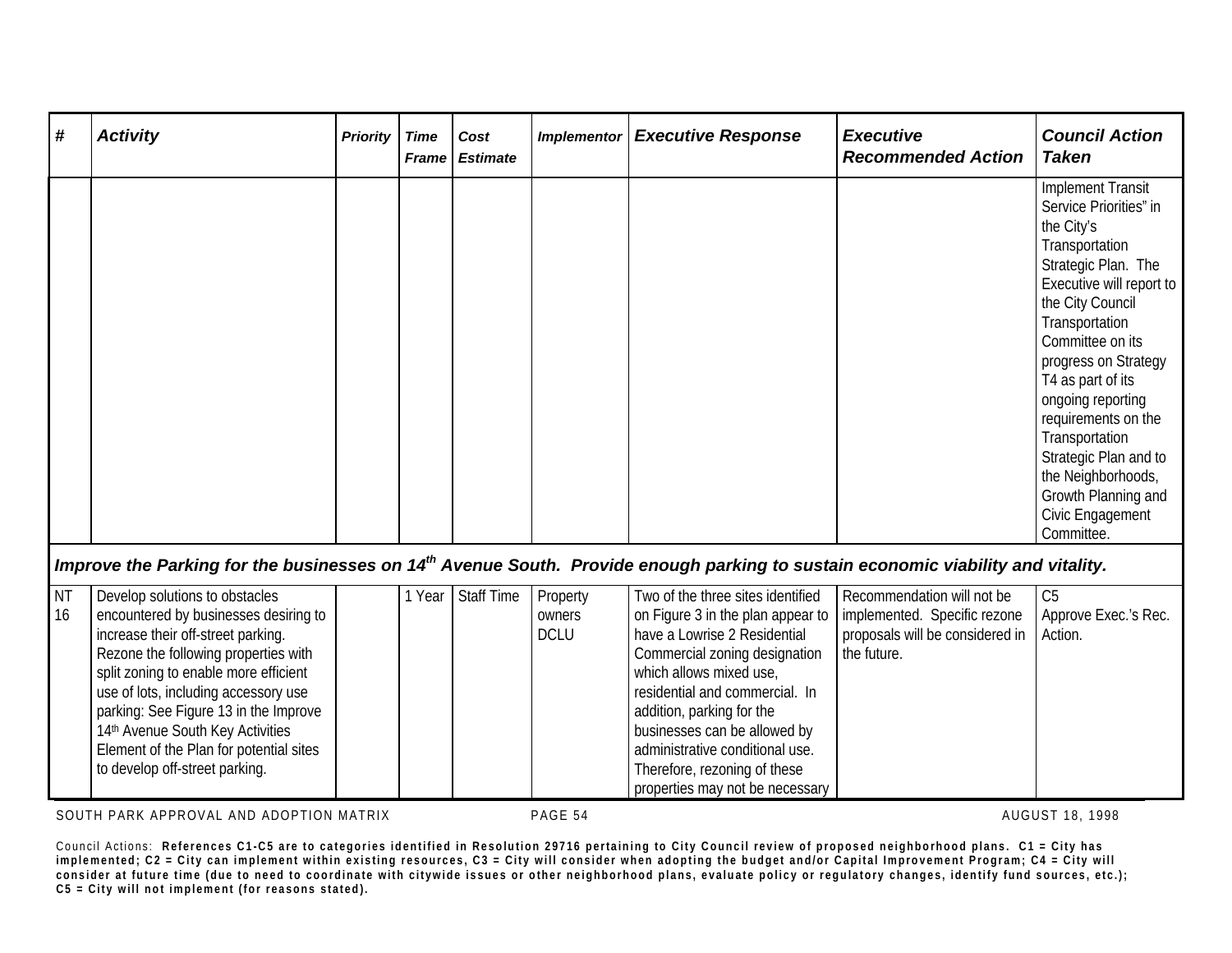| # | Activity | Priority | Time Frame | Cost Estimate | Implementor | Executive Response | Executive Recommended Action | Council Action Taken |
|---|---|---|---|---|---|---|---|---|
| | | | | | | | | Implement Transit Service Priorities" in the City's Transportation Strategic Plan. The Executive will report to the City Council Transportation Committee on its progress on Strategy T4 as part of its ongoing reporting requirements on the Transportation Strategic Plan and to the Neighborhoods, Growth Planning and Civic Engagement Committee. |
| ***Improve the Parking for the businesses on 14th Avenue South. Provide enough parking to sustain economic viability and vitality.*** | | | | | | | | |
| NT 16 | Develop solutions to obstacles encountered by businesses desiring to increase their off-street parking. Rezone the following properties with split zoning to enable more efficient use of lots, including accessory use parking: See Figure 13 in the Improve 14th Avenue South Key Activities Element of the Plan for potential sites to develop off-street parking. | | 1 Year | Staff Time | Property owners DCLU | Two of the three sites identified on Figure 3 in the plan appear to have a Lowrise 2 Residential Commercial zoning designation which allows mixed use, residential and commercial. In addition, parking for the businesses can be allowed by administrative conditional use. Therefore, rezoning of these properties may not be necessary | Recommendation will not be implemented. Specific rezone proposals will be considered in the future. | C5 Approve Exec.'s Rec. Action. |

Council Actions: **References C1-C5 are to categories identified in Resolution 29716 pertaining to City Council review of proposed neighborhood plans. C1 = City has implemented; C2 = City can implement within existing resources, C3 = City will consider when adopting the budget and/or Capital Improvement Program; C4 = City will consider at future time (due to need to coordinate with citywide issues or other neighborhood plans, evaluate policy or regulatory changes, identify fund sources, etc.); C5 = City will not implement (for reasons stated).**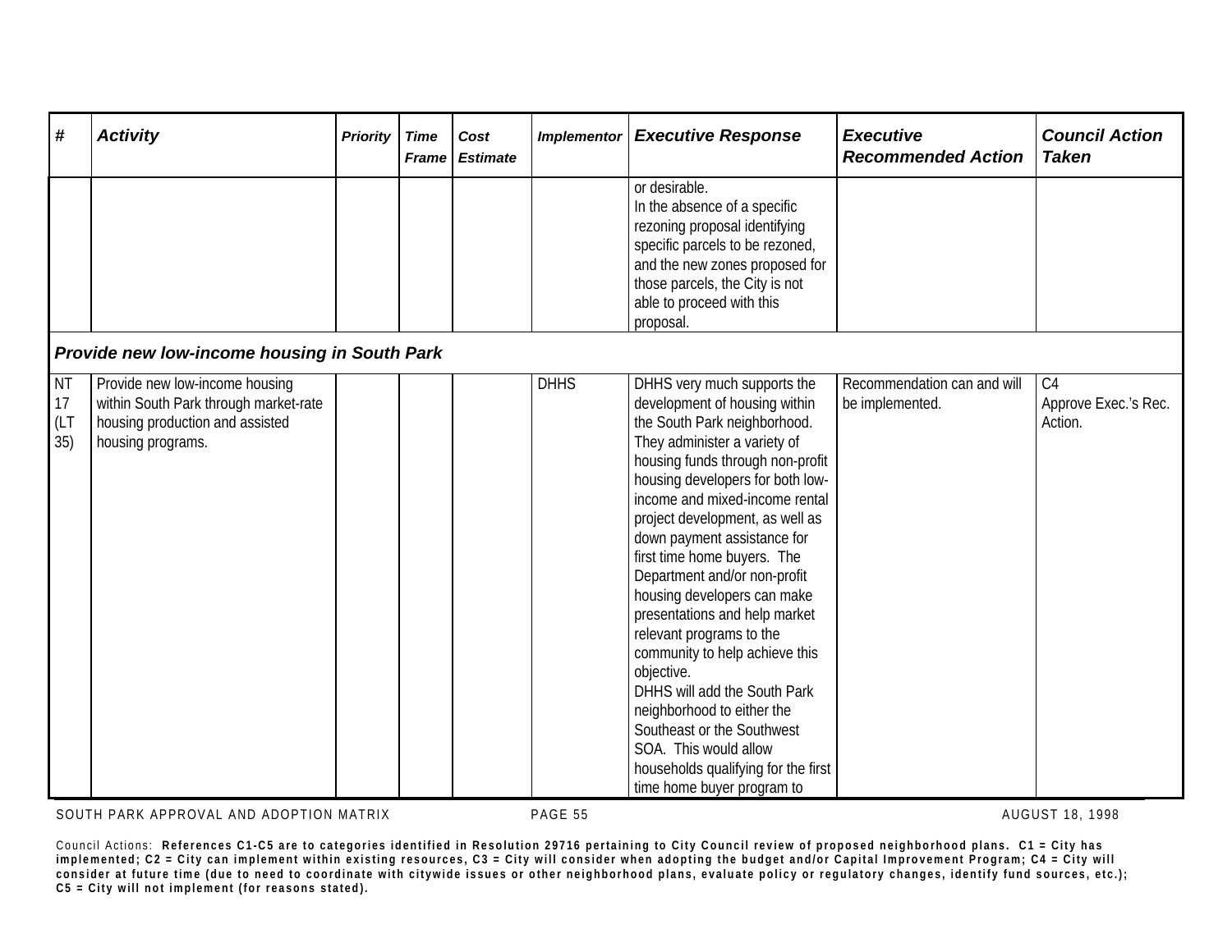| # | Activity | Priority | Time Frame | Cost Estimate | Implementor | Executive Response | Executive Recommended Action | Council Action Taken |
|---|---|---|---|---|---|---|---|---|
| | | | | | | or desirable. In the absence of a specific rezoning proposal identifying specific parcels to be rezoned, and the new zones proposed for those parcels, the City is not able to proceed with this proposal. | | |
| ***Provide new low-income housing in South Park*** | | | | | | | | |
| NT 17 (LT 35) | Provide new low-income housing within South Park through market-rate housing production and assisted housing programs. | | | | DHHS | DHHS very much supports the development of housing within the South Park neighborhood. They administer a variety of housing funds through non-profit housing developers for both low-income and mixed-income rental project development, as well as down payment assistance for first time home buyers. The Department and/or non-profit housing developers can make presentations and help market relevant programs to the community to help achieve this objective. DHHS will add the South Park neighborhood to either the Southeast or the Southwest SOA. This would allow households qualifying for the first time home buyer program to | Recommendation can and will be implemented. | C4 Approve Exec.'s Rec. Action. |

Council Actions: **References C1-C5 are to categories identified in Resolution 29716 pertaining to City Council review of proposed neighborhood plans. C1 = City has implemented; C2 = City can implement within existing resources, C3 = City will consider when adopting the budget and/or Capital Improvement Program; C4 = City will consider at future time (due to need to coordinate with citywide issues or other neighborhood plans, evaluate policy or regulatory changes, identify fund sources, etc.); C5 = City will not implement (for reasons stated).**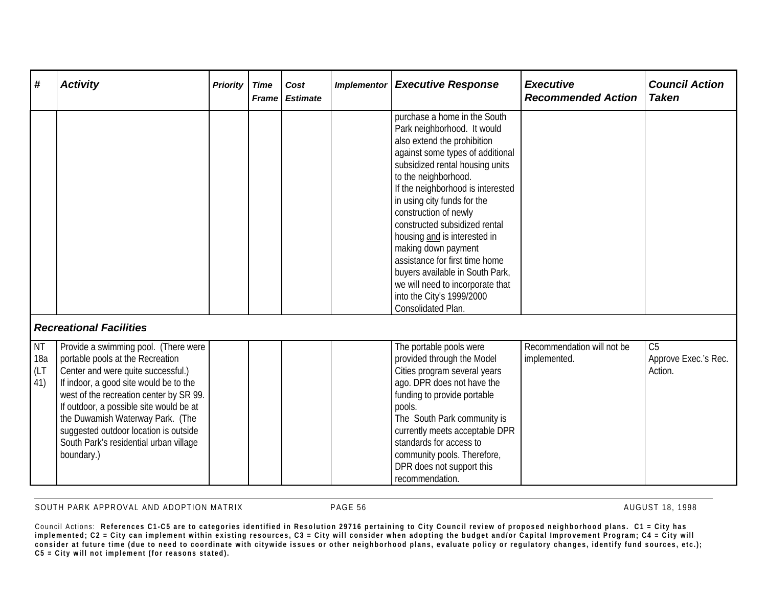| # | Activity | Priority | Time Frame | Cost Estimate | Implementor | Executive Response | Executive Recommended Action | Council Action Taken |
|---|---|---|---|---|---|---|---|---|
| | | | | | | purchase a home in the South Park neighborhood. It would also extend the prohibition against some types of additional subsidized rental housing units to the neighborhood. If the neighborhood is interested in using city funds for the construction of newly constructed subsidized rental housing and is interested in making down payment assistance for first time home buyers available in South Park, we will need to incorporate that into the City's 1999/2000 Consolidated Plan. | | |
| ***Recreational Facilities*** | | | | | | | | |
| NT 18a (LT 41) | Provide a swimming pool. (There were portable pools at the Recreation Center and were quite successful.) If indoor, a good site would be to the west of the recreation center by SR 99. If outdoor, a possible site would be at the Duwamish Waterway Park. (The suggested outdoor location is outside South Park's residential urban village boundary.) | | | | | The portable pools were provided through the Model Cities program several years ago. DPR does not have the funding to provide portable pools. The South Park community is currently meets acceptable DPR standards for access to community pools. Therefore, DPR does not support this recommendation. | Recommendation will not be implemented. | C5 Approve Exec.'s Rec. Action. |

Council Actions: **References C1-C5 are to categories identified in Resolution 29716 pertaining to City Council review of proposed neighborhood plans. C1 = City has implemented; C2 = City can implement within existing resources, C3 = City will consider when adopting the budget and/or Capital Improvement Program; C4 = City will consider at future time (due to need to coordinate with citywide issues or other neighborhood plans, evaluate policy or regulatory changes, identify fund sources, etc.); C5 = City will not implement (for reasons stated).**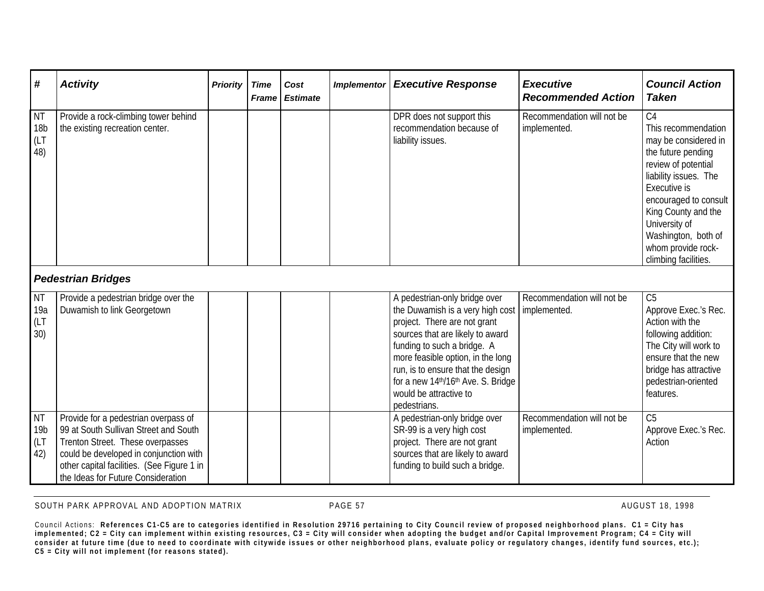| # | Activity | Priority | Time Frame | Cost Estimate | Implementor | Executive Response | Executive Recommended Action | Council Action Taken |
|---|---|---|---|---|---|---|---|---|
| NT 18b (LT 48) | Provide a rock-climbing tower behind the existing recreation center. | | | | | DPR does not support this recommendation because of liability issues. | Recommendation will not be implemented. | C4<br>This recommendation may be considered in the future pending review of potential liability issues. The Executive is encouraged to consult King County and the University of Washington, both of whom provide rock-climbing facilities. |
| ***Pedestrian Bridges*** | | | | | | | | |
| NT 19a (LT 30) | Provide a pedestrian bridge over the Duwamish to link Georgetown | | | | | A pedestrian-only bridge over the Duwamish is a very high cost project. There are not grant sources that are likely to award funding to such a bridge. A more feasible option, in the long run, is to ensure that the design for a new 14th/16th Ave. S. Bridge would be attractive to pedestrians. | Recommendation will not be implemented. | C5<br>Approve Exec.'s Rec. Action with the following addition: The City will work to ensure that the new bridge has attractive pedestrian-oriented features. |
| NT 19b (LT 42) | Provide for a pedestrian overpass of 99 at South Sullivan Street and South Trenton Street. These overpasses could be developed in conjunction with other capital facilities. (See Figure 1 in the Ideas for Future Consideration | | | | | A pedestrian-only bridge over SR-99 is a very high cost project. There are not grant sources that are likely to award funding to build such a bridge. | Recommendation will not be implemented. | C5<br>Approve Exec.'s Rec. Action |

Council Actions: **References C1-C5 are to categories identified in Resolution 29716 pertaining to City Council review of proposed neighborhood plans. C1 = City has implemented; C2 = City can implement within existing resources, C3 = City will consider when adopting the budget and/or Capital Improvement Program; C4 = City will consider at future time (due to need to coordinate with citywide issues or other neighborhood plans, evaluate policy or regulatory changes, identify fund sources, etc.); C5 = City will not implement (for reasons stated).**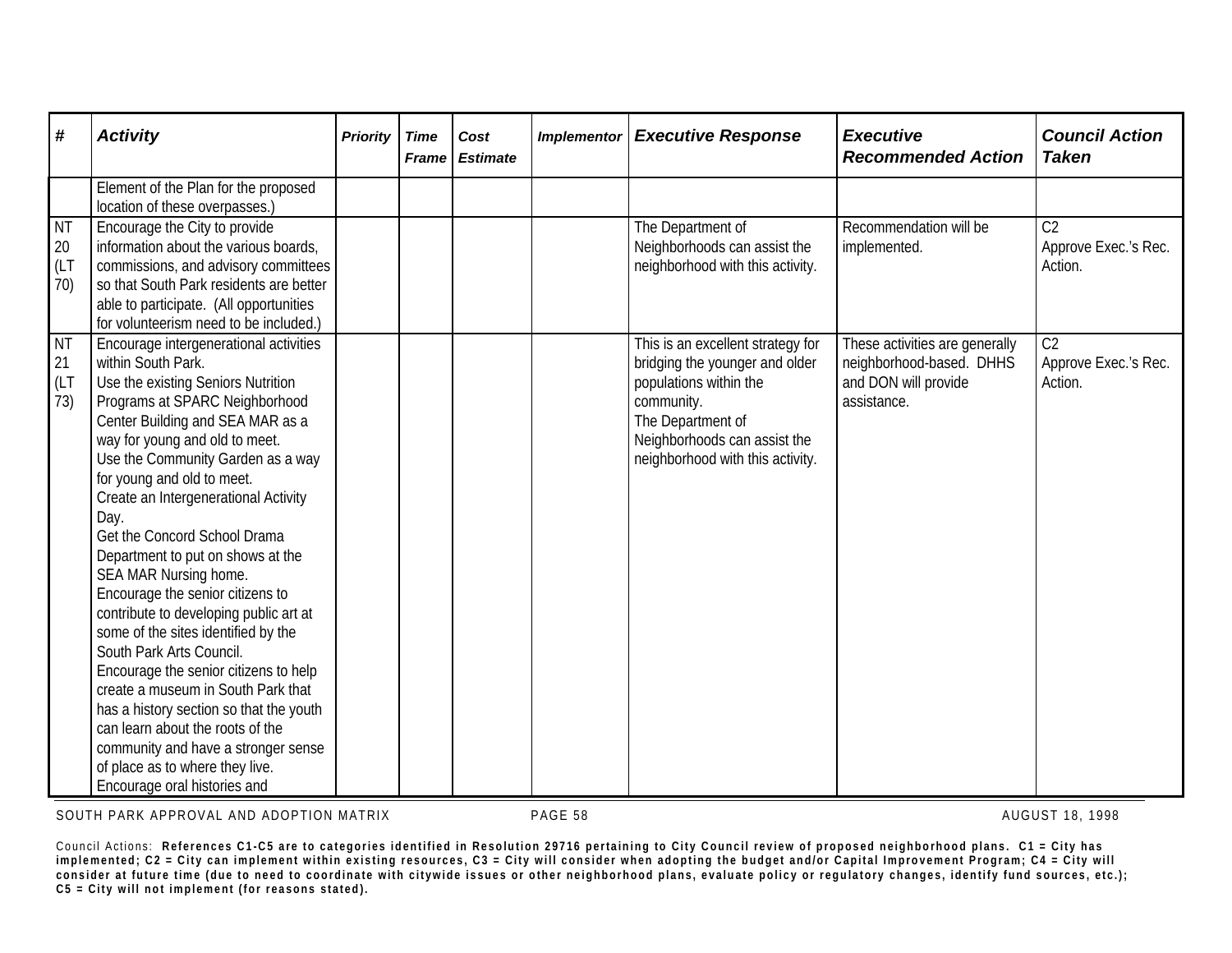| # | *Activity* | *Priority* | *Time Frame* | *Cost Estimate* | *Implementor* | *Executive Response* | *Executive Recommended Action* | *Council Action Taken* |
|---|---|---|---|---|---|---|---|---|
| | Element of the Plan for the proposed location of these overpasses.) | | | | | | | |
| NT 20 (LT 70) | Encourage the City to provide information about the various boards, commissions, and advisory committees so that South Park residents are better able to participate. (All opportunities for volunteerism need to be included.) | | | | | The Department of Neighborhoods can assist the neighborhood with this activity. | Recommendation will be implemented. | C2<br>Approve Exec.'s Rec. Action. |
| NT 21 (LT 73) | Encourage intergenerational activities within South Park.<br>Use the existing Seniors Nutrition Programs at SPARC Neighborhood Center Building and SEA MAR as a way for young and old to meet.<br>Use the Community Garden as a way for young and old to meet.<br>Create an Intergenerational Activity Day.<br>Get the Concord School Drama Department to put on shows at the SEA MAR Nursing home.<br>Encourage the senior citizens to contribute to developing public art at some of the sites identified by the South Park Arts Council.<br>Encourage the senior citizens to help create a museum in South Park that has a history section so that the youth can learn about the roots of the community and have a stronger sense of place as to where they live.<br>Encourage oral histories and | | | | | This is an excellent strategy for bridging the younger and older populations within the community.<br>The Department of Neighborhoods can assist the neighborhood with this activity. | These activities are generally neighborhood-based. DHHS and DON will provide assistance. | C2<br>Approve Exec.'s Rec. Action. |

Council Actions: **References C1-C5 are to categories identified in Resolution 29716 pertaining to City Council review of proposed neighborhood plans. C1 = City has implemented; C2 = City can implement within existing resources, C3 = City will consider when adopting the budget and/or Capital Improvement Program; C4 = City will consider at future time (due to need to coordinate with citywide issues or other neighborhood plans, evaluate policy or regulatory changes, identify fund sources, etc.); C5 = City will not implement (for reasons stated).**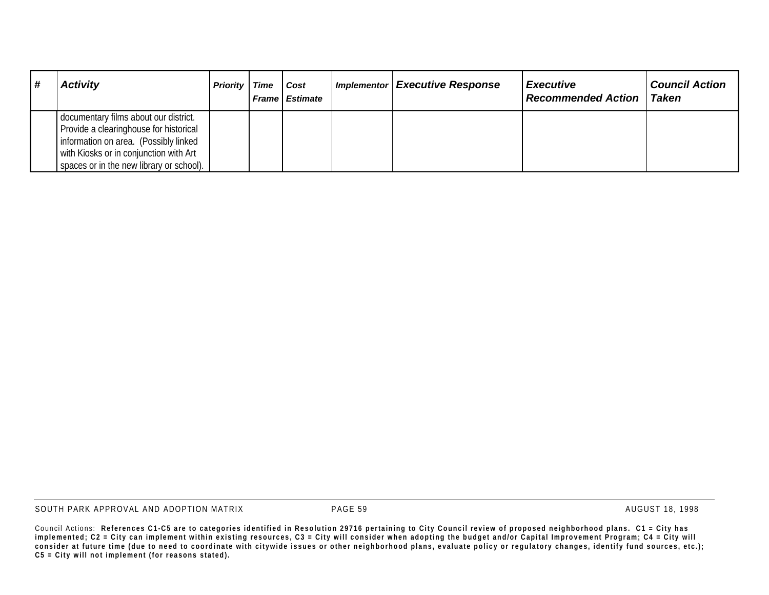| # | Activity | Priority | Time Frame | Cost Estimate | Implementor | Executive Response | Executive Recommended Action | Council Action Taken |
|---|---|---|---|---|---|---|---|---|
| | documentary films about our district. Provide a clearinghouse for historical information on area. (Possibly linked with Kiosks or in conjunction with Art spaces or in the new library or school). | | | | | | | |

Council Actions: **References C1-C5 are to categories identified in Resolution 29716 pertaining to City Council review of proposed neighborhood plans. C1 = City has implemented; C2 = City can implement within existing resources, C3 = City will consider when adopting the budget and/or Capital Improvement Program; C4 = City will consider at future time (due to need to coordinate with citywide issues or other neighborhood plans, evaluate policy or regulatory changes, identify fund sources, etc.); C5 = City will not implement (for reasons stated).**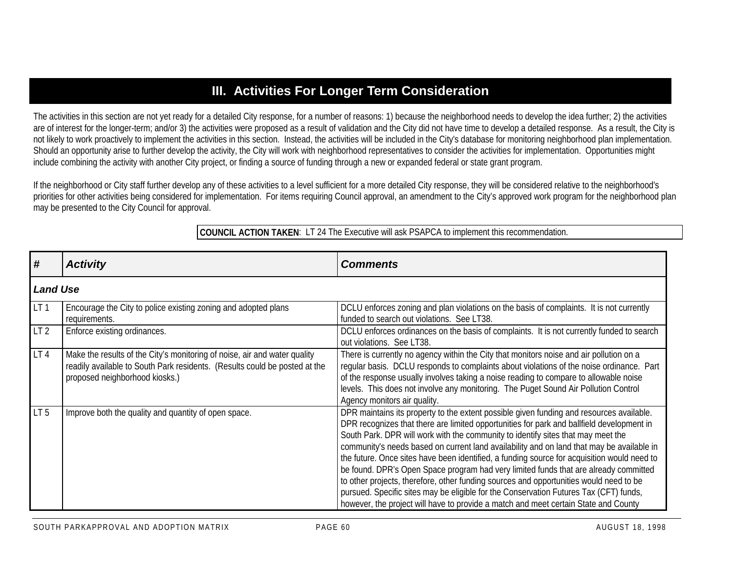# III. Activities For Longer Term Consideration

The activities in this section are not yet ready for a detailed City response, for a number of reasons: 1) because the neighborhood needs to develop the idea further; 2) the activities are of interest for the longer-term; and/or 3) the activities were proposed as a result of validation and the City did not have time to develop a detailed response. As a result, the City is not likely to work proactively to implement the activities in this section. Instead, the activities will be included in the City's database for monitoring neighborhood plan implementation. Should an opportunity arise to further develop the activity, the City will work with neighborhood representatives to consider the activities for implementation. Opportunities might include combining the activity with another City project, or finding a source of funding through a new or expanded federal or state grant program.

If the neighborhood or City staff further develop any of these activities to a level sufficient for a more detailed City response, they will be considered relative to the neighborhood's priorities for other activities being considered for implementation. For items requiring Council approval, an amendment to the City's approved work program for the neighborhood plan may be presented to the City Council for approval.

**COUNCIL ACTION TAKEN**: LT 24 The Executive will ask PSAPCA to implement this recommendation.

| # | *Activity* | *Comments* |
|---|---|---|
| ***Land Use*** | | |
| LT 1 | Encourage the City to police existing zoning and adopted plans requirements. | DCLU enforces zoning and plan violations on the basis of complaints. It is not currently funded to search out violations. See LT38. |
| LT 2 | Enforce existing ordinances. | DCLU enforces ordinances on the basis of complaints. It is not currently funded to search out violations. See LT38. |
| LT 4 | Make the results of the City's monitoring of noise, air and water quality readily available to South Park residents. (Results could be posted at the proposed neighborhood kiosks.) | There is currently no agency within the City that monitors noise and air pollution on a regular basis. DCLU responds to complaints about violations of the noise ordinance. Part of the response usually involves taking a noise reading to compare to allowable noise levels. This does not involve any monitoring. The Puget Sound Air Pollution Control Agency monitors air quality. |
| LT 5 | Improve both the quality and quantity of open space. | DPR maintains its property to the extent possible given funding and resources available. DPR recognizes that there are limited opportunities for park and ballfield development in South Park. DPR will work with the community to identify sites that may meet the community's needs based on current land availability and on land that may be available in the future. Once sites have been identified, a funding source for acquisition would need to be found. DPR's Open Space program had very limited funds that are already committed to other projects, therefore, other funding sources and opportunities would need to be pursued. Specific sites may be eligible for the Conservation Futures Tax (CFT) funds, however, the project will have to provide a match and meet certain State and County |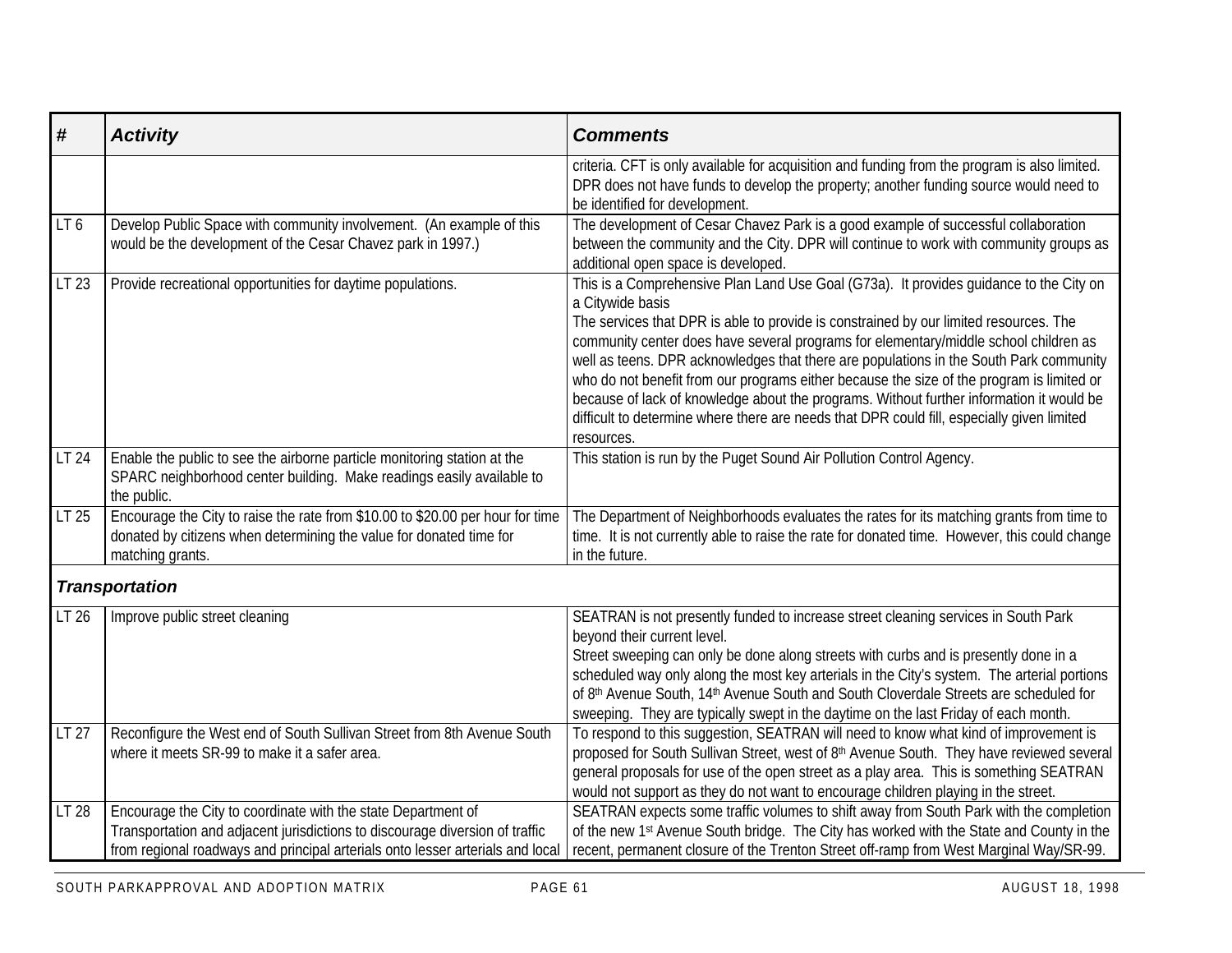| # | Activity | Comments |
|---|---|---|
| | | criteria. CFT is only available for acquisition and funding from the program is also limited. DPR does not have funds to develop the property; another funding source would need to be identified for development. |
| LT 6 | Develop Public Space with community involvement. (An example of this would be the development of the Cesar Chavez park in 1997.) | The development of Cesar Chavez Park is a good example of successful collaboration between the community and the City. DPR will continue to work with community groups as additional open space is developed. |
| LT 23 | Provide recreational opportunities for daytime populations. | This is a Comprehensive Plan Land Use Goal (G73a). It provides guidance to the City on a Citywide basis<br>The services that DPR is able to provide is constrained by our limited resources. The community center does have several programs for elementary/middle school children as well as teens. DPR acknowledges that there are populations in the South Park community who do not benefit from our programs either because the size of the program is limited or because of lack of knowledge about the programs. Without further information it would be difficult to determine where there are needs that DPR could fill, especially given limited resources. |
| LT 24 | Enable the public to see the airborne particle monitoring station at the SPARC neighborhood center building. Make readings easily available to the public. | This station is run by the Puget Sound Air Pollution Control Agency. |
| LT 25 | Encourage the City to raise the rate from $10.00 to $20.00 per hour for time donated by citizens when determining the value for donated time for matching grants. | The Department of Neighborhoods evaluates the rates for its matching grants from time to time. It is not currently able to raise the rate for donated time. However, this could change in the future. |
| ***Transportation*** | | |
| LT 26 | Improve public street cleaning | SEATRAN is not presently funded to increase street cleaning services in South Park beyond their current level.<br>Street sweeping can only be done along streets with curbs and is presently done in a scheduled way only along the most key arterials in the City's system. The arterial portions of 8th Avenue South, 14th Avenue South and South Cloverdale Streets are scheduled for sweeping. They are typically swept in the daytime on the last Friday of each month. |
| LT 27 | Reconfigure the West end of South Sullivan Street from 8th Avenue South where it meets SR-99 to make it a safer area. | To respond to this suggestion, SEATRAN will need to know what kind of improvement is proposed for South Sullivan Street, west of 8th Avenue South. They have reviewed several general proposals for use of the open street as a play area. This is something SEATRAN would not support as they do not want to encourage children playing in the street. |
| LT 28 | Encourage the City to coordinate with the state Department of Transportation and adjacent jurisdictions to discourage diversion of traffic from regional roadways and principal arterials onto lesser arterials and local | SEATRAN expects some traffic volumes to shift away from South Park with the completion of the new 1st Avenue South bridge. The City has worked with the State and County in the recent, permanent closure of the Trenton Street off-ramp from West Marginal Way/SR-99. |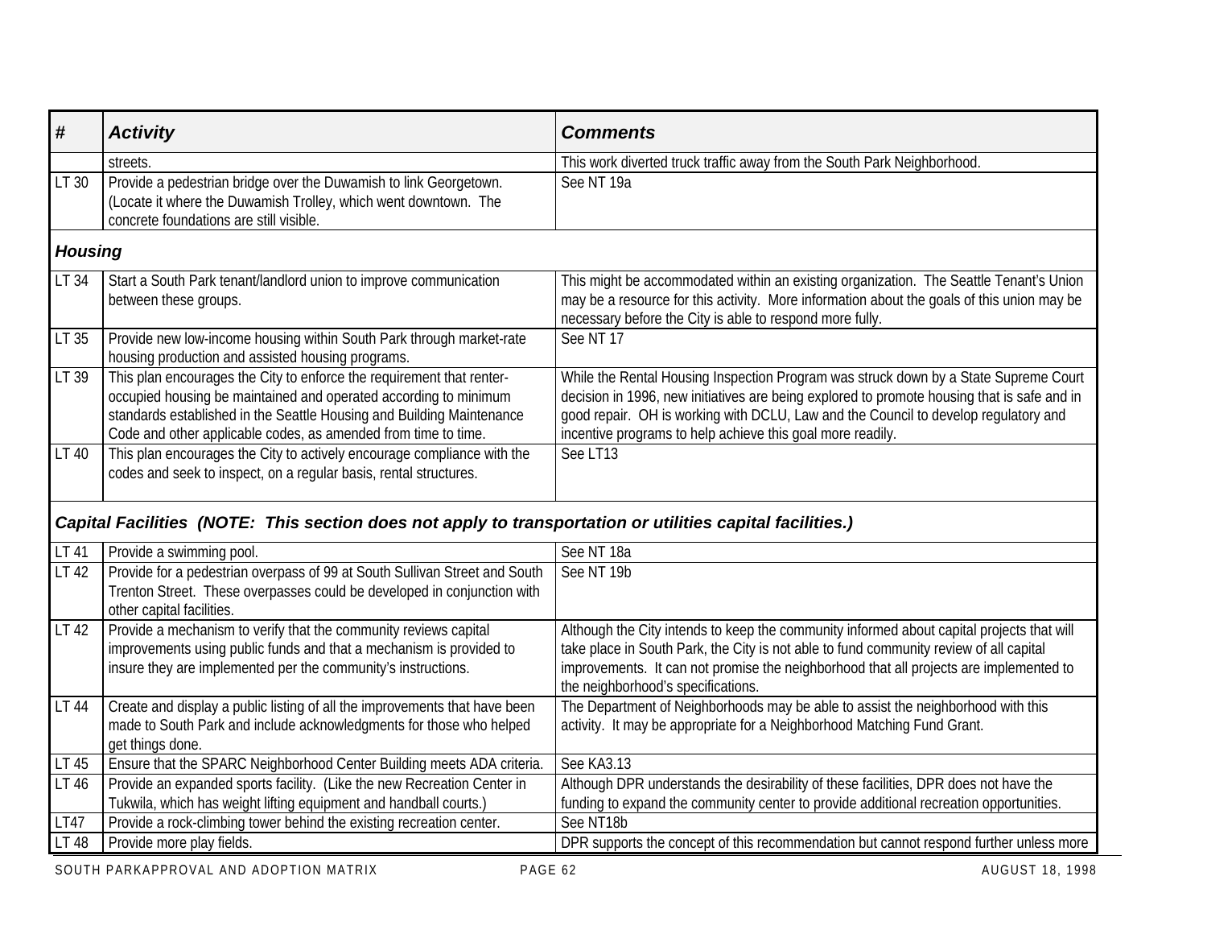| # | *Activity* | *Comments* |
|---|---|---|
| | streets. | This work diverted truck traffic away from the South Park Neighborhood. |
| LT 30 | Provide a pedestrian bridge over the Duwamish to link Georgetown. (Locate it where the Duwamish Trolley, which went downtown. The concrete foundations are still visible. | See NT 19a |
| ***Housing*** | | |
| LT 34 | Start a South Park tenant/landlord union to improve communication between these groups. | This might be accommodated within an existing organization. The Seattle Tenant's Union may be a resource for this activity. More information about the goals of this union may be necessary before the City is able to respond more fully. |
| LT 35 | Provide new low-income housing within South Park through market-rate housing production and assisted housing programs. | See NT 17 |
| LT 39 | This plan encourages the City to enforce the requirement that renter-occupied housing be maintained and operated according to minimum standards established in the Seattle Housing and Building Maintenance Code and other applicable codes, as amended from time to time. | While the Rental Housing Inspection Program was struck down by a State Supreme Court decision in 1996, new initiatives are being explored to promote housing that is safe and in good repair. OH is working with DCLU, Law and the Council to develop regulatory and incentive programs to help achieve this goal more readily. |
| LT 40 | This plan encourages the City to actively encourage compliance with the codes and seek to inspect, on a regular basis, rental structures. | See LT13 |
| ***Capital Facilities (NOTE: This section does not apply to transportation or utilities capital facilities.)*** | | |
| LT 41 | Provide a swimming pool. | See NT 18a |
| LT 42 | Provide for a pedestrian overpass of 99 at South Sullivan Street and South Trenton Street. These overpasses could be developed in conjunction with other capital facilities. | See NT 19b |
| LT 42 | Provide a mechanism to verify that the community reviews capital improvements using public funds and that a mechanism is provided to insure they are implemented per the community's instructions. | Although the City intends to keep the community informed about capital projects that will take place in South Park, the City is not able to fund community review of all capital improvements. It can not promise the neighborhood that all projects are implemented to the neighborhood's specifications. |
| LT 44 | Create and display a public listing of all the improvements that have been made to South Park and include acknowledgments for those who helped get things done. | The Department of Neighborhoods may be able to assist the neighborhood with this activity. It may be appropriate for a Neighborhood Matching Fund Grant. |
| LT 45 | Ensure that the SPARC Neighborhood Center Building meets ADA criteria. | See KA3.13 |
| LT 46 | Provide an expanded sports facility. (Like the new Recreation Center in Tukwila, which has weight lifting equipment and handball courts.) | Although DPR understands the desirability of these facilities, DPR does not have the funding to expand the community center to provide additional recreation opportunities. |
| LT47 | Provide a rock-climbing tower behind the existing recreation center. | See NT18b |
| LT 48 | Provide more play fields. | DPR supports the concept of this recommendation but cannot respond further unless more |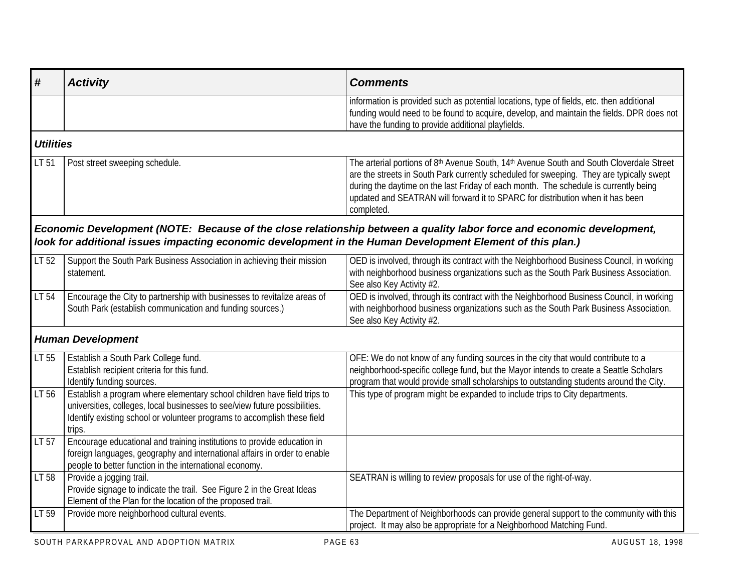| # | Activity | Comments |
|---|---|---|
| | | information is provided such as potential locations, type of fields, etc. then additional funding would need to be found to acquire, develop, and maintain the fields. DPR does not have the funding to provide additional playfields. |
| ***Utilities*** | | |
| LT 51 | Post street sweeping schedule. | The arterial portions of 8th Avenue South, 14th Avenue South and South Cloverdale Street are the streets in South Park currently scheduled for sweeping. They are typically swept during the daytime on the last Friday of each month. The schedule is currently being updated and SEATRAN will forward it to SPARC for distribution when it has been completed. |
| ***Economic Development (NOTE: Because of the close relationship between a quality labor force and economic development, look for additional issues impacting economic development in the Human Development Element of this plan.)*** | | |
| LT 52 | Support the South Park Business Association in achieving their mission statement. | OED is involved, through its contract with the Neighborhood Business Council, in working with neighborhood business organizations such as the South Park Business Association. See also Key Activity #2. |
| LT 54 | Encourage the City to partnership with businesses to revitalize areas of South Park (establish communication and funding sources.) | OED is involved, through its contract with the Neighborhood Business Council, in working with neighborhood business organizations such as the South Park Business Association. See also Key Activity #2. |
| ***Human Development*** | | |
| LT 55 | Establish a South Park College fund.<br>Establish recipient criteria for this fund.<br>Identify funding sources. | OFE: We do not know of any funding sources in the city that would contribute to a neighborhood-specific college fund, but the Mayor intends to create a Seattle Scholars program that would provide small scholarships to outstanding students around the City. |
| LT 56 | Establish a program where elementary school children have field trips to universities, colleges, local businesses to see/view future possibilities.<br>Identify existing school or volunteer programs to accomplish these field trips. | This type of program might be expanded to include trips to City departments. |
| LT 57 | Encourage educational and training institutions to provide education in foreign languages, geography and international affairs in order to enable people to better function in the international economy. | |
| LT 58 | Provide a jogging trail.<br>Provide signage to indicate the trail. See Figure 2 in the Great Ideas Element of the Plan for the location of the proposed trail. | SEATRAN is willing to review proposals for use of the right-of-way. |
| LT 59 | Provide more neighborhood cultural events. | The Department of Neighborhoods can provide general support to the community with this project. It may also be appropriate for a Neighborhood Matching Fund. |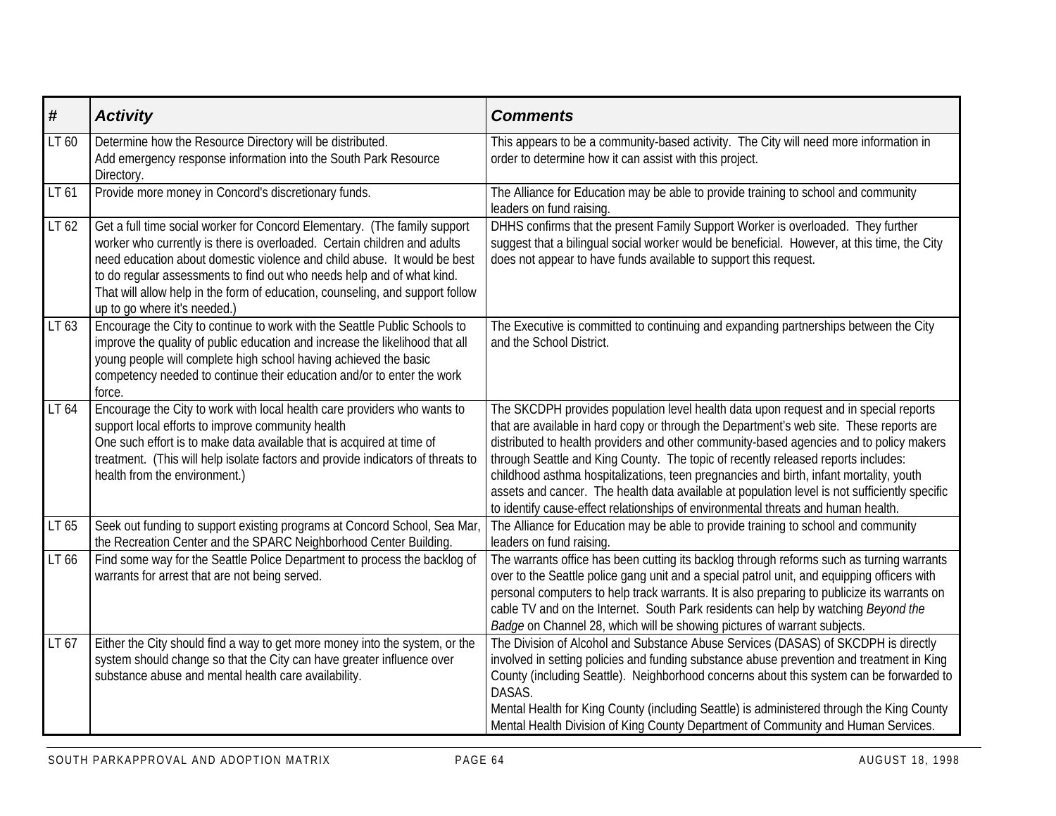| # | Activity | Comments |
|---|---|---|
| LT 60 | Determine how the Resource Directory will be distributed.<br>Add emergency response information into the South Park Resource Directory. | This appears to be a community-based activity. The City will need more information in order to determine how it can assist with this project. |
| LT 61 | Provide more money in Concord's discretionary funds. | The Alliance for Education may be able to provide training to school and community leaders on fund raising. |
| LT 62 | Get a full time social worker for Concord Elementary. (The family support worker who currently is there is overloaded. Certain children and adults need education about domestic violence and child abuse. It would be best to do regular assessments to find out who needs help and of what kind. That will allow help in the form of education, counseling, and support follow up to go where it's needed.) | DHHS confirms that the present Family Support Worker is overloaded. They further suggest that a bilingual social worker would be beneficial. However, at this time, the City does not appear to have funds available to support this request. |
| LT 63 | Encourage the City to continue to work with the Seattle Public Schools to improve the quality of public education and increase the likelihood that all young people will complete high school having achieved the basic competency needed to continue their education and/or to enter the work force. | The Executive is committed to continuing and expanding partnerships between the City and the School District. |
| LT 64 | Encourage the City to work with local health care providers who wants to support local efforts to improve community health<br>One such effort is to make data available that is acquired at time of treatment. (This will help isolate factors and provide indicators of threats to health from the environment.) | The SKCDPH provides population level health data upon request and in special reports that are available in hard copy or through the Department's web site. These reports are distributed to health providers and other community-based agencies and to policy makers through Seattle and King County. The topic of recently released reports includes: childhood asthma hospitalizations, teen pregnancies and birth, infant mortality, youth assets and cancer. The health data available at population level is not sufficiently specific to identify cause-effect relationships of environmental threats and human health. |
| LT 65 | Seek out funding to support existing programs at Concord School, Sea Mar, the Recreation Center and the SPARC Neighborhood Center Building. | The Alliance for Education may be able to provide training to school and community leaders on fund raising. |
| LT 66 | Find some way for the Seattle Police Department to process the backlog of warrants for arrest that are not being served. | The warrants office has been cutting its backlog through reforms such as turning warrants over to the Seattle police gang unit and a special patrol unit, and equipping officers with personal computers to help track warrants. It is also preparing to publicize its warrants on cable TV and on the Internet. South Park residents can help by watching *Beyond the Badge* on Channel 28, which will be showing pictures of warrant subjects. |
| LT 67 | Either the City should find a way to get more money into the system, or the system should change so that the City can have greater influence over substance abuse and mental health care availability. | The Division of Alcohol and Substance Abuse Services (DASAS) of SKCDPH is directly involved in setting policies and funding substance abuse prevention and treatment in King County (including Seattle). Neighborhood concerns about this system can be forwarded to DASAS.<br>Mental Health for King County (including Seattle) is administered through the King County Mental Health Division of King County Department of Community and Human Services. |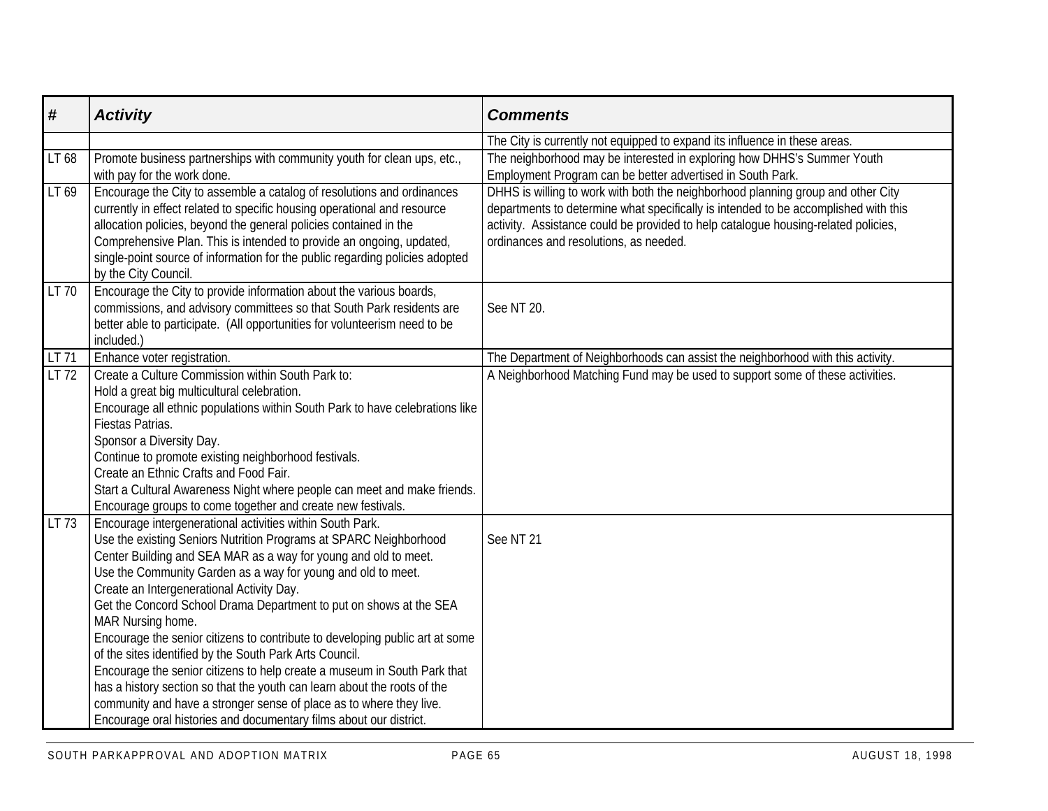| # | Activity | Comments |
|---|---|---|
| | | The City is currently not equipped to expand its influence in these areas. |
| LT 68 | Promote business partnerships with community youth for clean ups, etc., with pay for the work done. | The neighborhood may be interested in exploring how DHHS's Summer Youth Employment Program can be better advertised in South Park. |
| LT 69 | Encourage the City to assemble a catalog of resolutions and ordinances currently in effect related to specific housing operational and resource allocation policies, beyond the general policies contained in the Comprehensive Plan. This is intended to provide an ongoing, updated, single-point source of information for the public regarding policies adopted by the City Council. | DHHS is willing to work with both the neighborhood planning group and other City departments to determine what specifically is intended to be accomplished with this activity. Assistance could be provided to help catalogue housing-related policies, ordinances and resolutions, as needed. |
| LT 70 | Encourage the City to provide information about the various boards, commissions, and advisory committees so that South Park residents are better able to participate. (All opportunities for volunteerism need to be included.) | See NT 20. |
| LT 71 | Enhance voter registration. | The Department of Neighborhoods can assist the neighborhood with this activity. |
| LT 72 | Create a Culture Commission within South Park to:<br>Hold a great big multicultural celebration.<br>Encourage all ethnic populations within South Park to have celebrations like Fiestas Patrias.<br>Sponsor a Diversity Day.<br>Continue to promote existing neighborhood festivals.<br>Create an Ethnic Crafts and Food Fair.<br>Start a Cultural Awareness Night where people can meet and make friends.<br>Encourage groups to come together and create new festivals. | A Neighborhood Matching Fund may be used to support some of these activities. |
| LT 73 | Encourage intergenerational activities within South Park.<br>Use the existing Seniors Nutrition Programs at SPARC Neighborhood Center Building and SEA MAR as a way for young and old to meet.<br>Use the Community Garden as a way for young and old to meet.<br>Create an Intergenerational Activity Day.<br>Get the Concord School Drama Department to put on shows at the SEA MAR Nursing home.<br>Encourage the senior citizens to contribute to developing public art at some of the sites identified by the South Park Arts Council.<br>Encourage the senior citizens to help create a museum in South Park that has a history section so that the youth can learn about the roots of the community and have a stronger sense of place as to where they live.<br>Encourage oral histories and documentary films about our district. | See NT 21 |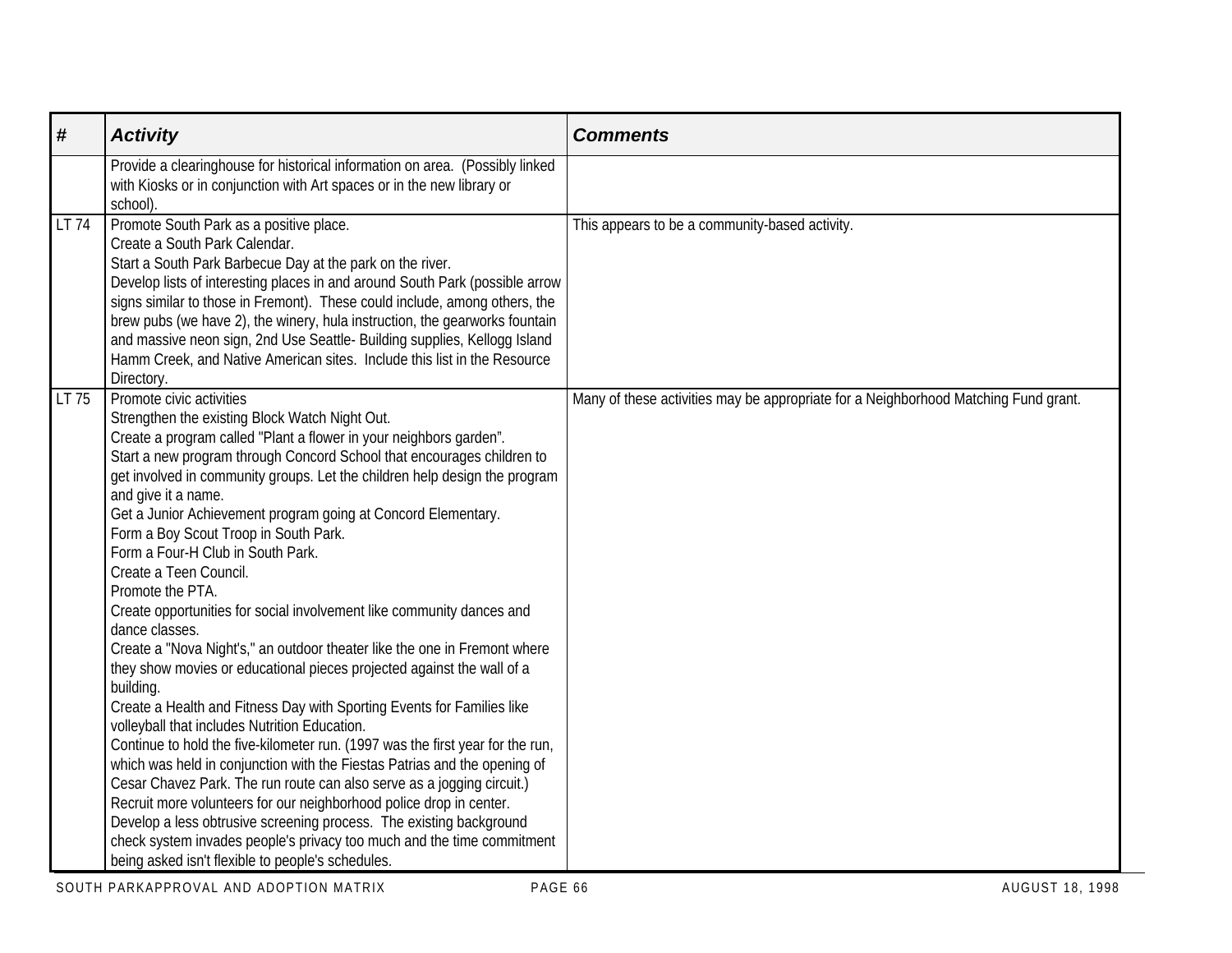| # | Activity | Comments |
|---|---|---|
| | Provide a clearinghouse for historical information on area. (Possibly linked with Kiosks or in conjunction with Art spaces or in the new library or school). | |
| LT 74 | Promote South Park as a positive place.<br>Create a South Park Calendar.<br>Start a South Park Barbecue Day at the park on the river.<br>Develop lists of interesting places in and around South Park (possible arrow signs similar to those in Fremont). These could include, among others, the brew pubs (we have 2), the winery, hula instruction, the gearworks fountain and massive neon sign, 2nd Use Seattle- Building supplies, Kellogg Island Hamm Creek, and Native American sites. Include this list in the Resource Directory. | This appears to be a community-based activity. |
| LT 75 | Promote civic activities<br>Strengthen the existing Block Watch Night Out.<br>Create a program called "Plant a flower in your neighbors garden".<br>Start a new program through Concord School that encourages children to get involved in community groups. Let the children help design the program and give it a name.<br>Get a Junior Achievement program going at Concord Elementary.<br>Form a Boy Scout Troop in South Park.<br>Form a Four-H Club in South Park.<br>Create a Teen Council.<br>Promote the PTA.<br>Create opportunities for social involvement like community dances and dance classes.<br>Create a "Nova Night's," an outdoor theater like the one in Fremont where they show movies or educational pieces projected against the wall of a building.<br>Create a Health and Fitness Day with Sporting Events for Families like volleyball that includes Nutrition Education.<br>Continue to hold the five-kilometer run. (1997 was the first year for the run, which was held in conjunction with the Fiestas Patrias and the opening of Cesar Chavez Park. The run route can also serve as a jogging circuit.)<br>Recruit more volunteers for our neighborhood police drop in center.<br>Develop a less obtrusive screening process. The existing background check system invades people's privacy too much and the time commitment being asked isn't flexible to people's schedules. | Many of these activities may be appropriate for a Neighborhood Matching Fund grant. |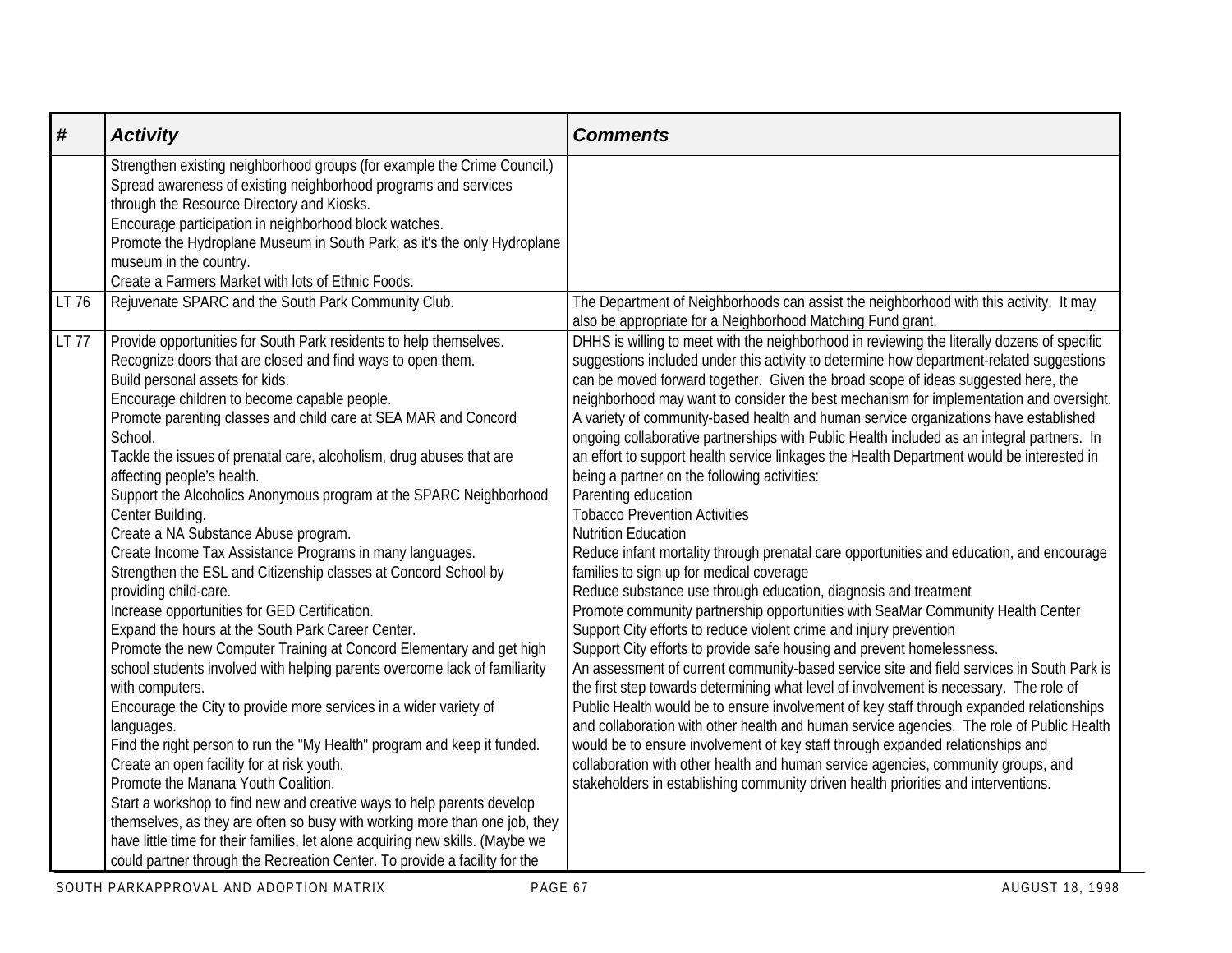| # | Activity | Comments |
|---|---|---|
| | Strengthen existing neighborhood groups (for example the Crime Council.)<br>Spread awareness of existing neighborhood programs and services through the Resource Directory and Kiosks.<br>Encourage participation in neighborhood block watches.<br>Promote the Hydroplane Museum in South Park, as it's the only Hydroplane museum in the country.<br>Create a Farmers Market with lots of Ethnic Foods. | |
| LT 76 | Rejuvenate SPARC and the South Park Community Club. | The Department of Neighborhoods can assist the neighborhood with this activity. It may also be appropriate for a Neighborhood Matching Fund grant. |
| LT 77 | Provide opportunities for South Park residents to help themselves.<br>Recognize doors that are closed and find ways to open them.<br>Build personal assets for kids.<br>Encourage children to become capable people.<br>Promote parenting classes and child care at SEA MAR and Concord School.<br>Tackle the issues of prenatal care, alcoholism, drug abuses that are affecting people's health.<br>Support the Alcoholics Anonymous program at the SPARC Neighborhood Center Building.<br>Create a NA Substance Abuse program.<br>Create Income Tax Assistance Programs in many languages.<br>Strengthen the ESL and Citizenship classes at Concord School by providing child-care.<br>Increase opportunities for GED Certification.<br>Expand the hours at the South Park Career Center.<br>Promote the new Computer Training at Concord Elementary and get high school students involved with helping parents overcome lack of familiarity with computers.<br>Encourage the City to provide more services in a wider variety of languages.<br>Find the right person to run the "My Health" program and keep it funded.<br>Create an open facility for at risk youth.<br>Promote the Manana Youth Coalition.<br>Start a workshop to find new and creative ways to help parents develop themselves, as they are often so busy with working more than one job, they have little time for their families, let alone acquiring new skills. (Maybe we could partner through the Recreation Center. To provide a facility for the | DHHS is willing to meet with the neighborhood in reviewing the literally dozens of specific suggestions included under this activity to determine how department-related suggestions can be moved forward together. Given the broad scope of ideas suggested here, the neighborhood may want to consider the best mechanism for implementation and oversight.<br>A variety of community-based health and human service organizations have established ongoing collaborative partnerships with Public Health included as an integral partners. In an effort to support health service linkages the Health Department would be interested in being a partner on the following activities:<br>Parenting education<br>Tobacco Prevention Activities<br>Nutrition Education<br>Reduce infant mortality through prenatal care opportunities and education, and encourage families to sign up for medical coverage<br>Reduce substance use through education, diagnosis and treatment<br>Promote community partnership opportunities with SeaMar Community Health Center<br>Support City efforts to reduce violent crime and injury prevention<br>Support City efforts to provide safe housing and prevent homelessness.<br>An assessment of current community-based service site and field services in South Park is the first step towards determining what level of involvement is necessary. The role of Public Health would be to ensure involvement of key staff through expanded relationships and collaboration with other health and human service agencies. The role of Public Health would be to ensure involvement of key staff through expanded relationships and collaboration with other health and human service agencies, community groups, and stakeholders in establishing community driven health priorities and interventions. |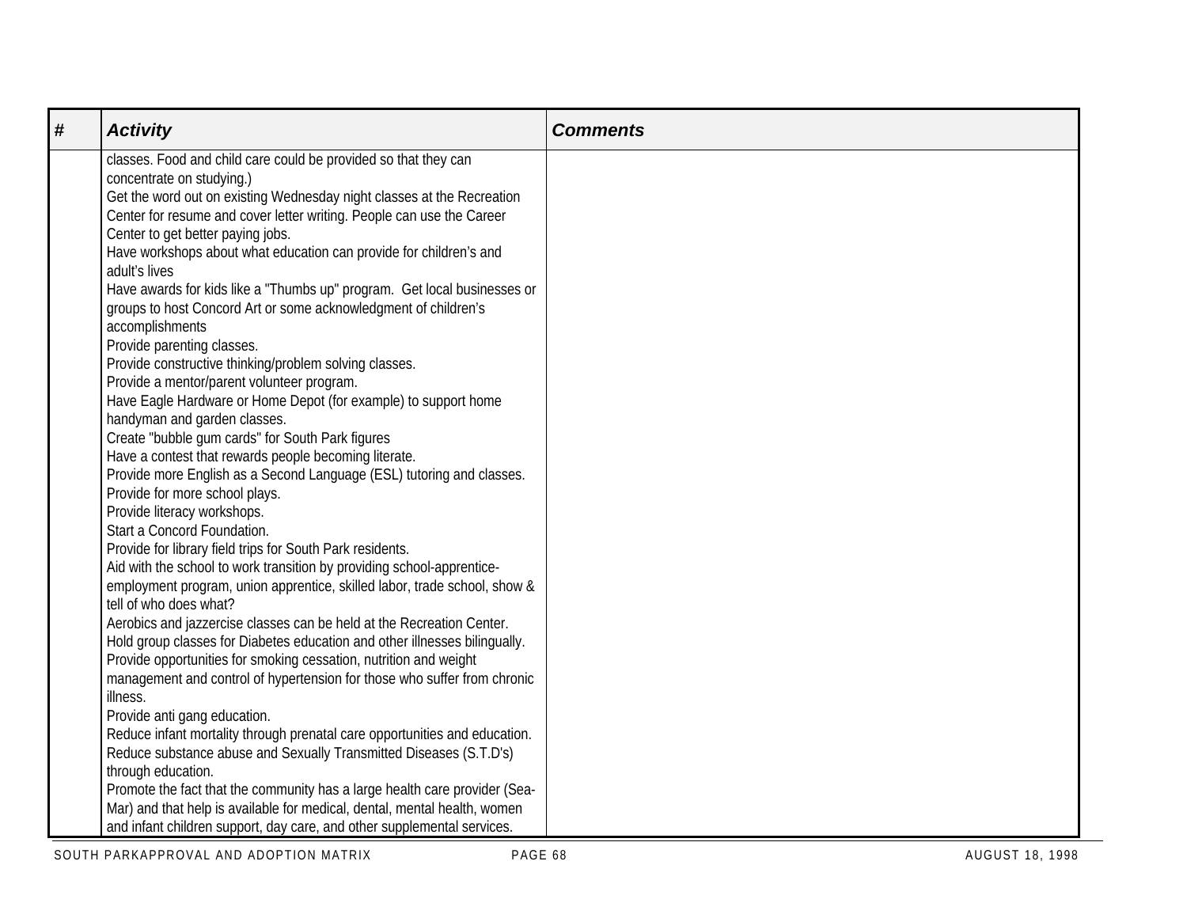| # | Activity | Comments |
|---|---|---|
| | classes. Food and child care could be provided so that they can concentrate on studying.)<br>Get the word out on existing Wednesday night classes at the Recreation Center for resume and cover letter writing. People can use the Career Center to get better paying jobs.<br>Have workshops about what education can provide for children's and adult's lives<br>Have awards for kids like a "Thumbs up" program. Get local businesses or groups to host Concord Art or some acknowledgment of children's accomplishments<br>Provide parenting classes.<br>Provide constructive thinking/problem solving classes.<br>Provide a mentor/parent volunteer program.<br>Have Eagle Hardware or Home Depot (for example) to support home handyman and garden classes.<br>Create "bubble gum cards" for South Park figures<br>Have a contest that rewards people becoming literate.<br>Provide more English as a Second Language (ESL) tutoring and classes.<br>Provide for more school plays.<br>Provide literacy workshops.<br>Start a Concord Foundation.<br>Provide for library field trips for South Park residents.<br>Aid with the school to work transition by providing school-apprentice-employment program, union apprentice, skilled labor, trade school, show & tell of who does what?<br>Aerobics and jazzercise classes can be held at the Recreation Center.<br>Hold group classes for Diabetes education and other illnesses bilingually.<br>Provide opportunities for smoking cessation, nutrition and weight management and control of hypertension for those who suffer from chronic illness.<br>Provide anti gang education.<br>Reduce infant mortality through prenatal care opportunities and education.<br>Reduce substance abuse and Sexually Transmitted Diseases (S.T.D's) through education.<br>Promote the fact that the community has a large health care provider (Sea-Mar) and that help is available for medical, dental, mental health, women and infant children support, day care, and other supplemental services. | |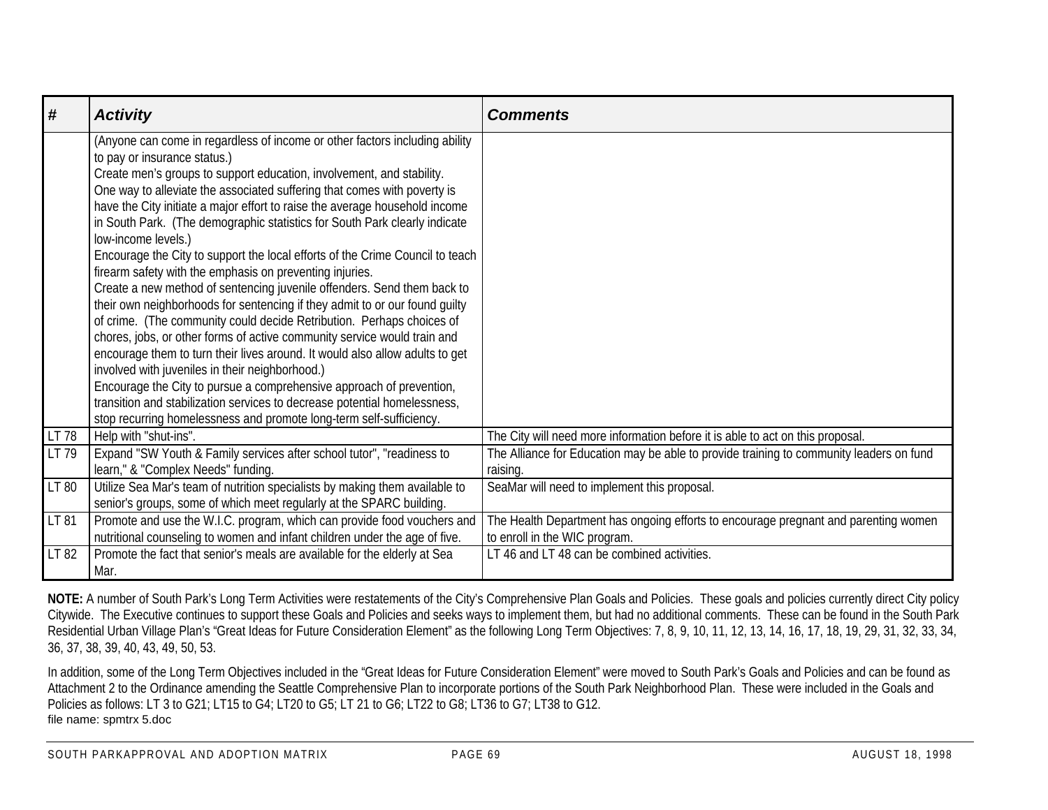| # | *Activity* | *Comments* |
|---|---|---|
| | (Anyone can come in regardless of income or other factors including ability to pay or insurance status.)<br>Create men's groups to support education, involvement, and stability.<br>One way to alleviate the associated suffering that comes with poverty is have the City initiate a major effort to raise the average household income in South Park. (The demographic statistics for South Park clearly indicate low-income levels.)<br>Encourage the City to support the local efforts of the Crime Council to teach firearm safety with the emphasis on preventing injuries.<br>Create a new method of sentencing juvenile offenders. Send them back to their own neighborhoods for sentencing if they admit to or our found guilty of crime. (The community could decide Retribution. Perhaps choices of chores, jobs, or other forms of active community service would train and encourage them to turn their lives around. It would also allow adults to get involved with juveniles in their neighborhood.)<br>Encourage the City to pursue a comprehensive approach of prevention, transition and stabilization services to decrease potential homelessness, stop recurring homelessness and promote long-term self-sufficiency. | |
| LT 78 | Help with "shut-ins". | The City will need more information before it is able to act on this proposal. |
| LT 79 | Expand "SW Youth & Family services after school tutor", "readiness to learn," & "Complex Needs" funding. | The Alliance for Education may be able to provide training to community leaders on fund raising. |
| LT 80 | Utilize Sea Mar's team of nutrition specialists by making them available to senior's groups, some of which meet regularly at the SPARC building. | SeaMar will need to implement this proposal. |
| LT 81 | Promote and use the W.I.C. program, which can provide food vouchers and nutritional counseling to women and infant children under the age of five. | The Health Department has ongoing efforts to encourage pregnant and parenting women to enroll in the WIC program. |
| LT 82 | Promote the fact that senior's meals are available for the elderly at Sea Mar. | LT 46 and LT 48 can be combined activities. |

**NOTE:** A number of South Park's Long Term Activities were restatements of the City's Comprehensive Plan Goals and Policies. These goals and policies currently direct City policy Citywide. The Executive continues to support these Goals and Policies and seeks ways to implement them, but had no additional comments. These can be found in the South Park Residential Urban Village Plan's "Great Ideas for Future Consideration Element" as the following Long Term Objectives: 7, 8, 9, 10, 11, 12, 13, 14, 16, 17, 18, 19, 29, 31, 32, 33, 34, 36, 37, 38, 39, 40, 43, 49, 50, 53.

In addition, some of the Long Term Objectives included in the "Great Ideas for Future Consideration Element" were moved to South Park's Goals and Policies and can be found as Attachment 2 to the Ordinance amending the Seattle Comprehensive Plan to incorporate portions of the South Park Neighborhood Plan. These were included in the Goals and Policies as follows: LT 3 to G21; LT15 to G4; LT20 to G5; LT 21 to G6; LT22 to G8; LT36 to G7; LT38 to G12.

file name: spmtrx 5.doc